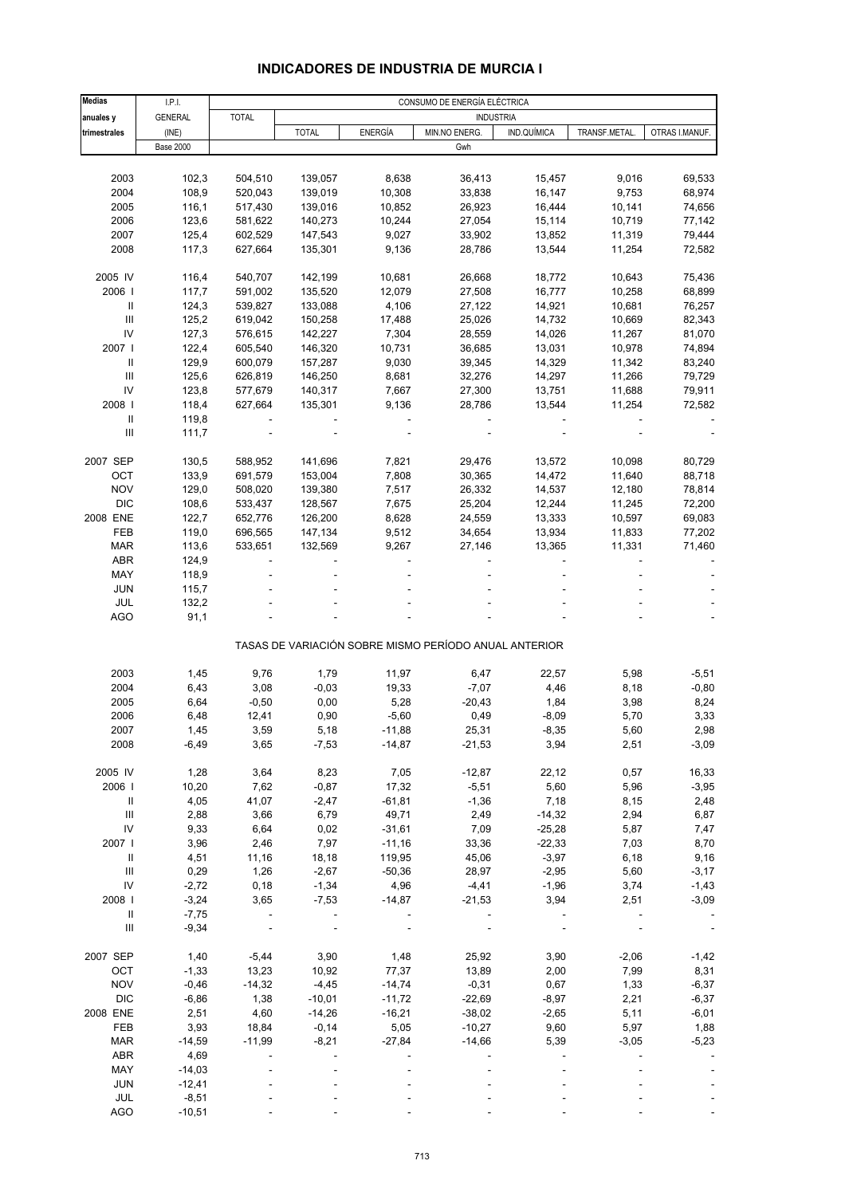# INDICADORES DE INDUSTRIA DE MURCIA I

| Medias anuales y trimestrales | I.P.I. GENERAL (INE) | CONSUMO DE ENERGÍA ELÉCTRICA | | | | | | |
|---|---|---|---|---|---|---|---|---|
| | | TOTAL | INDUSTRIA | | | | | |
| | | | TOTAL | ENERGÍA | MIN.NO ENERG. | IND.QUÍMICA | TRANSF.METAL. | OTRAS I.MANUF. |
| | Base 2000 | Gwh | | | | | | |
| 2003 | 102,3 | 504,510 | 139,057 | 8,638 | 36,413 | 15,457 | 9,016 | 69,533 |
| 2004 | 108,9 | 520,043 | 139,019 | 10,308 | 33,838 | 16,147 | 9,753 | 68,974 |
| 2005 | 116,1 | 517,430 | 139,016 | 10,852 | 26,923 | 16,444 | 10,141 | 74,656 |
| 2006 | 123,6 | 581,622 | 140,273 | 10,244 | 27,054 | 15,114 | 10,719 | 77,142 |
| 2007 | 125,4 | 602,529 | 147,543 | 9,027 | 33,902 | 13,852 | 11,319 | 79,444 |
| 2008 | 117,3 | 627,664 | 135,301 | 9,136 | 28,786 | 13,544 | 11,254 | 72,582 |
| 2005 IV | 116,4 | 540,707 | 142,199 | 10,681 | 26,668 | 18,772 | 10,643 | 75,436 |
| 2006 I | 117,7 | 591,002 | 135,520 | 12,079 | 27,508 | 16,777 | 10,258 | 68,899 |
| II | 124,3 | 539,827 | 133,088 | 4,106 | 27,122 | 14,921 | 10,681 | 76,257 |
| III | 125,2 | 619,042 | 150,258 | 17,488 | 25,026 | 14,732 | 10,669 | 82,343 |
| IV | 127,3 | 576,615 | 142,227 | 7,304 | 28,559 | 14,026 | 11,267 | 81,070 |
| 2007 I | 122,4 | 605,540 | 146,320 | 10,731 | 36,685 | 13,031 | 10,978 | 74,894 |
| II | 129,9 | 600,079 | 157,287 | 9,030 | 39,345 | 14,329 | 11,342 | 83,240 |
| III | 125,6 | 626,819 | 146,250 | 8,681 | 32,276 | 14,297 | 11,266 | 79,729 |
| IV | 123,8 | 577,679 | 140,317 | 7,667 | 27,300 | 13,751 | 11,688 | 79,911 |
| 2008 I | 118,4 | 627,664 | 135,301 | 9,136 | 28,786 | 13,544 | 11,254 | 72,582 |
| II | 119,8 | - | - | - | - | - | - | - |
| III | 111,7 | - | - | - | - | - | - | - |
| 2007 SEP | 130,5 | 588,952 | 141,696 | 7,821 | 29,476 | 13,572 | 10,098 | 80,729 |
| OCT | 133,9 | 691,579 | 153,004 | 7,808 | 30,365 | 14,472 | 11,640 | 88,718 |
| NOV | 129,0 | 508,020 | 139,380 | 7,517 | 26,332 | 14,537 | 12,180 | 78,814 |
| DIC | 108,6 | 533,437 | 128,567 | 7,675 | 25,204 | 12,244 | 11,245 | 72,200 |
| 2008 ENE | 122,7 | 652,776 | 126,200 | 8,628 | 24,559 | 13,333 | 10,597 | 69,083 |
| FEB | 119,0 | 696,565 | 147,134 | 9,512 | 34,654 | 13,934 | 11,833 | 77,202 |
| MAR | 113,6 | 533,651 | 132,569 | 9,267 | 27,146 | 13,365 | 11,331 | 71,460 |
| ABR | 124,9 | - | - | - | - | - | - | - |
| MAY | 118,9 | - | - | - | - | - | - | - |
| JUN | 115,7 | - | - | - | - | - | - | - |
| JUL | 132,2 | - | - | - | - | - | - | - |
| AGO | 91,1 | - | - | - | - | - | - | - |
| TASAS DE VARIACIÓN SOBRE MISMO PERÍODO ANUAL ANTERIOR | | | | | | | | |
| 2003 | 1,45 | 9,76 | 1,79 | 11,97 | 6,47 | 22,57 | 5,98 | -5,51 |
| 2004 | 6,43 | 3,08 | -0,03 | 19,33 | -7,07 | 4,46 | 8,18 | -0,80 |
| 2005 | 6,64 | -0,50 | 0,00 | 5,28 | -20,43 | 1,84 | 3,98 | 8,24 |
| 2006 | 6,48 | 12,41 | 0,90 | -5,60 | 0,49 | -8,09 | 5,70 | 3,33 |
| 2007 | 1,45 | 3,59 | 5,18 | -11,88 | 25,31 | -8,35 | 5,60 | 2,98 |
| 2008 | -6,49 | 3,65 | -7,53 | -14,87 | -21,53 | 3,94 | 2,51 | -3,09 |
| 2005 IV | 1,28 | 3,64 | 8,23 | 7,05 | -12,87 | 22,12 | 0,57 | 16,33 |
| 2006 I | 10,20 | 7,62 | -0,87 | 17,32 | -5,51 | 5,60 | 5,96 | -3,95 |
| II | 4,05 | 41,07 | -2,47 | -61,81 | -1,36 | 7,18 | 8,15 | 2,48 |
| III | 2,88 | 3,66 | 6,79 | 49,71 | 2,49 | -14,32 | 2,94 | 6,87 |
| IV | 9,33 | 6,64 | 0,02 | -31,61 | 7,09 | -25,28 | 5,87 | 7,47 |
| 2007 I | 3,96 | 2,46 | 7,97 | -11,16 | 33,36 | -22,33 | 7,03 | 8,70 |
| II | 4,51 | 11,16 | 18,18 | 119,95 | 45,06 | -3,97 | 6,18 | 9,16 |
| III | 0,29 | 1,26 | -2,67 | -50,36 | 28,97 | -2,95 | 5,60 | -3,17 |
| IV | -2,72 | 0,18 | -1,34 | 4,96 | -4,41 | -1,96 | 3,74 | -1,43 |
| 2008 I | -3,24 | 3,65 | -7,53 | -14,87 | -21,53 | 3,94 | 2,51 | -3,09 |
| II | -7,75 | - | - | - | - | - | - | - |
| III | -9,34 | - | - | - | - | - | - | - |
| 2007 SEP | 1,40 | -5,44 | 3,90 | 1,48 | 25,92 | 3,90 | -2,06 | -1,42 |
| OCT | -1,33 | 13,23 | 10,92 | 77,37 | 13,89 | 2,00 | 7,99 | 8,31 |
| NOV | -0,46 | -14,32 | -4,45 | -14,74 | -0,31 | 0,67 | 1,33 | -6,37 |
| DIC | -6,86 | 1,38 | -10,01 | -11,72 | -22,69 | -8,97 | 2,21 | -6,37 |
| 2008 ENE | 2,51 | 4,60 | -14,26 | -16,21 | -38,02 | -2,65 | 5,11 | -6,01 |
| FEB | 3,93 | 18,84 | -0,14 | 5,05 | -10,27 | 9,60 | 5,97 | 1,88 |
| MAR | -14,59 | -11,99 | -8,21 | -27,84 | -14,66 | 5,39 | -3,05 | -5,23 |
| ABR | 4,69 | - | - | - | - | - | - | - |
| MAY | -14,03 | - | - | - | - | - | - | - |
| JUN | -12,41 | - | - | - | - | - | - | - |
| JUL | -8,51 | - | - | - | - | - | - | - |
| AGO | -10,51 | - | - | - | - | - | - | - |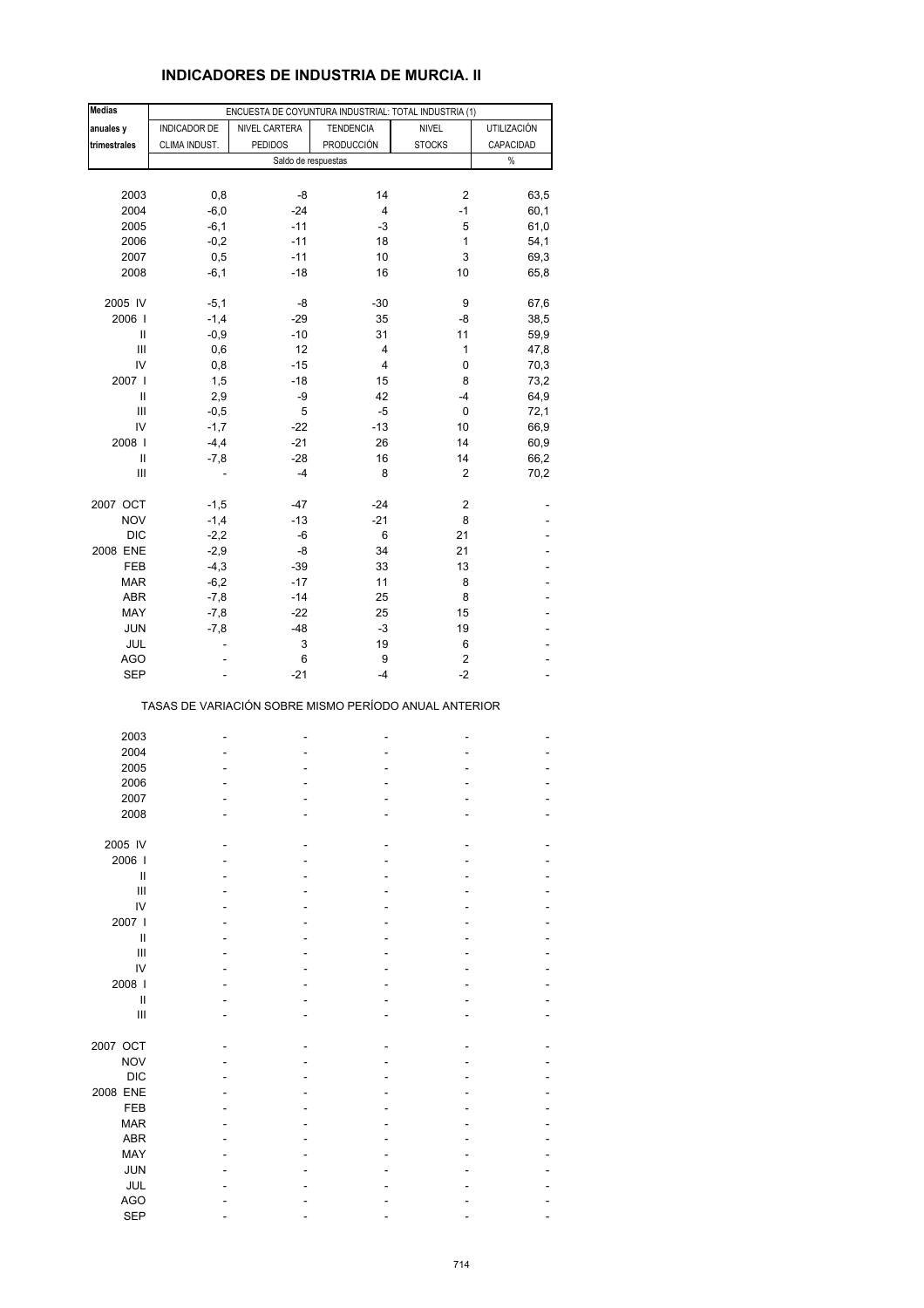# INDICADORES DE INDUSTRIA DE MURCIA. II

| Medias anuales y trimestrales | ENCUESTA DE COYUNTURA INDUSTRIAL: TOTAL INDUSTRIA (1) | | | | |
|---|---|---|---|---|---|
| | INDICADOR DE CLIMA INDUST. | NIVEL CARTERA PEDIDOS | TENDENCIA PRODUCCIÓN | NIVEL STOCKS | UTILIZACIÓN CAPACIDAD |
| | Saldo de respuestas | | | | % |
| 2003 | 0,8 | -8 | 14 | 2 | 63,5 |
| 2004 | -6,0 | -24 | 4 | -1 | 60,1 |
| 2005 | -6,1 | -11 | -3 | 5 | 61,0 |
| 2006 | -0,2 | -11 | 18 | 1 | 54,1 |
| 2007 | 0,5 | -11 | 10 | 3 | 69,3 |
| 2008 | -6,1 | -18 | 16 | 10 | 65,8 |
| 2005 IV | -5,1 | -8 | -30 | 9 | 67,6 |
| 2006 I | -1,4 | -29 | 35 | -8 | 38,5 |
| II | -0,9 | -10 | 31 | 11 | 59,9 |
| III | 0,6 | 12 | 4 | 1 | 47,8 |
| IV | 0,8 | -15 | 4 | 0 | 70,3 |
| 2007 I | 1,5 | -18 | 15 | 8 | 73,2 |
| II | 2,9 | -9 | 42 | -4 | 64,9 |
| III | -0,5 | 5 | -5 | 0 | 72,1 |
| IV | -1,7 | -22 | -13 | 10 | 66,9 |
| 2008 I | -4,4 | -21 | 26 | 14 | 60,9 |
| II | -7,8 | -28 | 16 | 14 | 66,2 |
| III | - | -4 | 8 | 2 | 70,2 |
| 2007 OCT | -1,5 | -47 | -24 | 2 | - |
| NOV | -1,4 | -13 | -21 | 8 | - |
| DIC | -2,2 | -6 | 6 | 21 | - |
| 2008 ENE | -2,9 | -8 | 34 | 21 | - |
| FEB | -4,3 | -39 | 33 | 13 | - |
| MAR | -6,2 | -17 | 11 | 8 | - |
| ABR | -7,8 | -14 | 25 | 8 | - |
| MAY | -7,8 | -22 | 25 | 15 | - |
| JUN | -7,8 | -48 | -3 | 19 | - |
| JUL | - | 3 | 19 | 6 | - |
| AGO | - | 6 | 9 | 2 | - |
| SEP | - | -21 | -4 | -2 | - |
| | TASAS DE VARIACIÓN SOBRE MISMO PERÍODO ANUAL ANTERIOR | | | | |
| 2003 | - | - | - | - | - |
| 2004 | - | - | - | - | - |
| 2005 | - | - | - | - | - |
| 2006 | - | - | - | - | - |
| 2007 | - | - | - | - | - |
| 2008 | - | - | - | - | - |
| 2005 IV | - | - | - | - | - |
| 2006 I | - | - | - | - | - |
| II | - | - | - | - | - |
| III | - | - | - | - | - |
| IV | - | - | - | - | - |
| 2007 I | - | - | - | - | - |
| II | - | - | - | - | - |
| III | - | - | - | - | - |
| IV | - | - | - | - | - |
| 2008 I | - | - | - | - | - |
| II | - | - | - | - | - |
| III | - | - | - | - | - |
| 2007 OCT | - | - | - | - | - |
| NOV | - | - | - | - | - |
| DIC | - | - | - | - | - |
| 2008 ENE | - | - | - | - | - |
| FEB | - | - | - | - | - |
| MAR | - | - | - | - | - |
| ABR | - | - | - | - | - |
| MAY | - | - | - | - | - |
| JUN | - | - | - | - | - |
| JUL | - | - | - | - | - |
| AGO | - | - | - | - | - |
| SEP | - | - | - | - | - |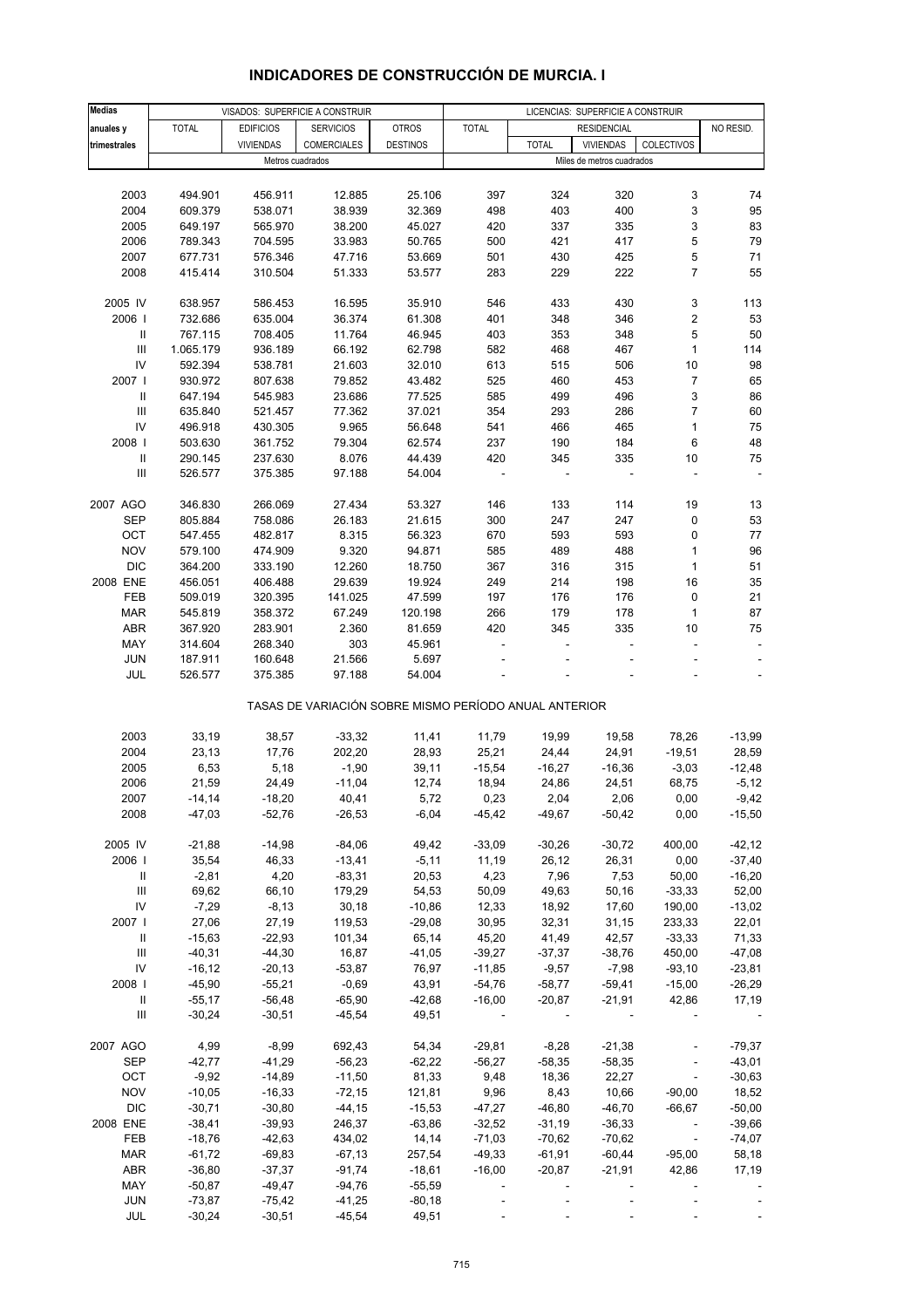# INDICADORES DE CONSTRUCCIÓN DE MURCIA. I

| Medias anuales y trimestrales | VISADOS: SUPERFICIE A CONSTRUIR | | | | LICENCIAS: SUPERFICIE A CONSTRUIR | | | | |
|---|---|---|---|---|---|---|---|---|---|
| | TOTAL | EDIFICIOS VIVIENDAS | SERVICIOS COMERCIALES | OTROS DESTINOS | TOTAL | RESIDENCIAL | | | NO RESID. |
| | | | | | | TOTAL | VIVIENDAS | COLECTIVOS | |
| | Metros cuadrados | | | | Miles de metros cuadrados | | | | |
| 2003 | 494.901 | 456.911 | 12.885 | 25.106 | 397 | 324 | 320 | 3 | 74 |
| 2004 | 609.379 | 538.071 | 38.939 | 32.369 | 498 | 403 | 400 | 3 | 95 |
| 2005 | 649.197 | 565.970 | 38.200 | 45.027 | 420 | 337 | 335 | 3 | 83 |
| 2006 | 789.343 | 704.595 | 33.983 | 50.765 | 500 | 421 | 417 | 5 | 79 |
| 2007 | 677.731 | 576.346 | 47.716 | 53.669 | 501 | 430 | 425 | 5 | 71 |
| 2008 | 415.414 | 310.504 | 51.333 | 53.577 | 283 | 229 | 222 | 7 | 55 |
| 2005 IV | 638.957 | 586.453 | 16.595 | 35.910 | 546 | 433 | 430 | 3 | 113 |
| 2006 I | 732.686 | 635.004 | 36.374 | 61.308 | 401 | 348 | 346 | 2 | 53 |
| II | 767.115 | 708.405 | 11.764 | 46.945 | 403 | 353 | 348 | 5 | 50 |
| III | 1.065.179 | 936.189 | 66.192 | 62.798 | 582 | 468 | 467 | 1 | 114 |
| IV | 592.394 | 538.781 | 21.603 | 32.010 | 613 | 515 | 506 | 10 | 98 |
| 2007 I | 930.972 | 807.638 | 79.852 | 43.482 | 525 | 460 | 453 | 7 | 65 |
| II | 647.194 | 545.983 | 23.686 | 77.525 | 585 | 499 | 496 | 3 | 86 |
| III | 635.840 | 521.457 | 77.362 | 37.021 | 354 | 293 | 286 | 7 | 60 |
| IV | 496.918 | 430.305 | 9.965 | 56.648 | 541 | 466 | 465 | 1 | 75 |
| 2008 I | 503.630 | 361.752 | 79.304 | 62.574 | 237 | 190 | 184 | 6 | 48 |
| II | 290.145 | 237.630 | 8.076 | 44.439 | 420 | 345 | 335 | 10 | 75 |
| III | 526.577 | 375.385 | 97.188 | 54.004 | - | - | - | - | - |
| 2007 AGO | 346.830 | 266.069 | 27.434 | 53.327 | 146 | 133 | 114 | 19 | 13 |
| SEP | 805.884 | 758.086 | 26.183 | 21.615 | 300 | 247 | 247 | 0 | 53 |
| OCT | 547.455 | 482.817 | 8.315 | 56.323 | 670 | 593 | 593 | 0 | 77 |
| NOV | 579.100 | 474.909 | 9.320 | 94.871 | 585 | 489 | 488 | 1 | 96 |
| DIC | 364.200 | 333.190 | 12.260 | 18.750 | 367 | 316 | 315 | 1 | 51 |
| 2008 ENE | 456.051 | 406.488 | 29.639 | 19.924 | 249 | 214 | 198 | 16 | 35 |
| FEB | 509.019 | 320.395 | 141.025 | 47.599 | 197 | 176 | 176 | 0 | 21 |
| MAR | 545.819 | 358.372 | 67.249 | 120.198 | 266 | 179 | 178 | 1 | 87 |
| ABR | 367.920 | 283.901 | 2.360 | 81.659 | 420 | 345 | 335 | 10 | 75 |
| MAY | 314.604 | 268.340 | 303 | 45.961 | - | - | - | - | - |
| JUN | 187.911 | 160.648 | 21.566 | 5.697 | - | - | - | - | - |
| JUL | 526.577 | 375.385 | 97.188 | 54.004 | - | - | - | - | - |
| **TASAS DE VARIACIÓN SOBRE MISMO PERÍODO ANUAL ANTERIOR** | | | | | | | | | |
| 2003 | 33,19 | 38,57 | -33,32 | 11,41 | 11,79 | 19,99 | 19,58 | 78,26 | -13,99 |
| 2004 | 23,13 | 17,76 | 202,20 | 28,93 | 25,21 | 24,44 | 24,91 | -19,51 | 28,59 |
| 2005 | 6,53 | 5,18 | -1,90 | 39,11 | -15,54 | -16,27 | -16,36 | -3,03 | -12,48 |
| 2006 | 21,59 | 24,49 | -11,04 | 12,74 | 18,94 | 24,86 | 24,51 | 68,75 | -5,12 |
| 2007 | -14,14 | -18,20 | 40,41 | 5,72 | 0,23 | 2,04 | 2,06 | 0,00 | -9,42 |
| 2008 | -47,03 | -52,76 | -26,53 | -6,04 | -45,42 | -49,67 | -50,42 | 0,00 | -15,50 |
| 2005 IV | -21,88 | -14,98 | -84,06 | 49,42 | -33,09 | -30,26 | -30,72 | 400,00 | -42,12 |
| 2006 I | 35,54 | 46,33 | -13,41 | -5,11 | 11,19 | 26,12 | 26,31 | 0,00 | -37,40 |
| II | -2,81 | 4,20 | -83,31 | 20,53 | 4,23 | 7,96 | 7,53 | 50,00 | -16,20 |
| III | 69,62 | 66,10 | 179,29 | 54,53 | 50,09 | 49,63 | 50,16 | -33,33 | 52,00 |
| IV | -7,29 | -8,13 | 30,18 | -10,86 | 12,33 | 18,92 | 17,60 | 190,00 | -13,02 |
| 2007 I | 27,06 | 27,19 | 119,53 | -29,08 | 30,95 | 32,31 | 31,15 | 233,33 | 22,01 |
| II | -15,63 | -22,93 | 101,34 | 65,14 | 45,20 | 41,49 | 42,57 | -33,33 | 71,33 |
| III | -40,31 | -44,30 | 16,87 | -41,05 | -39,27 | -37,37 | -38,76 | 450,00 | -47,08 |
| IV | -16,12 | -20,13 | -53,87 | 76,97 | -11,85 | -9,57 | -7,98 | -93,10 | -23,81 |
| 2008 I | -45,90 | -55,21 | -0,69 | 43,91 | -54,76 | -58,77 | -59,41 | -15,00 | -26,29 |
| II | -55,17 | -56,48 | -65,90 | -42,68 | -16,00 | -20,87 | -21,91 | 42,86 | 17,19 |
| III | -30,24 | -30,51 | -45,54 | 49,51 | - | - | - | - | - |
| 2007 AGO | 4,99 | -8,99 | 692,43 | 54,34 | -29,81 | -8,28 | -21,38 | - | -79,37 |
| SEP | -42,77 | -41,29 | -56,23 | -62,22 | -56,27 | -58,35 | -58,35 | - | -43,01 |
| OCT | -9,92 | -14,89 | -11,50 | 81,33 | 9,48 | 18,36 | 22,27 | - | -30,63 |
| NOV | -10,05 | -16,33 | -72,15 | 121,81 | 9,96 | 8,43 | 10,66 | -90,00 | 18,52 |
| DIC | -30,71 | -30,80 | -44,15 | -15,53 | -47,27 | -46,80 | -46,70 | -66,67 | -50,00 |
| 2008 ENE | -38,41 | -39,93 | 246,37 | -63,86 | -32,52 | -31,19 | -36,33 | - | -39,66 |
| FEB | -18,76 | -42,63 | 434,02 | 14,14 | -71,03 | -70,62 | -70,62 | - | -74,07 |
| MAR | -61,72 | -69,83 | -67,13 | 257,54 | -49,33 | -61,91 | -60,44 | -95,00 | 58,18 |
| ABR | -36,80 | -37,37 | -91,74 | -18,61 | -16,00 | -20,87 | -21,91 | 42,86 | 17,19 |
| MAY | -50,87 | -49,47 | -94,76 | -55,59 | - | - | - | - | - |
| JUN | -73,87 | -75,42 | -41,25 | -80,18 | - | - | - | - | - |
| JUL | -30,24 | -30,51 | -45,54 | 49,51 | - | - | - | - | - |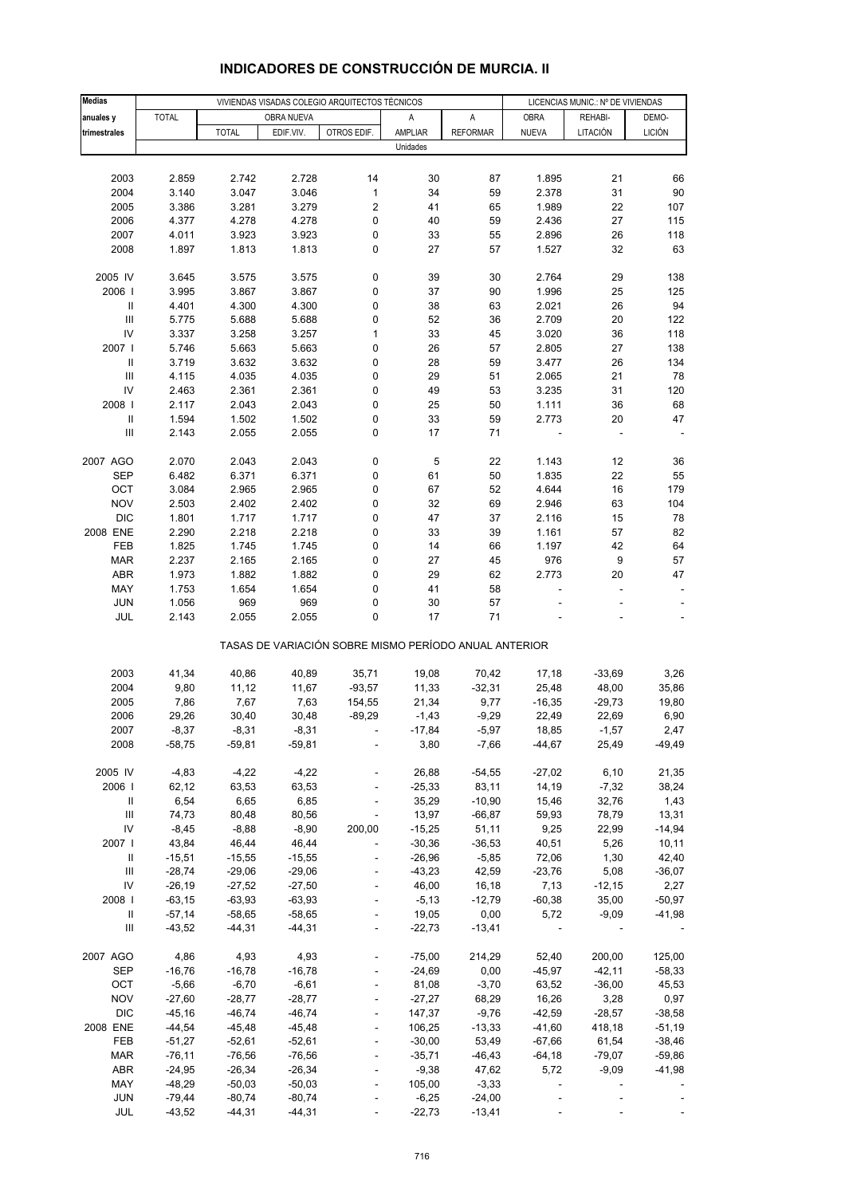# INDICADORES DE CONSTRUCCIÓN DE MURCIA. II

| Medias anuales y trimestrales | VIVIENDAS VISADAS COLEGIO ARQUITECTOS TÉCNICOS | | | | | | LICENCIAS MUNIC.: Nº DE VIVIENDAS | | |
|---|---|---|---|---|---|---|---|---|---|
| | TOTAL | OBRA NUEVA | | | A AMPLIAR | A REFORMAR | OBRA NUEVA | REHABI-LITACIÓN | DEMO-LICIÓN |
| | | TOTAL | EDIF.VIV. | OTROS EDIF. | | | | | |
| | Unidades | | | | | | | | |
| 2003 | 2.859 | 2.742 | 2.728 | 14 | 30 | 87 | 1.895 | 21 | 66 |
| 2004 | 3.140 | 3.047 | 3.046 | 1 | 34 | 59 | 2.378 | 31 | 90 |
| 2005 | 3.386 | 3.281 | 3.279 | 2 | 41 | 65 | 1.989 | 22 | 107 |
| 2006 | 4.377 | 4.278 | 4.278 | 0 | 40 | 59 | 2.436 | 27 | 115 |
| 2007 | 4.011 | 3.923 | 3.923 | 0 | 33 | 55 | 2.896 | 26 | 118 |
| 2008 | 1.897 | 1.813 | 1.813 | 0 | 27 | 57 | 1.527 | 32 | 63 |
| 2005 IV | 3.645 | 3.575 | 3.575 | 0 | 39 | 30 | 2.764 | 29 | 138 |
| 2006 I | 3.995 | 3.867 | 3.867 | 0 | 37 | 90 | 1.996 | 25 | 125 |
| II | 4.401 | 4.300 | 4.300 | 0 | 38 | 63 | 2.021 | 26 | 94 |
| III | 5.775 | 5.688 | 5.688 | 0 | 52 | 36 | 2.709 | 20 | 122 |
| IV | 3.337 | 3.258 | 3.257 | 1 | 33 | 45 | 3.020 | 36 | 118 |
| 2007 I | 5.746 | 5.663 | 5.663 | 0 | 26 | 57 | 2.805 | 27 | 138 |
| II | 3.719 | 3.632 | 3.632 | 0 | 28 | 59 | 3.477 | 26 | 134 |
| III | 4.115 | 4.035 | 4.035 | 0 | 29 | 51 | 2.065 | 21 | 78 |
| IV | 2.463 | 2.361 | 2.361 | 0 | 49 | 53 | 3.235 | 31 | 120 |
| 2008 I | 2.117 | 2.043 | 2.043 | 0 | 25 | 50 | 1.111 | 36 | 68 |
| II | 1.594 | 1.502 | 1.502 | 0 | 33 | 59 | 2.773 | 20 | 47 |
| III | 2.143 | 2.055 | 2.055 | 0 | 17 | 71 | - | - | - |
| 2007 AGO | 2.070 | 2.043 | 2.043 | 0 | 5 | 22 | 1.143 | 12 | 36 |
| SEP | 6.482 | 6.371 | 6.371 | 0 | 61 | 50 | 1.835 | 22 | 55 |
| OCT | 3.084 | 2.965 | 2.965 | 0 | 67 | 52 | 4.644 | 16 | 179 |
| NOV | 2.503 | 2.402 | 2.402 | 0 | 32 | 69 | 2.946 | 63 | 104 |
| DIC | 1.801 | 1.717 | 1.717 | 0 | 47 | 37 | 2.116 | 15 | 78 |
| 2008 ENE | 2.290 | 2.218 | 2.218 | 0 | 33 | 39 | 1.161 | 57 | 82 |
| FEB | 1.825 | 1.745 | 1.745 | 0 | 14 | 66 | 1.197 | 42 | 64 |
| MAR | 2.237 | 2.165 | 2.165 | 0 | 27 | 45 | 976 | 9 | 57 |
| ABR | 1.973 | 1.882 | 1.882 | 0 | 29 | 62 | 2.773 | 20 | 47 |
| MAY | 1.753 | 1.654 | 1.654 | 0 | 41 | 58 | - | - | - |
| JUN | 1.056 | 969 | 969 | 0 | 30 | 57 | - | - | - |
| JUL | 2.143 | 2.055 | 2.055 | 0 | 17 | 71 | - | - | - |
| | TASAS DE VARIACIÓN SOBRE MISMO PERÍODO ANUAL ANTERIOR | | | | | | | | |
| 2003 | 41,34 | 40,86 | 40,89 | 35,71 | 19,08 | 70,42 | 17,18 | -33,69 | 3,26 |
| 2004 | 9,80 | 11,12 | 11,67 | -93,57 | 11,33 | -32,31 | 25,48 | 48,00 | 35,86 |
| 2005 | 7,86 | 7,67 | 7,63 | 154,55 | 21,34 | 9,77 | -16,35 | -29,73 | 19,80 |
| 2006 | 29,26 | 30,40 | 30,48 | -89,29 | -1,43 | -9,29 | 22,49 | 22,69 | 6,90 |
| 2007 | -8,37 | -8,31 | -8,31 | - | -17,84 | -5,97 | 18,85 | -1,57 | 2,47 |
| 2008 | -58,75 | -59,81 | -59,81 | - | 3,80 | -7,66 | -44,67 | 25,49 | -49,49 |
| 2005 IV | -4,83 | -4,22 | -4,22 | - | 26,88 | -54,55 | -27,02 | 6,10 | 21,35 |
| 2006 I | 62,12 | 63,53 | 63,53 | - | -25,33 | 83,11 | 14,19 | -7,32 | 38,24 |
| II | 6,54 | 6,65 | 6,85 | - | 35,29 | -10,90 | 15,46 | 32,76 | 1,43 |
| III | 74,73 | 80,48 | 80,56 | - | 13,97 | -66,87 | 59,93 | 78,79 | 13,31 |
| IV | -8,45 | -8,88 | -8,90 | 200,00 | -15,25 | 51,11 | 9,25 | 22,99 | -14,94 |
| 2007 I | 43,84 | 46,44 | 46,44 | - | -30,36 | -36,53 | 40,51 | 5,26 | 10,11 |
| II | -15,51 | -15,55 | -15,55 | - | -26,96 | -5,85 | 72,06 | 1,30 | 42,40 |
| III | -28,74 | -29,06 | -29,06 | - | -43,23 | 42,59 | -23,76 | 5,08 | -36,07 |
| IV | -26,19 | -27,52 | -27,50 | - | 46,00 | 16,18 | 7,13 | -12,15 | 2,27 |
| 2008 I | -63,15 | -63,93 | -63,93 | - | -5,13 | -12,79 | -60,38 | 35,00 | -50,97 |
| II | -57,14 | -58,65 | -58,65 | - | 19,05 | 0,00 | 5,72 | -9,09 | -41,98 |
| III | -43,52 | -44,31 | -44,31 | - | -22,73 | -13,41 | - | - | - |
| 2007 AGO | 4,86 | 4,93 | 4,93 | - | -75,00 | 214,29 | 52,40 | 200,00 | 125,00 |
| SEP | -16,76 | -16,78 | -16,78 | - | -24,69 | 0,00 | -45,97 | -42,11 | -58,33 |
| OCT | -5,66 | -6,70 | -6,61 | - | 81,08 | -3,70 | 63,52 | -36,00 | 45,53 |
| NOV | -27,60 | -28,77 | -28,77 | - | -27,27 | 68,29 | 16,26 | 3,28 | 0,97 |
| DIC | -45,16 | -46,74 | -46,74 | - | 147,37 | -9,76 | -42,59 | -28,57 | -38,58 |
| 2008 ENE | -44,54 | -45,48 | -45,48 | - | 106,25 | -13,33 | -41,60 | 418,18 | -51,19 |
| FEB | -51,27 | -52,61 | -52,61 | - | -30,00 | 53,49 | -67,66 | 61,54 | -38,46 |
| MAR | -76,11 | -76,56 | -76,56 | - | -35,71 | -46,43 | -64,18 | -79,07 | -59,86 |
| ABR | -24,95 | -26,34 | -26,34 | - | -9,38 | 47,62 | 5,72 | -9,09 | -41,98 |
| MAY | -48,29 | -50,03 | -50,03 | - | 105,00 | -3,33 | - | - | - |
| JUN | -79,44 | -80,74 | -80,74 | - | -6,25 | -24,00 | - | - | - |
| JUL | -43,52 | -44,31 | -44,31 | - | -22,73 | -13,41 | - | - | - |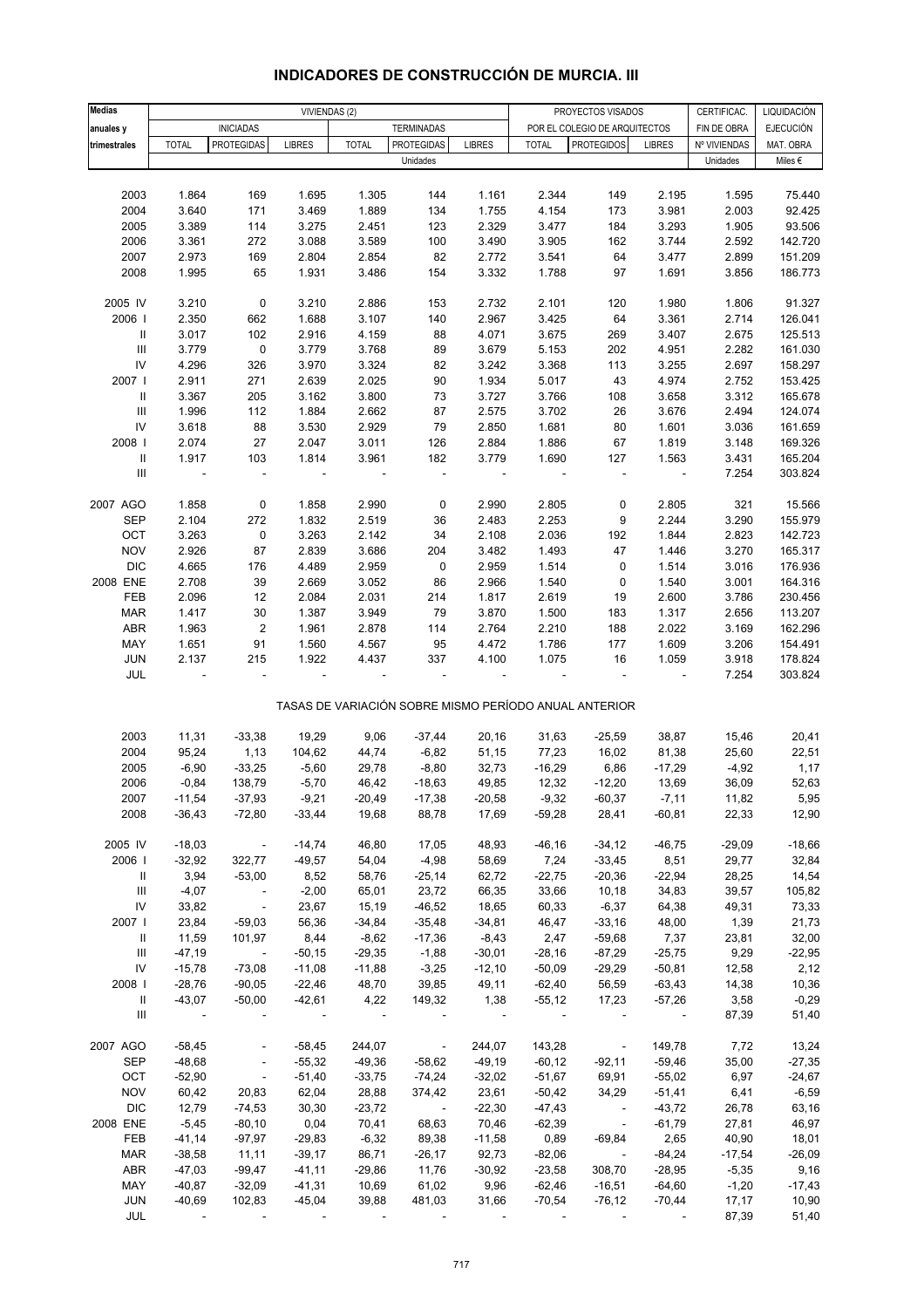# INDICADORES DE CONSTRUCCIÓN DE MURCIA. III

| Medias anuales y trimestrales | VIVIENDAS (2) | | | | | | PROYECTOS VISADOS | | | CERTIFICAC. | LIQUIDACIÓN |
|---|---|---|---|---|---|---|---|---|---|---|---|
| | INICIADAS | | | TERMINADAS | | | POR EL COLEGIO DE ARQUITECTOS | | | FIN DE OBRA | EJECUCIÓN |
| | TOTAL | PROTEGIDAS | LIBRES | TOTAL | PROTEGIDAS | LIBRES | TOTAL | PROTEGIDOS | LIBRES | Nº VIVIENDAS | MAT. OBRA |
| | Unidades | | | | | | | | | Unidades | Miles € |
| 2003 | 1.864 | 169 | 1.695 | 1.305 | 144 | 1.161 | 2.344 | 149 | 2.195 | 1.595 | 75.440 |
| 2004 | 3.640 | 171 | 3.469 | 1.889 | 134 | 1.755 | 4.154 | 173 | 3.981 | 2.003 | 92.425 |
| 2005 | 3.389 | 114 | 3.275 | 2.451 | 123 | 2.329 | 3.477 | 184 | 3.293 | 1.905 | 93.506 |
| 2006 | 3.361 | 272 | 3.088 | 3.589 | 100 | 3.490 | 3.905 | 162 | 3.744 | 2.592 | 142.720 |
| 2007 | 2.973 | 169 | 2.804 | 2.854 | 82 | 2.772 | 3.541 | 64 | 3.477 | 2.899 | 151.209 |
| 2008 | 1.995 | 65 | 1.931 | 3.486 | 154 | 3.332 | 1.788 | 97 | 1.691 | 3.856 | 186.773 |
| 2005 IV | 3.210 | 0 | 3.210 | 2.886 | 153 | 2.732 | 2.101 | 120 | 1.980 | 1.806 | 91.327 |
| 2006 I | 2.350 | 662 | 1.688 | 3.107 | 140 | 2.967 | 3.425 | 64 | 3.361 | 2.714 | 126.041 |
| II | 3.017 | 102 | 2.916 | 4.159 | 88 | 4.071 | 3.675 | 269 | 3.407 | 2.675 | 125.513 |
| III | 3.779 | 0 | 3.779 | 3.768 | 89 | 3.679 | 5.153 | 202 | 4.951 | 2.282 | 161.030 |
| IV | 4.296 | 326 | 3.970 | 3.324 | 82 | 3.242 | 3.368 | 113 | 3.255 | 2.697 | 158.297 |
| 2007 I | 2.911 | 271 | 2.639 | 2.025 | 90 | 1.934 | 5.017 | 43 | 4.974 | 2.752 | 153.425 |
| II | 3.367 | 205 | 3.162 | 3.800 | 73 | 3.727 | 3.766 | 108 | 3.658 | 3.312 | 165.678 |
| III | 1.996 | 112 | 1.884 | 2.662 | 87 | 2.575 | 3.702 | 26 | 3.676 | 2.494 | 124.074 |
| IV | 3.618 | 88 | 3.530 | 2.929 | 79 | 2.850 | 1.681 | 80 | 1.601 | 3.036 | 161.659 |
| 2008 I | 2.074 | 27 | 2.047 | 3.011 | 126 | 2.884 | 1.886 | 67 | 1.819 | 3.148 | 169.326 |
| II | 1.917 | 103 | 1.814 | 3.961 | 182 | 3.779 | 1.690 | 127 | 1.563 | 3.431 | 165.204 |
| III | - | - | - | - | - | - | - | - | - | 7.254 | 303.824 |
| 2007 AGO | 1.858 | 0 | 1.858 | 2.990 | 0 | 2.990 | 2.805 | 0 | 2.805 | 321 | 15.566 |
| SEP | 2.104 | 272 | 1.832 | 2.519 | 36 | 2.483 | 2.253 | 9 | 2.244 | 3.290 | 155.979 |
| OCT | 3.263 | 0 | 3.263 | 2.142 | 34 | 2.108 | 2.036 | 192 | 1.844 | 2.823 | 142.723 |
| NOV | 2.926 | 87 | 2.839 | 3.686 | 204 | 3.482 | 1.493 | 47 | 1.446 | 3.270 | 165.317 |
| DIC | 4.665 | 176 | 4.489 | 2.959 | 0 | 2.959 | 1.514 | 0 | 1.514 | 3.016 | 176.936 |
| 2008 ENE | 2.708 | 39 | 2.669 | 3.052 | 86 | 2.966 | 1.540 | 0 | 1.540 | 3.001 | 164.316 |
| FEB | 2.096 | 12 | 2.084 | 2.031 | 214 | 1.817 | 2.619 | 19 | 2.600 | 3.786 | 230.456 |
| MAR | 1.417 | 30 | 1.387 | 3.949 | 79 | 3.870 | 1.500 | 183 | 1.317 | 2.656 | 113.207 |
| ABR | 1.963 | 2 | 1.961 | 2.878 | 114 | 2.764 | 2.210 | 188 | 2.022 | 3.169 | 162.296 |
| MAY | 1.651 | 91 | 1.560 | 4.567 | 95 | 4.472 | 1.786 | 177 | 1.609 | 3.206 | 154.491 |
| JUN | 2.137 | 215 | 1.922 | 4.437 | 337 | 4.100 | 1.075 | 16 | 1.059 | 3.918 | 178.824 |
| JUL | - | - | - | - | - | - | - | - | - | 7.254 | 303.824 |
| | TASAS DE VARIACIÓN SOBRE MISMO PERÍODO ANUAL ANTERIOR | | | | | | | | | | |
| 2003 | 11,31 | -33,38 | 19,29 | 9,06 | -37,44 | 20,16 | 31,63 | -25,59 | 38,87 | 15,46 | 20,41 |
| 2004 | 95,24 | 1,13 | 104,62 | 44,74 | -6,82 | 51,15 | 77,23 | 16,02 | 81,38 | 25,60 | 22,51 |
| 2005 | -6,90 | -33,25 | -5,60 | 29,78 | -8,80 | 32,73 | -16,29 | 6,86 | -17,29 | -4,92 | 1,17 |
| 2006 | -0,84 | 138,79 | -5,70 | 46,42 | -18,63 | 49,85 | 12,32 | -12,20 | 13,69 | 36,09 | 52,63 |
| 2007 | -11,54 | -37,93 | -9,21 | -20,49 | -17,38 | -20,58 | -9,32 | -60,37 | -7,11 | 11,82 | 5,95 |
| 2008 | -36,43 | -72,80 | -33,44 | 19,68 | 88,78 | 17,69 | -59,28 | 28,41 | -60,81 | 22,33 | 12,90 |
| 2005 IV | -18,03 | - | -14,74 | 46,80 | 17,05 | 48,93 | -46,16 | -34,12 | -46,75 | -29,09 | -18,66 |
| 2006 I | -32,92 | 322,77 | -49,57 | 54,04 | -4,98 | 58,69 | 7,24 | -33,45 | 8,51 | 29,77 | 32,84 |
| II | 3,94 | -53,00 | 8,52 | 58,76 | -25,14 | 62,72 | -22,75 | -20,36 | -22,94 | 28,25 | 14,54 |
| III | -4,07 | - | -2,00 | 65,01 | 23,72 | 66,35 | 33,66 | 10,18 | 34,83 | 39,57 | 105,82 |
| IV | 33,82 | - | 23,67 | 15,19 | -46,52 | 18,65 | 60,33 | -6,37 | 64,38 | 49,31 | 73,33 |
| 2007 I | 23,84 | -59,03 | 56,36 | -34,84 | -35,48 | -34,81 | 46,47 | -33,16 | 48,00 | 1,39 | 21,73 |
| II | 11,59 | 101,97 | 8,44 | -8,62 | -17,36 | -8,43 | 2,47 | -59,68 | 7,37 | 23,81 | 32,00 |
| III | -47,19 | - | -50,15 | -29,35 | -1,88 | -30,01 | -28,16 | -87,29 | -25,75 | 9,29 | -22,95 |
| IV | -15,78 | -73,08 | -11,08 | -11,88 | -3,25 | -12,10 | -50,09 | -29,29 | -50,81 | 12,58 | 2,12 |
| 2008 I | -28,76 | -90,05 | -22,46 | 48,70 | 39,85 | 49,11 | -62,40 | 56,59 | -63,43 | 14,38 | 10,36 |
| II | -43,07 | -50,00 | -42,61 | 4,22 | 149,32 | 1,38 | -55,12 | 17,23 | -57,26 | 3,58 | -0,29 |
| III | - | - | - | - | - | - | - | - | - | 87,39 | 51,40 |
| 2007 AGO | -58,45 | - | -58,45 | 244,07 | - | 244,07 | 143,28 | - | 149,78 | 7,72 | 13,24 |
| SEP | -48,68 | - | -55,32 | -49,36 | -58,62 | -49,19 | -60,12 | -92,11 | -59,46 | 35,00 | -27,35 |
| OCT | -52,90 | - | -51,40 | -33,75 | -74,24 | -32,02 | -51,67 | 69,91 | -55,02 | 6,97 | -24,67 |
| NOV | 60,42 | 20,83 | 62,04 | 28,88 | 374,42 | 23,61 | -50,42 | 34,29 | -51,41 | 6,41 | -6,59 |
| DIC | 12,79 | -74,53 | 30,30 | -23,72 | - | -22,30 | -47,43 | - | -43,72 | 26,78 | 63,16 |
| 2008 ENE | -5,45 | -80,10 | 0,04 | 70,41 | 68,63 | 70,46 | -62,39 | - | -61,79 | 27,81 | 46,97 |
| FEB | -41,14 | -97,97 | -29,83 | -6,32 | 89,38 | -11,58 | 0,89 | -69,84 | 2,65 | 40,90 | 18,01 |
| MAR | -38,58 | 11,11 | -39,17 | 86,71 | -26,17 | 92,73 | -82,06 | - | -84,24 | -17,54 | -26,09 |
| ABR | -47,03 | -99,47 | -41,11 | -29,86 | 11,76 | -30,92 | -23,58 | 308,70 | -28,95 | -5,35 | 9,16 |
| MAY | -40,87 | -32,09 | -41,31 | 10,69 | 61,02 | 9,96 | -62,46 | -16,51 | -64,60 | -1,20 | -17,43 |
| JUN | -40,69 | 102,83 | -45,04 | 39,88 | 481,03 | 31,66 | -70,54 | -76,12 | -70,44 | 17,17 | 10,90 |
| JUL | - | - | - | - | - | - | - | - | - | 87,39 | 51,40 |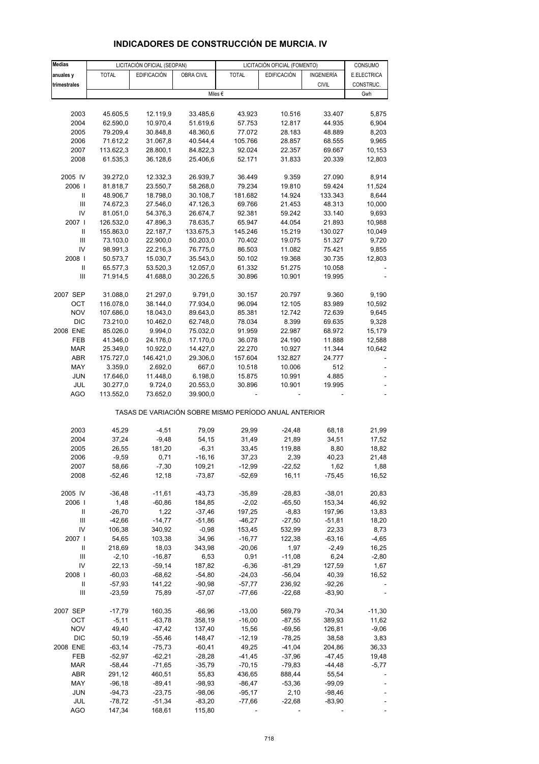# INDICADORES DE CONSTRUCCIÓN DE MURCIA. IV

| Medias anuales y trimestrales | LICITACIÓN OFICIAL (SEOPAN) | | | LICITACIÓN OFICIAL (FOMENTO) | | | CONSUMO |
|---|---|---|---|---|---|---|---|
| | TOTAL | EDIFICACIÓN | OBRA CIVIL | TOTAL | EDIFICACIÓN | INGENIERÍA CIVIL | E.ELECTRICA CONSTRUC. |
| | Miles € | | | | | | Gwh |
| 2003 | 45.605,5 | 12.119,9 | 33.485,6 | 43.923 | 10.516 | 33.407 | 5,875 |
| 2004 | 62.590,0 | 10.970,4 | 51.619,6 | 57.753 | 12.817 | 44.935 | 6,904 |
| 2005 | 79.209,4 | 30.848,8 | 48.360,6 | 77.072 | 28.183 | 48.889 | 8,203 |
| 2006 | 71.612,2 | 31.067,8 | 40.544,4 | 105.766 | 28.857 | 68.555 | 9,965 |
| 2007 | 113.622,3 | 28.800,1 | 84.822,3 | 92.024 | 22.357 | 69.667 | 10,153 |
| 2008 | 61.535,3 | 36.128,6 | 25.406,6 | 52.171 | 31.833 | 20.339 | 12,803 |
| 2005 IV | 39.272,0 | 12.332,3 | 26.939,7 | 36.449 | 9.359 | 27.090 | 8,914 |
| 2006 I | 81.818,7 | 23.550,7 | 58.268,0 | 79.234 | 19.810 | 59.424 | 11,524 |
| II | 48.906,7 | 18.798,0 | 30.108,7 | 181.682 | 14.924 | 133.343 | 8,644 |
| III | 74.672,3 | 27.546,0 | 47.126,3 | 69.766 | 21.453 | 48.313 | 10,000 |
| IV | 81.051,0 | 54.376,3 | 26.674,7 | 92.381 | 59.242 | 33.140 | 9,693 |
| 2007 I | 126.532,0 | 47.896,3 | 78.635,7 | 65.947 | 44.054 | 21.893 | 10,988 |
| II | 155.863,0 | 22.187,7 | 133.675,3 | 145.246 | 15.219 | 130.027 | 10,049 |
| III | 73.103,0 | 22.900,0 | 50.203,0 | 70.402 | 19.075 | 51.327 | 9,720 |
| IV | 98.991,3 | 22.216,3 | 76.775,0 | 86.503 | 11.082 | 75.421 | 9,855 |
| 2008 I | 50.573,7 | 15.030,7 | 35.543,0 | 50.102 | 19.368 | 30.735 | 12,803 |
| II | 65.577,3 | 53.520,3 | 12.057,0 | 61.332 | 51.275 | 10.058 | - |
| III | 71.914,5 | 41.688,0 | 30.226,5 | 30.896 | 10.901 | 19.995 | - |
| 2007 SEP | 31.088,0 | 21.297,0 | 9.791,0 | 30.157 | 20.797 | 9.360 | 9,190 |
| OCT | 116.078,0 | 38.144,0 | 77.934,0 | 96.094 | 12.105 | 83.989 | 10,592 |
| NOV | 107.686,0 | 18.043,0 | 89.643,0 | 85.381 | 12.742 | 72.639 | 9,645 |
| DIC | 73.210,0 | 10.462,0 | 62.748,0 | 78.034 | 8.399 | 69.635 | 9,328 |
| 2008 ENE | 85.026,0 | 9.994,0 | 75.032,0 | 91.959 | 22.987 | 68.972 | 15,179 |
| FEB | 41.346,0 | 24.176,0 | 17.170,0 | 36.078 | 24.190 | 11.888 | 12,588 |
| MAR | 25.349,0 | 10.922,0 | 14.427,0 | 22.270 | 10.927 | 11.344 | 10,642 |
| ABR | 175.727,0 | 146.421,0 | 29.306,0 | 157.604 | 132.827 | 24.777 | - |
| MAY | 3.359,0 | 2.692,0 | 667,0 | 10.518 | 10.006 | 512 | - |
| JUN | 17.646,0 | 11.448,0 | 6.198,0 | 15.875 | 10.991 | 4.885 | - |
| JUL | 30.277,0 | 9.724,0 | 20.553,0 | 30.896 | 10.901 | 19.995 | - |
| AGO | 113.552,0 | 73.652,0 | 39.900,0 | - | - | - | - |
| TASAS DE VARIACIÓN SOBRE MISMO PERÍODO ANUAL ANTERIOR | | | | | | | |
| 2003 | 45,29 | -4,51 | 79,09 | 29,99 | -24,48 | 68,18 | 21,99 |
| 2004 | 37,24 | -9,48 | 54,15 | 31,49 | 21,89 | 34,51 | 17,52 |
| 2005 | 26,55 | 181,20 | -6,31 | 33,45 | 119,88 | 8,80 | 18,82 |
| 2006 | -9,59 | 0,71 | -16,16 | 37,23 | 2,39 | 40,23 | 21,48 |
| 2007 | 58,66 | -7,30 | 109,21 | -12,99 | -22,52 | 1,62 | 1,88 |
| 2008 | -52,46 | 12,18 | -73,87 | -52,69 | 16,11 | -75,45 | 16,52 |
| 2005 IV | -36,48 | -11,61 | -43,73 | -35,89 | -28,83 | -38,01 | 20,83 |
| 2006 I | 1,48 | -60,86 | 184,85 | -2,02 | -65,50 | 153,34 | 46,92 |
| II | -26,70 | 1,22 | -37,46 | 197,25 | -8,83 | 197,96 | 13,83 |
| III | -42,66 | -14,77 | -51,86 | -46,27 | -27,50 | -51,81 | 18,20 |
| IV | 106,38 | 340,92 | -0,98 | 153,45 | 532,99 | 22,33 | 8,73 |
| 2007 I | 54,65 | 103,38 | 34,96 | -16,77 | 122,38 | -63,16 | -4,65 |
| II | 218,69 | 18,03 | 343,98 | -20,06 | 1,97 | -2,49 | 16,25 |
| III | -2,10 | -16,87 | 6,53 | 0,91 | -11,08 | 6,24 | -2,80 |
| IV | 22,13 | -59,14 | 187,82 | -6,36 | -81,29 | 127,59 | 1,67 |
| 2008 I | -60,03 | -68,62 | -54,80 | -24,03 | -56,04 | 40,39 | 16,52 |
| II | -57,93 | 141,22 | -90,98 | -57,77 | 236,92 | -92,26 | - |
| III | -23,59 | 75,89 | -57,07 | -77,66 | -22,68 | -83,90 | - |
| 2007 SEP | -17,79 | 160,35 | -66,96 | -13,00 | 569,79 | -70,34 | -11,30 |
| OCT | -5,11 | -63,78 | 358,19 | -16,00 | -87,55 | 389,93 | 11,62 |
| NOV | 49,40 | -47,42 | 137,40 | 15,56 | -69,56 | 126,81 | -9,06 |
| DIC | 50,19 | -55,46 | 148,47 | -12,19 | -78,25 | 38,58 | 3,83 |
| 2008 ENE | -63,14 | -75,73 | -60,41 | 49,25 | -41,04 | 204,86 | 36,33 |
| FEB | -52,97 | -62,21 | -28,28 | -41,45 | -37,96 | -47,45 | 19,48 |
| MAR | -58,44 | -71,65 | -35,79 | -70,15 | -79,83 | -44,48 | -5,77 |
| ABR | 291,12 | 460,51 | 55,83 | 436,65 | 888,44 | 55,54 | - |
| MAY | -96,18 | -89,41 | -98,93 | -86,47 | -53,36 | -99,09 | - |
| JUN | -94,73 | -23,75 | -98,06 | -95,17 | 2,10 | -98,46 | - |
| JUL | -78,72 | -51,34 | -83,20 | -77,66 | -22,68 | -83,90 | - |
| AGO | 147,34 | 168,61 | 115,80 | - | - | - | - |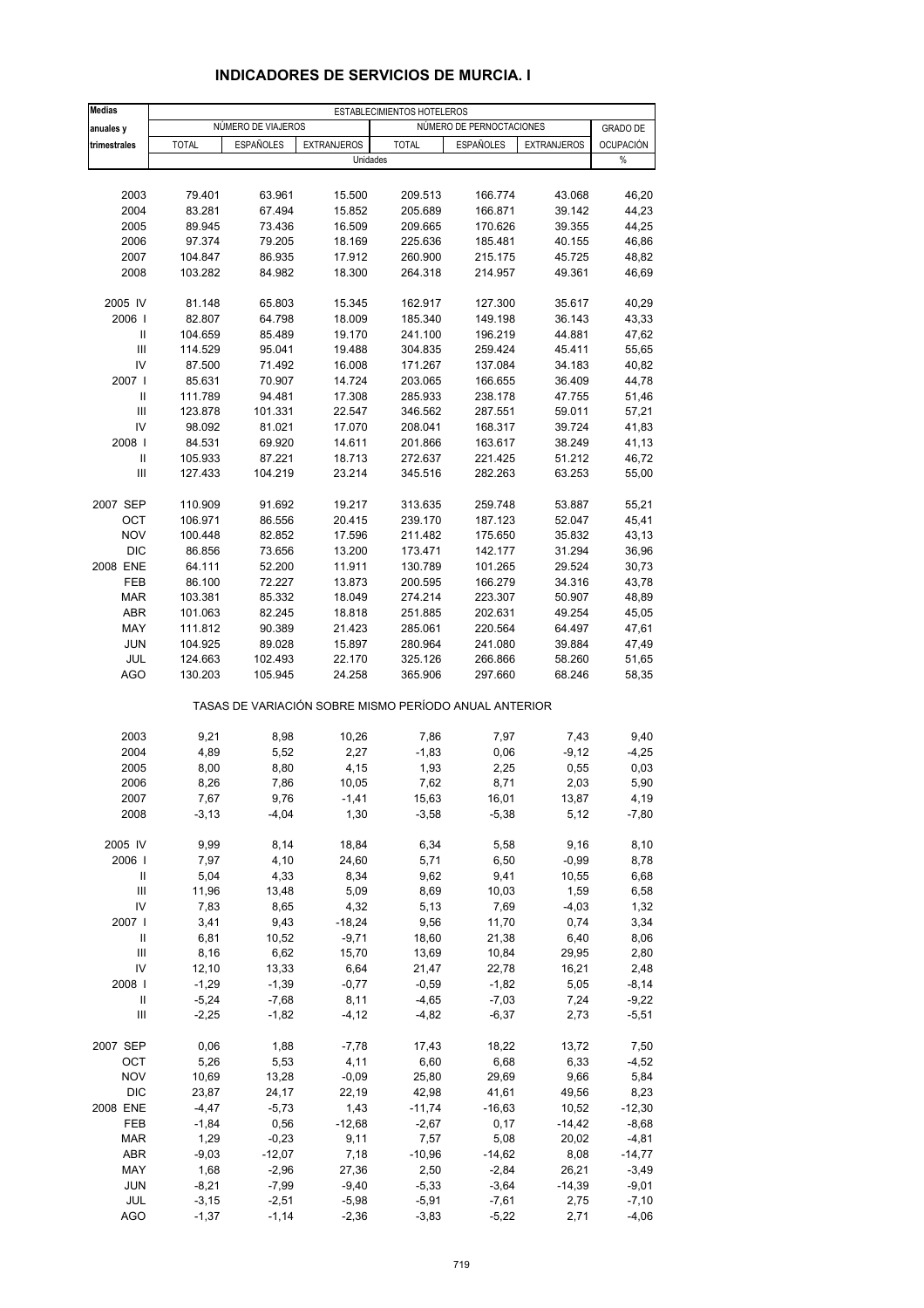# INDICADORES DE SERVICIOS DE MURCIA. I

| Medias anuales y trimestrales | ESTABLECIMIENTOS HOTELEROS | | | | | | |
|---|---|---|---|---|---|---|---|
| | NÚMERO DE VIAJEROS | | | NÚMERO DE PERNOCTACIONES | | | GRADO DE OCUPACIÓN |
| | TOTAL | ESPAÑOLES | EXTRANJEROS | TOTAL | ESPAÑOLES | EXTRANJEROS | |
| | Unidades | | | | | | % |
| 2003 | 79.401 | 63.961 | 15.500 | 209.513 | 166.774 | 43.068 | 46,20 |
| 2004 | 83.281 | 67.494 | 15.852 | 205.689 | 166.871 | 39.142 | 44,23 |
| 2005 | 89.945 | 73.436 | 16.509 | 209.665 | 170.626 | 39.355 | 44,25 |
| 2006 | 97.374 | 79.205 | 18.169 | 225.636 | 185.481 | 40.155 | 46,86 |
| 2007 | 104.847 | 86.935 | 17.912 | 260.900 | 215.175 | 45.725 | 48,82 |
| 2008 | 103.282 | 84.982 | 18.300 | 264.318 | 214.957 | 49.361 | 46,69 |
| 2005 IV | 81.148 | 65.803 | 15.345 | 162.917 | 127.300 | 35.617 | 40,29 |
| 2006 I | 82.807 | 64.798 | 18.009 | 185.340 | 149.198 | 36.143 | 43,33 |
| II | 104.659 | 85.489 | 19.170 | 241.100 | 196.219 | 44.881 | 47,62 |
| III | 114.529 | 95.041 | 19.488 | 304.835 | 259.424 | 45.411 | 55,65 |
| IV | 87.500 | 71.492 | 16.008 | 171.267 | 137.084 | 34.183 | 40,82 |
| 2007 I | 85.631 | 70.907 | 14.724 | 203.065 | 166.655 | 36.409 | 44,78 |
| II | 111.789 | 94.481 | 17.308 | 285.933 | 238.178 | 47.755 | 51,46 |
| III | 123.878 | 101.331 | 22.547 | 346.562 | 287.551 | 59.011 | 57,21 |
| IV | 98.092 | 81.021 | 17.070 | 208.041 | 168.317 | 39.724 | 41,83 |
| 2008 I | 84.531 | 69.920 | 14.611 | 201.866 | 163.617 | 38.249 | 41,13 |
| II | 105.933 | 87.221 | 18.713 | 272.637 | 221.425 | 51.212 | 46,72 |
| III | 127.433 | 104.219 | 23.214 | 345.516 | 282.263 | 63.253 | 55,00 |
| 2007 SEP | 110.909 | 91.692 | 19.217 | 313.635 | 259.748 | 53.887 | 55,21 |
| OCT | 106.971 | 86.556 | 20.415 | 239.170 | 187.123 | 52.047 | 45,41 |
| NOV | 100.448 | 82.852 | 17.596 | 211.482 | 175.650 | 35.832 | 43,13 |
| DIC | 86.856 | 73.656 | 13.200 | 173.471 | 142.177 | 31.294 | 36,96 |
| 2008 ENE | 64.111 | 52.200 | 11.911 | 130.789 | 101.265 | 29.524 | 30,73 |
| FEB | 86.100 | 72.227 | 13.873 | 200.595 | 166.279 | 34.316 | 43,78 |
| MAR | 103.381 | 85.332 | 18.049 | 274.214 | 223.307 | 50.907 | 48,89 |
| ABR | 101.063 | 82.245 | 18.818 | 251.885 | 202.631 | 49.254 | 45,05 |
| MAY | 111.812 | 90.389 | 21.423 | 285.061 | 220.564 | 64.497 | 47,61 |
| JUN | 104.925 | 89.028 | 15.897 | 280.964 | 241.080 | 39.884 | 47,49 |
| JUL | 124.663 | 102.493 | 22.170 | 325.126 | 266.866 | 58.260 | 51,65 |
| AGO | 130.203 | 105.945 | 24.258 | 365.906 | 297.660 | 68.246 | 58,35 |
| | TASAS DE VARIACIÓN SOBRE MISMO PERÍODO ANUAL ANTERIOR | | | | | | |
| 2003 | 9,21 | 8,98 | 10,26 | 7,86 | 7,97 | 7,43 | 9,40 |
| 2004 | 4,89 | 5,52 | 2,27 | -1,83 | 0,06 | -9,12 | -4,25 |
| 2005 | 8,00 | 8,80 | 4,15 | 1,93 | 2,25 | 0,55 | 0,03 |
| 2006 | 8,26 | 7,86 | 10,05 | 7,62 | 8,71 | 2,03 | 5,90 |
| 2007 | 7,67 | 9,76 | -1,41 | 15,63 | 16,01 | 13,87 | 4,19 |
| 2008 | -3,13 | -4,04 | 1,30 | -3,58 | -5,38 | 5,12 | -7,80 |
| 2005 IV | 9,99 | 8,14 | 18,84 | 6,34 | 5,58 | 9,16 | 8,10 |
| 2006 I | 7,97 | 4,10 | 24,60 | 5,71 | 6,50 | -0,99 | 8,78 |
| II | 5,04 | 4,33 | 8,34 | 9,62 | 9,41 | 10,55 | 6,68 |
| III | 11,96 | 13,48 | 5,09 | 8,69 | 10,03 | 1,59 | 6,58 |
| IV | 7,83 | 8,65 | 4,32 | 5,13 | 7,69 | -4,03 | 1,32 |
| 2007 I | 3,41 | 9,43 | -18,24 | 9,56 | 11,70 | 0,74 | 3,34 |
| II | 6,81 | 10,52 | -9,71 | 18,60 | 21,38 | 6,40 | 8,06 |
| III | 8,16 | 6,62 | 15,70 | 13,69 | 10,84 | 29,95 | 2,80 |
| IV | 12,10 | 13,33 | 6,64 | 21,47 | 22,78 | 16,21 | 2,48 |
| 2008 I | -1,29 | -1,39 | -0,77 | -0,59 | -1,82 | 5,05 | -8,14 |
| II | -5,24 | -7,68 | 8,11 | -4,65 | -7,03 | 7,24 | -9,22 |
| III | -2,25 | -1,82 | -4,12 | -4,82 | -6,37 | 2,73 | -5,51 |
| 2007 SEP | 0,06 | 1,88 | -7,78 | 17,43 | 18,22 | 13,72 | 7,50 |
| OCT | 5,26 | 5,53 | 4,11 | 6,60 | 6,68 | 6,33 | -4,52 |
| NOV | 10,69 | 13,28 | -0,09 | 25,80 | 29,69 | 9,66 | 5,84 |
| DIC | 23,87 | 24,17 | 22,19 | 42,98 | 41,61 | 49,56 | 8,23 |
| 2008 ENE | -4,47 | -5,73 | 1,43 | -11,74 | -16,63 | 10,52 | -12,30 |
| FEB | -1,84 | 0,56 | -12,68 | -2,67 | 0,17 | -14,42 | -8,68 |
| MAR | 1,29 | -0,23 | 9,11 | 7,57 | 5,08 | 20,02 | -4,81 |
| ABR | -9,03 | -12,07 | 7,18 | -10,96 | -14,62 | 8,08 | -14,77 |
| MAY | 1,68 | -2,96 | 27,36 | 2,50 | -2,84 | 26,21 | -3,49 |
| JUN | -8,21 | -7,99 | -9,40 | -5,33 | -3,64 | -14,39 | -9,01 |
| JUL | -3,15 | -2,51 | -5,98 | -5,91 | -7,61 | 2,75 | -7,10 |
| AGO | -1,37 | -1,14 | -2,36 | -3,83 | -5,22 | 2,71 | -4,06 |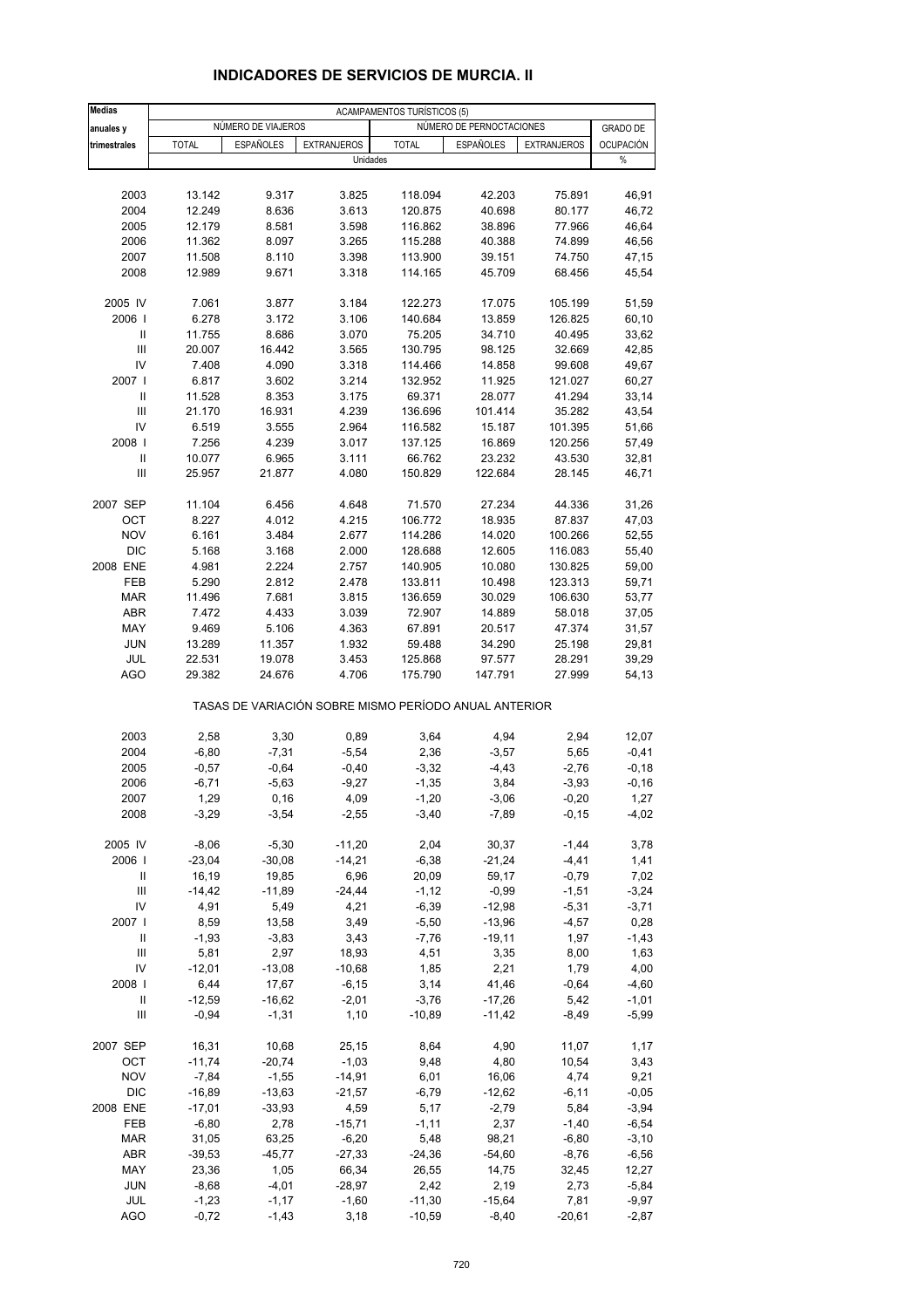# INDICADORES DE SERVICIOS DE MURCIA. II

| Medias anuales y trimestrales | ACAMPAMENTOS TURÍSTICOS (5) | | | | | | |
|---|---|---|---|---|---|---|---|
| | NÚMERO DE VIAJEROS | | | NÚMERO DE PERNOCTACIONES | | | GRADO DE OCUPACIÓN |
| | TOTAL | ESPAÑOLES | EXTRANJEROS | TOTAL | ESPAÑOLES | EXTRANJEROS | |
| | Unidades | | | | | | % |
| 2003 | 13.142 | 9.317 | 3.825 | 118.094 | 42.203 | 75.891 | 46,91 |
| 2004 | 12.249 | 8.636 | 3.613 | 120.875 | 40.698 | 80.177 | 46,72 |
| 2005 | 12.179 | 8.581 | 3.598 | 116.862 | 38.896 | 77.966 | 46,64 |
| 2006 | 11.362 | 8.097 | 3.265 | 115.288 | 40.388 | 74.899 | 46,56 |
| 2007 | 11.508 | 8.110 | 3.398 | 113.900 | 39.151 | 74.750 | 47,15 |
| 2008 | 12.989 | 9.671 | 3.318 | 114.165 | 45.709 | 68.456 | 45,54 |
| 2005 IV | 7.061 | 3.877 | 3.184 | 122.273 | 17.075 | 105.199 | 51,59 |
| 2006 I | 6.278 | 3.172 | 3.106 | 140.684 | 13.859 | 126.825 | 60,10 |
| II | 11.755 | 8.686 | 3.070 | 75.205 | 34.710 | 40.495 | 33,62 |
| III | 20.007 | 16.442 | 3.565 | 130.795 | 98.125 | 32.669 | 42,85 |
| IV | 7.408 | 4.090 | 3.318 | 114.466 | 14.858 | 99.608 | 49,67 |
| 2007 I | 6.817 | 3.602 | 3.214 | 132.952 | 11.925 | 121.027 | 60,27 |
| II | 11.528 | 8.353 | 3.175 | 69.371 | 28.077 | 41.294 | 33,14 |
| III | 21.170 | 16.931 | 4.239 | 136.696 | 101.414 | 35.282 | 43,54 |
| IV | 6.519 | 3.555 | 2.964 | 116.582 | 15.187 | 101.395 | 51,66 |
| 2008 I | 7.256 | 4.239 | 3.017 | 137.125 | 16.869 | 120.256 | 57,49 |
| II | 10.077 | 6.965 | 3.111 | 66.762 | 23.232 | 43.530 | 32,81 |
| III | 25.957 | 21.877 | 4.080 | 150.829 | 122.684 | 28.145 | 46,71 |
| 2007 SEP | 11.104 | 6.456 | 4.648 | 71.570 | 27.234 | 44.336 | 31,26 |
| OCT | 8.227 | 4.012 | 4.215 | 106.772 | 18.935 | 87.837 | 47,03 |
| NOV | 6.161 | 3.484 | 2.677 | 114.286 | 14.020 | 100.266 | 52,55 |
| DIC | 5.168 | 3.168 | 2.000 | 128.688 | 12.605 | 116.083 | 55,40 |
| 2008 ENE | 4.981 | 2.224 | 2.757 | 140.905 | 10.080 | 130.825 | 59,00 |
| FEB | 5.290 | 2.812 | 2.478 | 133.811 | 10.498 | 123.313 | 59,71 |
| MAR | 11.496 | 7.681 | 3.815 | 136.659 | 30.029 | 106.630 | 53,77 |
| ABR | 7.472 | 4.433 | 3.039 | 72.907 | 14.889 | 58.018 | 37,05 |
| MAY | 9.469 | 5.106 | 4.363 | 67.891 | 20.517 | 47.374 | 31,57 |
| JUN | 13.289 | 11.357 | 1.932 | 59.488 | 34.290 | 25.198 | 29,81 |
| JUL | 22.531 | 19.078 | 3.453 | 125.868 | 97.577 | 28.291 | 39,29 |
| AGO | 29.382 | 24.676 | 4.706 | 175.790 | 147.791 | 27.999 | 54,13 |
| | TASAS DE VARIACIÓN SOBRE MISMO PERÍODO ANUAL ANTERIOR | | | | | | |
| 2003 | 2,58 | 3,30 | 0,89 | 3,64 | 4,94 | 2,94 | 12,07 |
| 2004 | -6,80 | -7,31 | -5,54 | 2,36 | -3,57 | 5,65 | -0,41 |
| 2005 | -0,57 | -0,64 | -0,40 | -3,32 | -4,43 | -2,76 | -0,18 |
| 2006 | -6,71 | -5,63 | -9,27 | -1,35 | 3,84 | -3,93 | -0,16 |
| 2007 | 1,29 | 0,16 | 4,09 | -1,20 | -3,06 | -0,20 | 1,27 |
| 2008 | -3,29 | -3,54 | -2,55 | -3,40 | -7,89 | -0,15 | -4,02 |
| 2005 IV | -8,06 | -5,30 | -11,20 | 2,04 | 30,37 | -1,44 | 3,78 |
| 2006 I | -23,04 | -30,08 | -14,21 | -6,38 | -21,24 | -4,41 | 1,41 |
| II | 16,19 | 19,85 | 6,96 | 20,09 | 59,17 | -0,79 | 7,02 |
| III | -14,42 | -11,89 | -24,44 | -1,12 | -0,99 | -1,51 | -3,24 |
| IV | 4,91 | 5,49 | 4,21 | -6,39 | -12,98 | -5,31 | -3,71 |
| 2007 I | 8,59 | 13,58 | 3,49 | -5,50 | -13,96 | -4,57 | 0,28 |
| II | -1,93 | -3,83 | 3,43 | -7,76 | -19,11 | 1,97 | -1,43 |
| III | 5,81 | 2,97 | 18,93 | 4,51 | 3,35 | 8,00 | 1,63 |
| IV | -12,01 | -13,08 | -10,68 | 1,85 | 2,21 | 1,79 | 4,00 |
| 2008 I | 6,44 | 17,67 | -6,15 | 3,14 | 41,46 | -0,64 | -4,60 |
| II | -12,59 | -16,62 | -2,01 | -3,76 | -17,26 | 5,42 | -1,01 |
| III | -0,94 | -1,31 | 1,10 | -10,89 | -11,42 | -8,49 | -5,99 |
| 2007 SEP | 16,31 | 10,68 | 25,15 | 8,64 | 4,90 | 11,07 | 1,17 |
| OCT | -11,74 | -20,74 | -1,03 | 9,48 | 4,80 | 10,54 | 3,43 |
| NOV | -7,84 | -1,55 | -14,91 | 6,01 | 16,06 | 4,74 | 9,21 |
| DIC | -16,89 | -13,63 | -21,57 | -6,79 | -12,62 | -6,11 | -0,05 |
| 2008 ENE | -17,01 | -33,93 | 4,59 | 5,17 | -2,79 | 5,84 | -3,94 |
| FEB | -6,80 | 2,78 | -15,71 | -1,11 | 2,37 | -1,40 | -6,54 |
| MAR | 31,05 | 63,25 | -6,20 | 5,48 | 98,21 | -6,80 | -3,10 |
| ABR | -39,53 | -45,77 | -27,33 | -24,36 | -54,60 | -8,76 | -6,56 |
| MAY | 23,36 | 1,05 | 66,34 | 26,55 | 14,75 | 32,45 | 12,27 |
| JUN | -8,68 | -4,01 | -28,97 | 2,42 | 2,19 | 2,73 | -5,84 |
| JUL | -1,23 | -1,17 | -1,60 | -11,30 | -15,64 | 7,81 | -9,97 |
| AGO | -0,72 | -1,43 | 3,18 | -10,59 | -8,40 | -20,61 | -2,87 |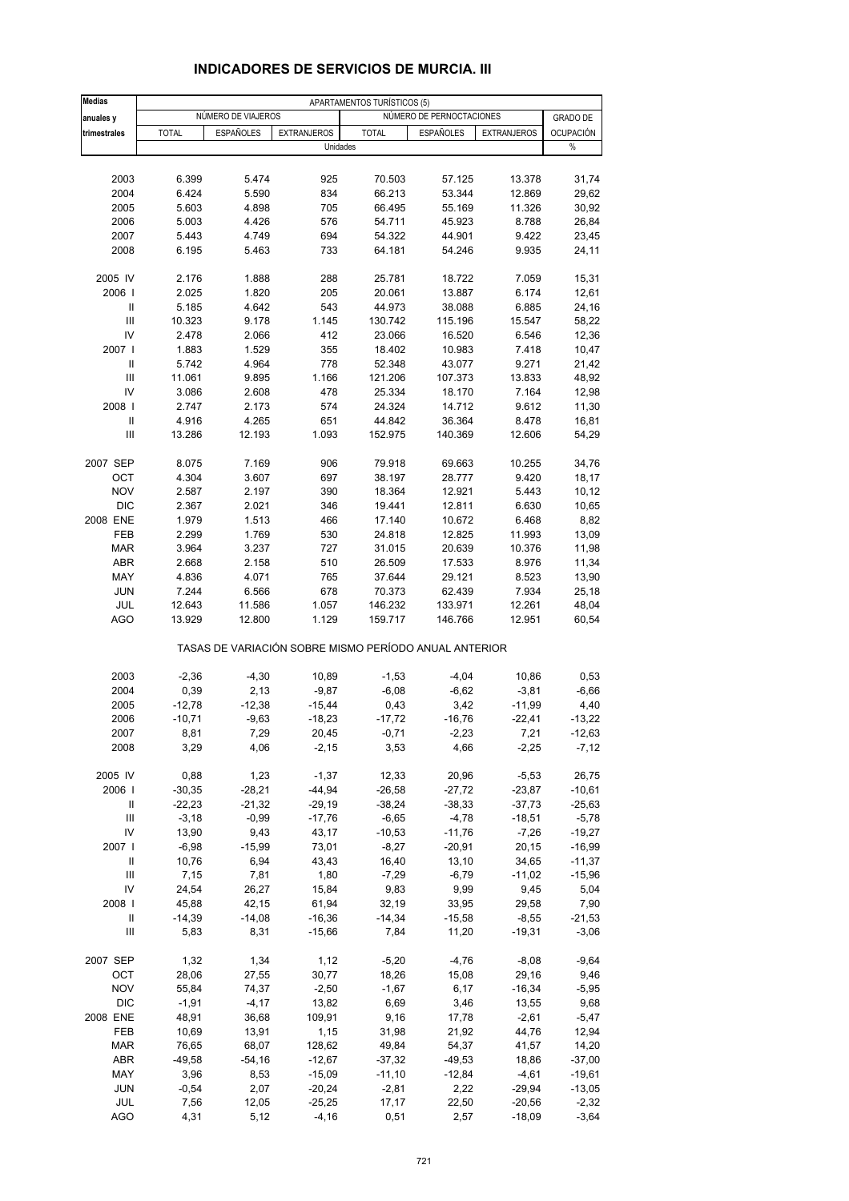# INDICADORES DE SERVICIOS DE MURCIA. III

| Medias anuales y trimestrales | APARTAMENTOS TURÍSTICOS (5) | | | | | | |
|---|---|---|---|---|---|---|---|
| | NÚMERO DE VIAJEROS | | | NÚMERO DE PERNOCTACIONES | | | GRADO DE OCUPACIÓN |
| | TOTAL | ESPAÑOLES | EXTRANJEROS | TOTAL | ESPAÑOLES | EXTRANJEROS | |
| | Unidades | | | | | | % |
| 2003 | 6.399 | 5.474 | 925 | 70.503 | 57.125 | 13.378 | 31,74 |
| 2004 | 6.424 | 5.590 | 834 | 66.213 | 53.344 | 12.869 | 29,62 |
| 2005 | 5.603 | 4.898 | 705 | 66.495 | 55.169 | 11.326 | 30,92 |
| 2006 | 5.003 | 4.426 | 576 | 54.711 | 45.923 | 8.788 | 26,84 |
| 2007 | 5.443 | 4.749 | 694 | 54.322 | 44.901 | 9.422 | 23,45 |
| 2008 | 6.195 | 5.463 | 733 | 64.181 | 54.246 | 9.935 | 24,11 |
| 2005 IV | 2.176 | 1.888 | 288 | 25.781 | 18.722 | 7.059 | 15,31 |
| 2006 I | 2.025 | 1.820 | 205 | 20.061 | 13.887 | 6.174 | 12,61 |
| II | 5.185 | 4.642 | 543 | 44.973 | 38.088 | 6.885 | 24,16 |
| III | 10.323 | 9.178 | 1.145 | 130.742 | 115.196 | 15.547 | 58,22 |
| IV | 2.478 | 2.066 | 412 | 23.066 | 16.520 | 6.546 | 12,36 |
| 2007 I | 1.883 | 1.529 | 355 | 18.402 | 10.983 | 7.418 | 10,47 |
| II | 5.742 | 4.964 | 778 | 52.348 | 43.077 | 9.271 | 21,42 |
| III | 11.061 | 9.895 | 1.166 | 121.206 | 107.373 | 13.833 | 48,92 |
| IV | 3.086 | 2.608 | 478 | 25.334 | 18.170 | 7.164 | 12,98 |
| 2008 I | 2.747 | 2.173 | 574 | 24.324 | 14.712 | 9.612 | 11,30 |
| II | 4.916 | 4.265 | 651 | 44.842 | 36.364 | 8.478 | 16,81 |
| III | 13.286 | 12.193 | 1.093 | 152.975 | 140.369 | 12.606 | 54,29 |
| 2007 SEP | 8.075 | 7.169 | 906 | 79.918 | 69.663 | 10.255 | 34,76 |
| OCT | 4.304 | 3.607 | 697 | 38.197 | 28.777 | 9.420 | 18,17 |
| NOV | 2.587 | 2.197 | 390 | 18.364 | 12.921 | 5.443 | 10,12 |
| DIC | 2.367 | 2.021 | 346 | 19.441 | 12.811 | 6.630 | 10,65 |
| 2008 ENE | 1.979 | 1.513 | 466 | 17.140 | 10.672 | 6.468 | 8,82 |
| FEB | 2.299 | 1.769 | 530 | 24.818 | 12.825 | 11.993 | 13,09 |
| MAR | 3.964 | 3.237 | 727 | 31.015 | 20.639 | 10.376 | 11,98 |
| ABR | 2.668 | 2.158 | 510 | 26.509 | 17.533 | 8.976 | 11,34 |
| MAY | 4.836 | 4.071 | 765 | 37.644 | 29.121 | 8.523 | 13,90 |
| JUN | 7.244 | 6.566 | 678 | 70.373 | 62.439 | 7.934 | 25,18 |
| JUL | 12.643 | 11.586 | 1.057 | 146.232 | 133.971 | 12.261 | 48,04 |
| AGO | 13.929 | 12.800 | 1.129 | 159.717 | 146.766 | 12.951 | 60,54 |
| | TASAS DE VARIACIÓN SOBRE MISMO PERÍODO ANUAL ANTERIOR | | | | | | |
| 2003 | -2,36 | -4,30 | 10,89 | -1,53 | -4,04 | 10,86 | 0,53 |
| 2004 | 0,39 | 2,13 | -9,87 | -6,08 | -6,62 | -3,81 | -6,66 |
| 2005 | -12,78 | -12,38 | -15,44 | 0,43 | 3,42 | -11,99 | 4,40 |
| 2006 | -10,71 | -9,63 | -18,23 | -17,72 | -16,76 | -22,41 | -13,22 |
| 2007 | 8,81 | 7,29 | 20,45 | -0,71 | -2,23 | 7,21 | -12,63 |
| 2008 | 3,29 | 4,06 | -2,15 | 3,53 | 4,66 | -2,25 | -7,12 |
| 2005 IV | 0,88 | 1,23 | -1,37 | 12,33 | 20,96 | -5,53 | 26,75 |
| 2006 I | -30,35 | -28,21 | -44,94 | -26,58 | -27,72 | -23,87 | -10,61 |
| II | -22,23 | -21,32 | -29,19 | -38,24 | -38,33 | -37,73 | -25,63 |
| III | -3,18 | -0,99 | -17,76 | -6,65 | -4,78 | -18,51 | -5,78 |
| IV | 13,90 | 9,43 | 43,17 | -10,53 | -11,76 | -7,26 | -19,27 |
| 2007 I | -6,98 | -15,99 | 73,01 | -8,27 | -20,91 | 20,15 | -16,99 |
| II | 10,76 | 6,94 | 43,43 | 16,40 | 13,10 | 34,65 | -11,37 |
| III | 7,15 | 7,81 | 1,80 | -7,29 | -6,79 | -11,02 | -15,96 |
| IV | 24,54 | 26,27 | 15,84 | 9,83 | 9,99 | 9,45 | 5,04 |
| 2008 I | 45,88 | 42,15 | 61,94 | 32,19 | 33,95 | 29,58 | 7,90 |
| II | -14,39 | -14,08 | -16,36 | -14,34 | -15,58 | -8,55 | -21,53 |
| III | 5,83 | 8,31 | -15,66 | 7,84 | 11,20 | -19,31 | -3,06 |
| 2007 SEP | 1,32 | 1,34 | 1,12 | -5,20 | -4,76 | -8,08 | -9,64 |
| OCT | 28,06 | 27,55 | 30,77 | 18,26 | 15,08 | 29,16 | 9,46 |
| NOV | 55,84 | 74,37 | -2,50 | -1,67 | 6,17 | -16,34 | -5,95 |
| DIC | -1,91 | -4,17 | 13,82 | 6,69 | 3,46 | 13,55 | 9,68 |
| 2008 ENE | 48,91 | 36,68 | 109,91 | 9,16 | 17,78 | -2,61 | -5,47 |
| FEB | 10,69 | 13,91 | 1,15 | 31,98 | 21,92 | 44,76 | 12,94 |
| MAR | 76,65 | 68,07 | 128,62 | 49,84 | 54,37 | 41,57 | 14,20 |
| ABR | -49,58 | -54,16 | -12,67 | -37,32 | -49,53 | 18,86 | -37,00 |
| MAY | 3,96 | 8,53 | -15,09 | -11,10 | -12,84 | -4,61 | -19,61 |
| JUN | -0,54 | 2,07 | -20,24 | -2,81 | 2,22 | -29,94 | -13,05 |
| JUL | 7,56 | 12,05 | -25,25 | 17,17 | 22,50 | -20,56 | -2,32 |
| AGO | 4,31 | 5,12 | -4,16 | 0,51 | 2,57 | -18,09 | -3,64 |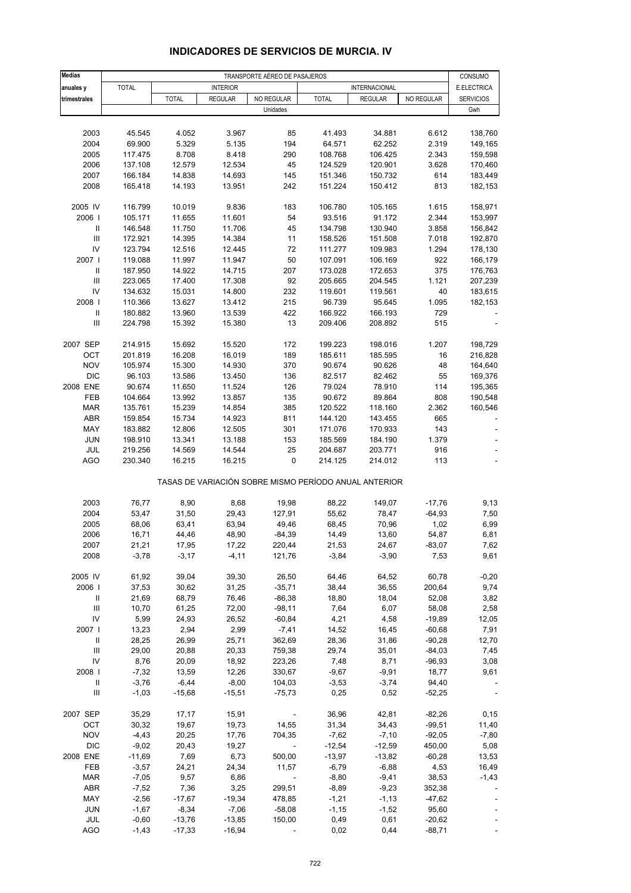# INDICADORES DE SERVICIOS DE MURCIA. IV

| Medias anuales y trimestrales | TRANSPORTE AÉREO DE PASAJEROS | | | | | | | CONSUMO E.ELECTRICA SERVICIOS |
|---|---|---|---|---|---|---|---|---|
| | TOTAL | INTERIOR | | | INTERNACIONAL | | | |
| | | TOTAL | REGULAR | NO REGULAR | TOTAL | REGULAR | NO REGULAR | |
| | Unidades | | | | | | | Gwh |
| 2003 | 45.545 | 4.052 | 3.967 | 85 | 41.493 | 34.881 | 6.612 | 138,760 |
| 2004 | 69.900 | 5.329 | 5.135 | 194 | 64.571 | 62.252 | 2.319 | 149,165 |
| 2005 | 117.475 | 8.708 | 8.418 | 290 | 108.768 | 106.425 | 2.343 | 159,598 |
| 2006 | 137.108 | 12.579 | 12.534 | 45 | 124.529 | 120.901 | 3.628 | 170,460 |
| 2007 | 166.184 | 14.838 | 14.693 | 145 | 151.346 | 150.732 | 614 | 183,449 |
| 2008 | 165.418 | 14.193 | 13.951 | 242 | 151.224 | 150.412 | 813 | 182,153 |
| 2005 IV | 116.799 | 10.019 | 9.836 | 183 | 106.780 | 105.165 | 1.615 | 158,971 |
| 2006 I | 105.171 | 11.655 | 11.601 | 54 | 93.516 | 91.172 | 2.344 | 153,997 |
| II | 146.548 | 11.750 | 11.706 | 45 | 134.798 | 130.940 | 3.858 | 156,842 |
| III | 172.921 | 14.395 | 14.384 | 11 | 158.526 | 151.508 | 7.018 | 192,870 |
| IV | 123.794 | 12.516 | 12.445 | 72 | 111.277 | 109.983 | 1.294 | 178,130 |
| 2007 I | 119.088 | 11.997 | 11.947 | 50 | 107.091 | 106.169 | 922 | 166,179 |
| II | 187.950 | 14.922 | 14.715 | 207 | 173.028 | 172.653 | 375 | 176,763 |
| III | 223.065 | 17.400 | 17.308 | 92 | 205.665 | 204.545 | 1.121 | 207,239 |
| IV | 134.632 | 15.031 | 14.800 | 232 | 119.601 | 119.561 | 40 | 183,615 |
| 2008 I | 110.366 | 13.627 | 13.412 | 215 | 96.739 | 95.645 | 1.095 | 182,153 |
| II | 180.882 | 13.960 | 13.539 | 422 | 166.922 | 166.193 | 729 | - |
| III | 224.798 | 15.392 | 15.380 | 13 | 209.406 | 208.892 | 515 | - |
| 2007 SEP | 214.915 | 15.692 | 15.520 | 172 | 199.223 | 198.016 | 1.207 | 198,729 |
| OCT | 201.819 | 16.208 | 16.019 | 189 | 185.611 | 185.595 | 16 | 216,828 |
| NOV | 105.974 | 15.300 | 14.930 | 370 | 90.674 | 90.626 | 48 | 164,640 |
| DIC | 96.103 | 13.586 | 13.450 | 136 | 82.517 | 82.462 | 55 | 169,376 |
| 2008 ENE | 90.674 | 11.650 | 11.524 | 126 | 79.024 | 78.910 | 114 | 195,365 |
| FEB | 104.664 | 13.992 | 13.857 | 135 | 90.672 | 89.864 | 808 | 190,548 |
| MAR | 135.761 | 15.239 | 14.854 | 385 | 120.522 | 118.160 | 2.362 | 160,546 |
| ABR | 159.854 | 15.734 | 14.923 | 811 | 144.120 | 143.455 | 665 | - |
| MAY | 183.882 | 12.806 | 12.505 | 301 | 171.076 | 170.933 | 143 | - |
| JUN | 198.910 | 13.341 | 13.188 | 153 | 185.569 | 184.190 | 1.379 | - |
| JUL | 219.256 | 14.569 | 14.544 | 25 | 204.687 | 203.771 | 916 | - |
| AGO | 230.340 | 16.215 | 16.215 | 0 | 214.125 | 214.012 | 113 | - |
| | TASAS DE VARIACIÓN SOBRE MISMO PERÍODO ANUAL ANTERIOR | | | | | | | |
| 2003 | 76,77 | 8,90 | 8,68 | 19,98 | 88,22 | 149,07 | -17,76 | 9,13 |
| 2004 | 53,47 | 31,50 | 29,43 | 127,91 | 55,62 | 78,47 | -64,93 | 7,50 |
| 2005 | 68,06 | 63,41 | 63,94 | 49,46 | 68,45 | 70,96 | 1,02 | 6,99 |
| 2006 | 16,71 | 44,46 | 48,90 | -84,39 | 14,49 | 13,60 | 54,87 | 6,81 |
| 2007 | 21,21 | 17,95 | 17,22 | 220,44 | 21,53 | 24,67 | -83,07 | 7,62 |
| 2008 | -3,78 | -3,17 | -4,11 | 121,76 | -3,84 | -3,90 | 7,53 | 9,61 |
| 2005 IV | 61,92 | 39,04 | 39,30 | 26,50 | 64,46 | 64,52 | 60,78 | -0,20 |
| 2006 I | 37,53 | 30,62 | 31,25 | -35,71 | 38,44 | 36,55 | 200,64 | 9,74 |
| II | 21,69 | 68,79 | 76,46 | -86,38 | 18,80 | 18,04 | 52,08 | 3,82 |
| III | 10,70 | 61,25 | 72,00 | -98,11 | 7,64 | 6,07 | 58,08 | 2,58 |
| IV | 5,99 | 24,93 | 26,52 | -60,84 | 4,21 | 4,58 | -19,89 | 12,05 |
| 2007 I | 13,23 | 2,94 | 2,99 | -7,41 | 14,52 | 16,45 | -60,68 | 7,91 |
| II | 28,25 | 26,99 | 25,71 | 362,69 | 28,36 | 31,86 | -90,28 | 12,70 |
| III | 29,00 | 20,88 | 20,33 | 759,38 | 29,74 | 35,01 | -84,03 | 7,45 |
| IV | 8,76 | 20,09 | 18,92 | 223,26 | 7,48 | 8,71 | -96,93 | 3,08 |
| 2008 I | -7,32 | 13,59 | 12,26 | 330,67 | -9,67 | -9,91 | 18,77 | 9,61 |
| II | -3,76 | -6,44 | -8,00 | 104,03 | -3,53 | -3,74 | 94,40 | - |
| III | -1,03 | -15,68 | -15,51 | -75,73 | 0,25 | 0,52 | -52,25 | - |
| 2007 SEP | 35,29 | 17,17 | 15,91 | - | 36,96 | 42,81 | -82,26 | 0,15 |
| OCT | 30,32 | 19,67 | 19,73 | 14,55 | 31,34 | 34,43 | -99,51 | 11,40 |
| NOV | -4,43 | 20,25 | 17,76 | 704,35 | -7,62 | -7,10 | -92,05 | -7,80 |
| DIC | -9,02 | 20,43 | 19,27 | - | -12,54 | -12,59 | 450,00 | 5,08 |
| 2008 ENE | -11,69 | 7,69 | 6,73 | 500,00 | -13,97 | -13,82 | -60,28 | 13,53 |
| FEB | -3,57 | 24,21 | 24,34 | 11,57 | -6,79 | -6,88 | 4,53 | 16,49 |
| MAR | -7,05 | 9,57 | 6,86 | - | -8,80 | -9,41 | 38,53 | -1,43 |
| ABR | -7,52 | 7,36 | 3,25 | 299,51 | -8,89 | -9,23 | 352,38 | - |
| MAY | -2,56 | -17,67 | -19,34 | 478,85 | -1,21 | -1,13 | -47,62 | - |
| JUN | -1,67 | -8,34 | -7,06 | -58,08 | -1,15 | -1,52 | 95,60 | - |
| JUL | -0,60 | -13,76 | -13,85 | 150,00 | 0,49 | 0,61 | -20,62 | - |
| AGO | -1,43 | -17,33 | -16,94 | - | 0,02 | 0,44 | -88,71 | - |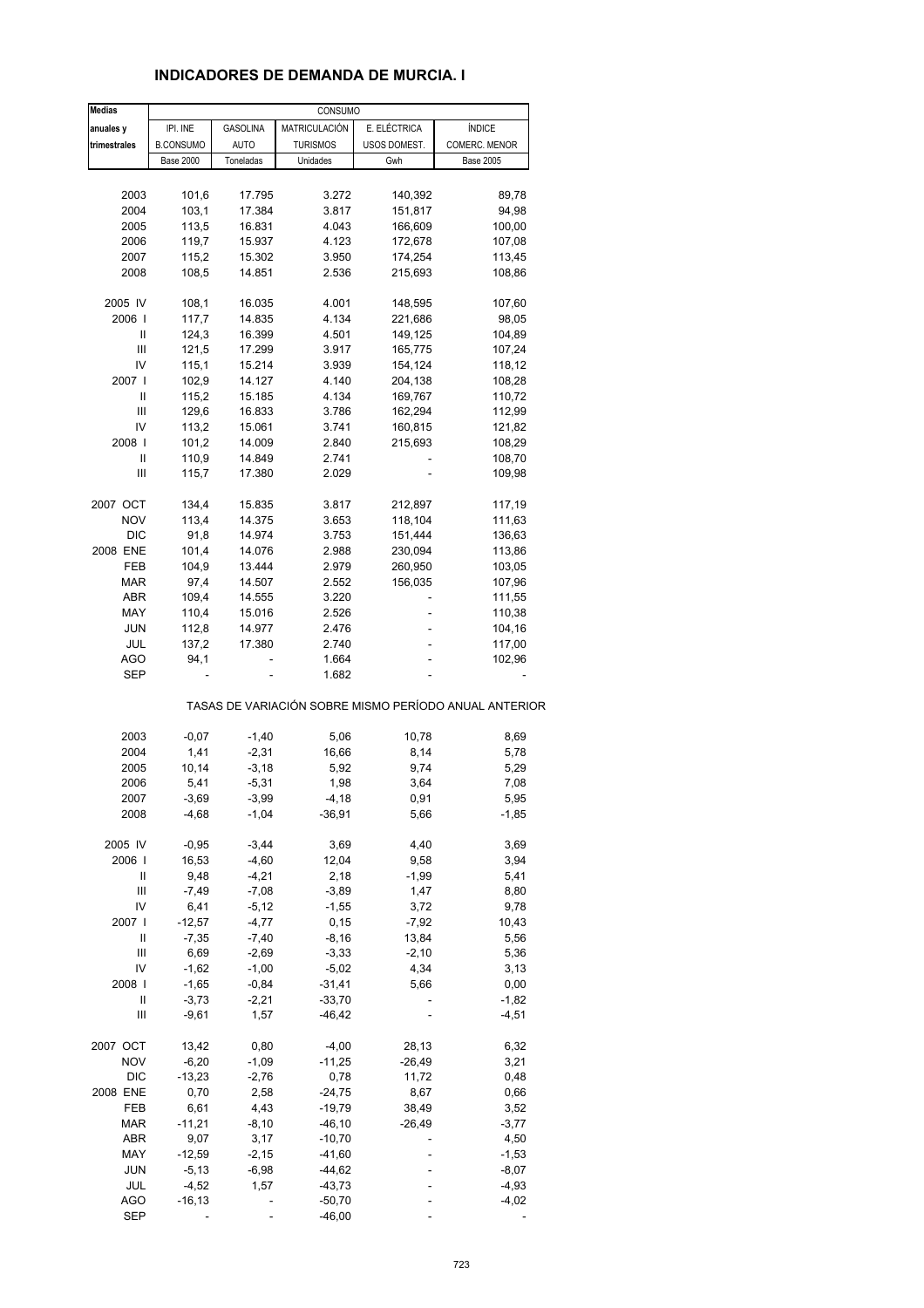# INDICADORES DE DEMANDA DE MURCIA. I

| Medias anuales y trimestrales | CONSUMO | | | | |
|---|---|---|---|---|---|
| | IPI. INE B.CONSUMO | GASOLINA AUTO | MATRICULACIÓN TURISMOS | E. ELÉCTRICA USOS DOMEST. | ÍNDICE COMERC. MENOR |
| | Base 2000 | Toneladas | Unidades | Gwh | Base 2005 |
| 2003 | 101,6 | 17.795 | 3.272 | 140,392 | 89,78 |
| 2004 | 103,1 | 17.384 | 3.817 | 151,817 | 94,98 |
| 2005 | 113,5 | 16.831 | 4.043 | 166,609 | 100,00 |
| 2006 | 119,7 | 15.937 | 4.123 | 172,678 | 107,08 |
| 2007 | 115,2 | 15.302 | 3.950 | 174,254 | 113,45 |
| 2008 | 108,5 | 14.851 | 2.536 | 215,693 | 108,86 |
| 2005 IV | 108,1 | 16.035 | 4.001 | 148,595 | 107,60 |
| 2006 I | 117,7 | 14.835 | 4.134 | 221,686 | 98,05 |
| II | 124,3 | 16.399 | 4.501 | 149,125 | 104,89 |
| III | 121,5 | 17.299 | 3.917 | 165,775 | 107,24 |
| IV | 115,1 | 15.214 | 3.939 | 154,124 | 118,12 |
| 2007 I | 102,9 | 14.127 | 4.140 | 204,138 | 108,28 |
| II | 115,2 | 15.185 | 4.134 | 169,767 | 110,72 |
| III | 129,6 | 16.833 | 3.786 | 162,294 | 112,99 |
| IV | 113,2 | 15.061 | 3.741 | 160,815 | 121,82 |
| 2008 I | 101,2 | 14.009 | 2.840 | 215,693 | 108,29 |
| II | 110,9 | 14.849 | 2.741 | - | 108,70 |
| III | 115,7 | 17.380 | 2.029 | - | 109,98 |
| 2007 OCT | 134,4 | 15.835 | 3.817 | 212,897 | 117,19 |
| NOV | 113,4 | 14.375 | 3.653 | 118,104 | 111,63 |
| DIC | 91,8 | 14.974 | 3.753 | 151,444 | 136,63 |
| 2008 ENE | 101,4 | 14.076 | 2.988 | 230,094 | 113,86 |
| FEB | 104,9 | 13.444 | 2.979 | 260,950 | 103,05 |
| MAR | 97,4 | 14.507 | 2.552 | 156,035 | 107,96 |
| ABR | 109,4 | 14.555 | 3.220 | - | 111,55 |
| MAY | 110,4 | 15.016 | 2.526 | - | 110,38 |
| JUN | 112,8 | 14.977 | 2.476 | - | 104,16 |
| JUL | 137,2 | 17.380 | 2.740 | - | 117,00 |
| AGO | 94,1 | - | 1.664 | - | 102,96 |
| SEP | - | - | 1.682 | - | - |
| | TASAS DE VARIACIÓN SOBRE MISMO PERÍODO ANUAL ANTERIOR | | | | |
| 2003 | -0,07 | -1,40 | 5,06 | 10,78 | 8,69 |
| 2004 | 1,41 | -2,31 | 16,66 | 8,14 | 5,78 |
| 2005 | 10,14 | -3,18 | 5,92 | 9,74 | 5,29 |
| 2006 | 5,41 | -5,31 | 1,98 | 3,64 | 7,08 |
| 2007 | -3,69 | -3,99 | -4,18 | 0,91 | 5,95 |
| 2008 | -4,68 | -1,04 | -36,91 | 5,66 | -1,85 |
| 2005 IV | -0,95 | -3,44 | 3,69 | 4,40 | 3,69 |
| 2006 I | 16,53 | -4,60 | 12,04 | 9,58 | 3,94 |
| II | 9,48 | -4,21 | 2,18 | -1,99 | 5,41 |
| III | -7,49 | -7,08 | -3,89 | 1,47 | 8,80 |
| IV | 6,41 | -5,12 | -1,55 | 3,72 | 9,78 |
| 2007 I | -12,57 | -4,77 | 0,15 | -7,92 | 10,43 |
| II | -7,35 | -7,40 | -8,16 | 13,84 | 5,56 |
| III | 6,69 | -2,69 | -3,33 | -2,10 | 5,36 |
| IV | -1,62 | -1,00 | -5,02 | 4,34 | 3,13 |
| 2008 I | -1,65 | -0,84 | -31,41 | 5,66 | 0,00 |
| II | -3,73 | -2,21 | -33,70 | - | -1,82 |
| III | -9,61 | 1,57 | -46,42 | - | -4,51 |
| 2007 OCT | 13,42 | 0,80 | -4,00 | 28,13 | 6,32 |
| NOV | -6,20 | -1,09 | -11,25 | -26,49 | 3,21 |
| DIC | -13,23 | -2,76 | 0,78 | 11,72 | 0,48 |
| 2008 ENE | 0,70 | 2,58 | -24,75 | 8,67 | 0,66 |
| FEB | 6,61 | 4,43 | -19,79 | 38,49 | 3,52 |
| MAR | -11,21 | -8,10 | -46,10 | -26,49 | -3,77 |
| ABR | 9,07 | 3,17 | -10,70 | - | 4,50 |
| MAY | -12,59 | -2,15 | -41,60 | - | -1,53 |
| JUN | -5,13 | -6,98 | -44,62 | - | -8,07 |
| JUL | -4,52 | 1,57 | -43,73 | - | -4,93 |
| AGO | -16,13 | - | -50,70 | - | -4,02 |
| SEP | - | - | -46,00 | - | - |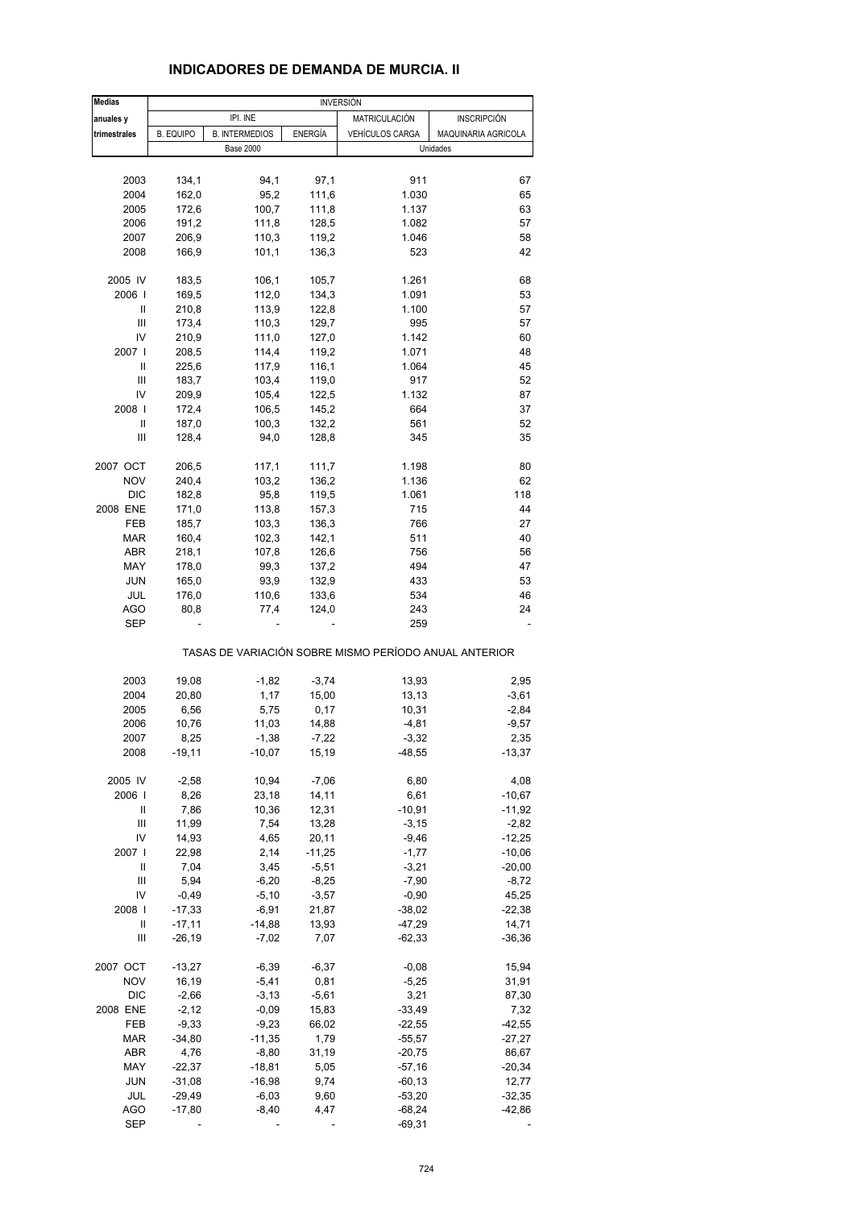## INDICADORES DE DEMANDA DE MURCIA. II

| Medias anuales y trimestrales | INVERSIÓN | | | | |
|---|---|---|---|---|---|
| | IPI. INE | | | MATRICULACIÓN | INSCRIPCIÓN |
| | B. EQUIPO | B. INTERMEDIOS | ENERGÍA | VEHÍCULOS CARGA | MAQUINARIA AGRICOLA |
| | Base 2000 | | | Unidades | |
| 2003 | 134,1 | 94,1 | 97,1 | 911 | 67 |
| 2004 | 162,0 | 95,2 | 111,6 | 1.030 | 65 |
| 2005 | 172,6 | 100,7 | 111,8 | 1.137 | 63 |
| 2006 | 191,2 | 111,8 | 128,5 | 1.082 | 57 |
| 2007 | 206,9 | 110,3 | 119,2 | 1.046 | 58 |
| 2008 | 166,9 | 101,1 | 136,3 | 523 | 42 |
| 2005 IV | 183,5 | 106,1 | 105,7 | 1.261 | 68 |
| 2006 I | 169,5 | 112,0 | 134,3 | 1.091 | 53 |
| II | 210,8 | 113,9 | 122,8 | 1.100 | 57 |
| III | 173,4 | 110,3 | 129,7 | 995 | 57 |
| IV | 210,9 | 111,0 | 127,0 | 1.142 | 60 |
| 2007 I | 208,5 | 114,4 | 119,2 | 1.071 | 48 |
| II | 225,6 | 117,9 | 116,1 | 1.064 | 45 |
| III | 183,7 | 103,4 | 119,0 | 917 | 52 |
| IV | 209,9 | 105,4 | 122,5 | 1.132 | 87 |
| 2008 I | 172,4 | 106,5 | 145,2 | 664 | 37 |
| II | 187,0 | 100,3 | 132,2 | 561 | 52 |
| III | 128,4 | 94,0 | 128,8 | 345 | 35 |
| 2007 OCT | 206,5 | 117,1 | 111,7 | 1.198 | 80 |
| NOV | 240,4 | 103,2 | 136,2 | 1.136 | 62 |
| DIC | 182,8 | 95,8 | 119,5 | 1.061 | 118 |
| 2008 ENE | 171,0 | 113,8 | 157,3 | 715 | 44 |
| FEB | 185,7 | 103,3 | 136,3 | 766 | 27 |
| MAR | 160,4 | 102,3 | 142,1 | 511 | 40 |
| ABR | 218,1 | 107,8 | 126,6 | 756 | 56 |
| MAY | 178,0 | 99,3 | 137,2 | 494 | 47 |
| JUN | 165,0 | 93,9 | 132,9 | 433 | 53 |
| JUL | 176,0 | 110,6 | 133,6 | 534 | 46 |
| AGO | 80,8 | 77,4 | 124,0 | 243 | 24 |
| SEP | - | - | - | 259 | - |
| | TASAS DE VARIACIÓN SOBRE MISMO PERÍODO ANUAL ANTERIOR | | | | |
| 2003 | 19,08 | -1,82 | -3,74 | 13,93 | 2,95 |
| 2004 | 20,80 | 1,17 | 15,00 | 13,13 | -3,61 |
| 2005 | 6,56 | 5,75 | 0,17 | 10,31 | -2,84 |
| 2006 | 10,76 | 11,03 | 14,88 | -4,81 | -9,57 |
| 2007 | 8,25 | -1,38 | -7,22 | -3,32 | 2,35 |
| 2008 | -19,11 | -10,07 | 15,19 | -48,55 | -13,37 |
| 2005 IV | -2,58 | 10,94 | -7,06 | 6,80 | 4,08 |
| 2006 I | 8,26 | 23,18 | 14,11 | 6,61 | -10,67 |
| II | 7,86 | 10,36 | 12,31 | -10,91 | -11,92 |
| III | 11,99 | 7,54 | 13,28 | -3,15 | -2,82 |
| IV | 14,93 | 4,65 | 20,11 | -9,46 | -12,25 |
| 2007 I | 22,98 | 2,14 | -11,25 | -1,77 | -10,06 |
| II | 7,04 | 3,45 | -5,51 | -3,21 | -20,00 |
| III | 5,94 | -6,20 | -8,25 | -7,90 | -8,72 |
| IV | -0,49 | -5,10 | -3,57 | -0,90 | 45,25 |
| 2008 I | -17,33 | -6,91 | 21,87 | -38,02 | -22,38 |
| II | -17,11 | -14,88 | 13,93 | -47,29 | 14,71 |
| III | -26,19 | -7,02 | 7,07 | -62,33 | -36,36 |
| 2007 OCT | -13,27 | -6,39 | -6,37 | -0,08 | 15,94 |
| NOV | 16,19 | -5,41 | 0,81 | -5,25 | 31,91 |
| DIC | -2,66 | -3,13 | -5,61 | 3,21 | 87,30 |
| 2008 ENE | -2,12 | -0,09 | 15,83 | -33,49 | 7,32 |
| FEB | -9,33 | -9,23 | 66,02 | -22,55 | -42,55 |
| MAR | -34,80 | -11,35 | 1,79 | -55,57 | -27,27 |
| ABR | 4,76 | -8,80 | 31,19 | -20,75 | 86,67 |
| MAY | -22,37 | -18,81 | 5,05 | -57,16 | -20,34 |
| JUN | -31,08 | -16,98 | 9,74 | -60,13 | 12,77 |
| JUL | -29,49 | -6,03 | 9,60 | -53,20 | -32,35 |
| AGO | -17,80 | -8,40 | 4,47 | -68,24 | -42,86 |
| SEP | - | - | - | -69,31 | - |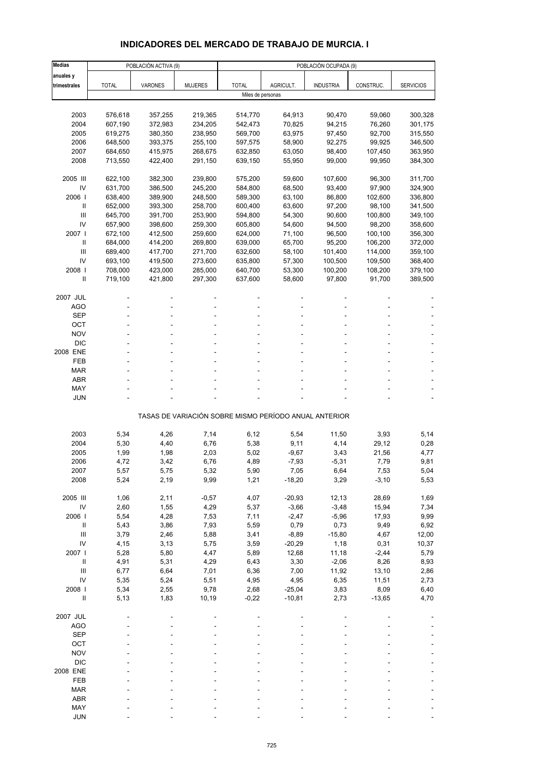# INDICADORES DEL MERCADO DE TRABAJO DE MURCIA. I

| Medias anuales y trimestrales | POBLACIÓN ACTIVA (9) | | | POBLACIÓN OCUPADA (9) | | | | |
|---|---|---|---|---|---|---|---|---|
| | TOTAL | VARONES | MUJERES | TOTAL | AGRICULT. | INDUSTRIA | CONSTRUC. | SERVICIOS |
| | Miles de personas | | | | | | | |
| 2003 | 576,618 | 357,255 | 219,365 | 514,770 | 64,913 | 90,470 | 59,060 | 300,328 |
| 2004 | 607,190 | 372,983 | 234,205 | 542,473 | 70,825 | 94,215 | 76,260 | 301,175 |
| 2005 | 619,275 | 380,350 | 238,950 | 569,700 | 63,975 | 97,450 | 92,700 | 315,550 |
| 2006 | 648,500 | 393,375 | 255,100 | 597,575 | 58,900 | 92,275 | 99,925 | 346,500 |
| 2007 | 684,650 | 415,975 | 268,675 | 632,850 | 63,050 | 98,400 | 107,450 | 363,950 |
| 2008 | 713,550 | 422,400 | 291,150 | 639,150 | 55,950 | 99,000 | 99,950 | 384,300 |
| 2005 III | 622,100 | 382,300 | 239,800 | 575,200 | 59,600 | 107,600 | 96,300 | 311,700 |
| IV | 631,700 | 386,500 | 245,200 | 584,800 | 68,500 | 93,400 | 97,900 | 324,900 |
| 2006 I | 638,400 | 389,900 | 248,500 | 589,300 | 63,100 | 86,800 | 102,600 | 336,800 |
| II | 652,000 | 393,300 | 258,700 | 600,400 | 63,600 | 97,200 | 98,100 | 341,500 |
| III | 645,700 | 391,700 | 253,900 | 594,800 | 54,300 | 90,600 | 100,800 | 349,100 |
| IV | 657,900 | 398,600 | 259,300 | 605,800 | 54,600 | 94,500 | 98,200 | 358,600 |
| 2007 I | 672,100 | 412,500 | 259,600 | 624,000 | 71,100 | 96,500 | 100,100 | 356,300 |
| II | 684,000 | 414,200 | 269,800 | 639,000 | 65,700 | 95,200 | 106,200 | 372,000 |
| III | 689,400 | 417,700 | 271,700 | 632,600 | 58,100 | 101,400 | 114,000 | 359,100 |
| IV | 693,100 | 419,500 | 273,600 | 635,800 | 57,300 | 100,500 | 109,500 | 368,400 |
| 2008 I | 708,000 | 423,000 | 285,000 | 640,700 | 53,300 | 100,200 | 108,200 | 379,100 |
| II | 719,100 | 421,800 | 297,300 | 637,600 | 58,600 | 97,800 | 91,700 | 389,500 |
| 2007 JUL | - | - | - | - | - | - | - | - |
| AGO | - | - | - | - | - | - | - | - |
| SEP | - | - | - | - | - | - | - | - |
| OCT | - | - | - | - | - | - | - | - |
| NOV | - | - | - | - | - | - | - | - |
| DIC | - | - | - | - | - | - | - | - |
| 2008 ENE | - | - | - | - | - | - | - | - |
| FEB | - | - | - | - | - | - | - | - |
| MAR | - | - | - | - | - | - | - | - |
| ABR | - | - | - | - | - | - | - | - |
| MAY | - | - | - | - | - | - | - | - |
| JUN | - | - | - | - | - | - | - | - |
| | TASAS DE VARIACIÓN SOBRE MISMO PERÍODO ANUAL ANTERIOR | | | | | | | |
| 2003 | 5,34 | 4,26 | 7,14 | 6,12 | 5,54 | 11,50 | 3,93 | 5,14 |
| 2004 | 5,30 | 4,40 | 6,76 | 5,38 | 9,11 | 4,14 | 29,12 | 0,28 |
| 2005 | 1,99 | 1,98 | 2,03 | 5,02 | -9,67 | 3,43 | 21,56 | 4,77 |
| 2006 | 4,72 | 3,42 | 6,76 | 4,89 | -7,93 | -5,31 | 7,79 | 9,81 |
| 2007 | 5,57 | 5,75 | 5,32 | 5,90 | 7,05 | 6,64 | 7,53 | 5,04 |
| 2008 | 5,24 | 2,19 | 9,99 | 1,21 | -18,20 | 3,29 | -3,10 | 5,53 |
| 2005 III | 1,06 | 2,11 | -0,57 | 4,07 | -20,93 | 12,13 | 28,69 | 1,69 |
| IV | 2,60 | 1,55 | 4,29 | 5,37 | -3,66 | -3,48 | 15,94 | 7,34 |
| 2006 I | 5,54 | 4,28 | 7,53 | 7,11 | -2,47 | -5,96 | 17,93 | 9,99 |
| II | 5,43 | 3,86 | 7,93 | 5,59 | 0,79 | 0,73 | 9,49 | 6,92 |
| III | 3,79 | 2,46 | 5,88 | 3,41 | -8,89 | -15,80 | 4,67 | 12,00 |
| IV | 4,15 | 3,13 | 5,75 | 3,59 | -20,29 | 1,18 | 0,31 | 10,37 |
| 2007 I | 5,28 | 5,80 | 4,47 | 5,89 | 12,68 | 11,18 | -2,44 | 5,79 |
| II | 4,91 | 5,31 | 4,29 | 6,43 | 3,30 | -2,06 | 8,26 | 8,93 |
| III | 6,77 | 6,64 | 7,01 | 6,36 | 7,00 | 11,92 | 13,10 | 2,86 |
| IV | 5,35 | 5,24 | 5,51 | 4,95 | 4,95 | 6,35 | 11,51 | 2,73 |
| 2008 I | 5,34 | 2,55 | 9,78 | 2,68 | -25,04 | 3,83 | 8,09 | 6,40 |
| II | 5,13 | 1,83 | 10,19 | -0,22 | -10,81 | 2,73 | -13,65 | 4,70 |
| 2007 JUL | - | - | - | - | - | - | - | - |
| AGO | - | - | - | - | - | - | - | - |
| SEP | - | - | - | - | - | - | - | - |
| OCT | - | - | - | - | - | - | - | - |
| NOV | - | - | - | - | - | - | - | - |
| DIC | - | - | - | - | - | - | - | - |
| 2008 ENE | - | - | - | - | - | - | - | - |
| FEB | - | - | - | - | - | - | - | - |
| MAR | - | - | - | - | - | - | - | - |
| ABR | - | - | - | - | - | - | - | - |
| MAY | - | - | - | - | - | - | - | - |
| JUN | - | - | - | - | - | - | - | - |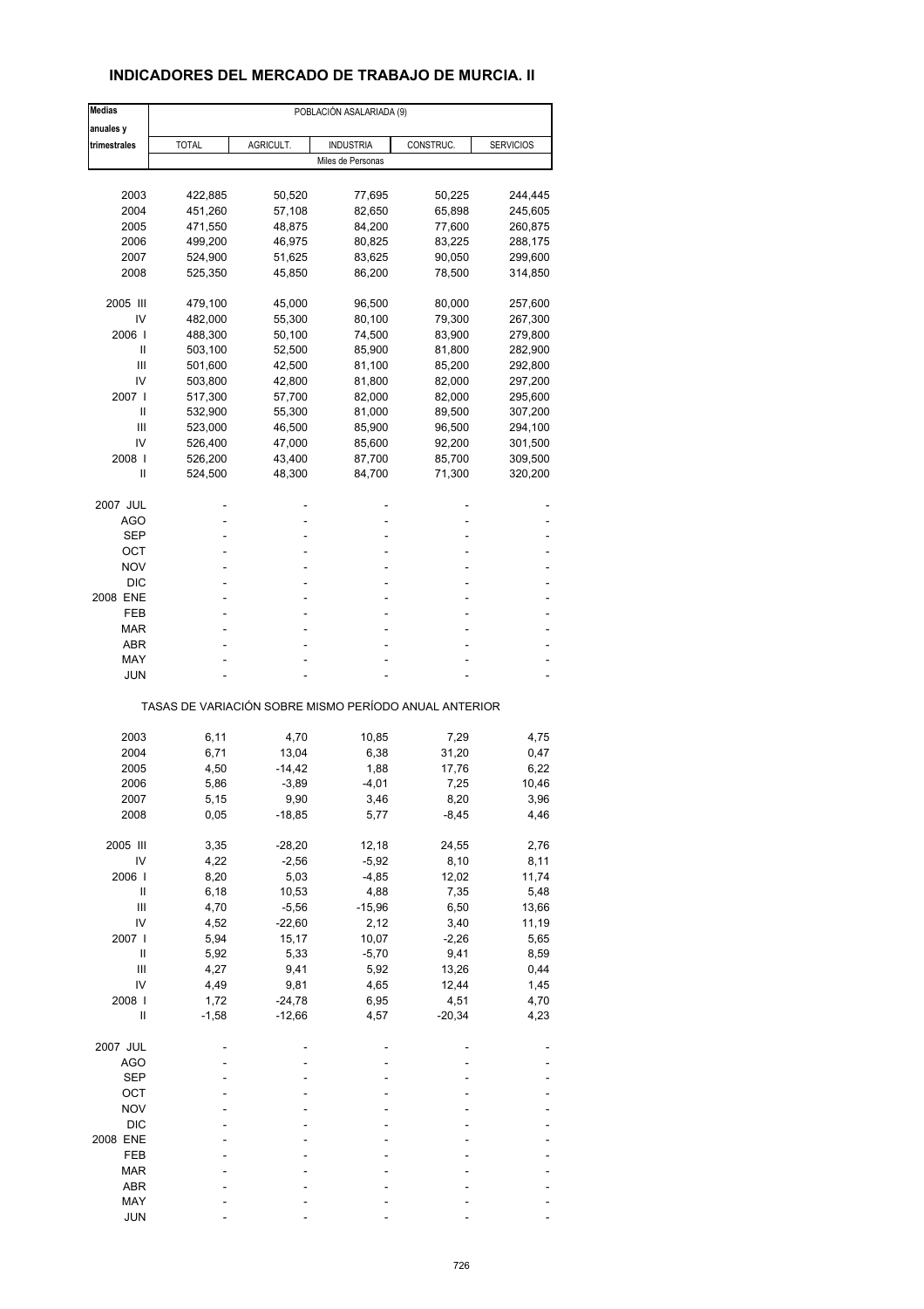# INDICADORES DEL MERCADO DE TRABAJO DE MURCIA. II

| Medias anuales y trimestrales | POBLACIÓN ASALARIADA (9) | | | | |
|---|---|---|---|---|---|
| | TOTAL | AGRICULT. | INDUSTRIA | CONSTRUC. | SERVICIOS |
| | Miles de Personas | | | | |
| 2003 | 422,885 | 50,520 | 77,695 | 50,225 | 244,445 |
| 2004 | 451,260 | 57,108 | 82,650 | 65,898 | 245,605 |
| 2005 | 471,550 | 48,875 | 84,200 | 77,600 | 260,875 |
| 2006 | 499,200 | 46,975 | 80,825 | 83,225 | 288,175 |
| 2007 | 524,900 | 51,625 | 83,625 | 90,050 | 299,600 |
| 2008 | 525,350 | 45,850 | 86,200 | 78,500 | 314,850 |
| 2005 III | 479,100 | 45,000 | 96,500 | 80,000 | 257,600 |
| IV | 482,000 | 55,300 | 80,100 | 79,300 | 267,300 |
| 2006 I | 488,300 | 50,100 | 74,500 | 83,900 | 279,800 |
| II | 503,100 | 52,500 | 85,900 | 81,800 | 282,900 |
| III | 501,600 | 42,500 | 81,100 | 85,200 | 292,800 |
| IV | 503,800 | 42,800 | 81,800 | 82,000 | 297,200 |
| 2007 I | 517,300 | 57,700 | 82,000 | 82,000 | 295,600 |
| II | 532,900 | 55,300 | 81,000 | 89,500 | 307,200 |
| III | 523,000 | 46,500 | 85,900 | 96,500 | 294,100 |
| IV | 526,400 | 47,000 | 85,600 | 92,200 | 301,500 |
| 2008 I | 526,200 | 43,400 | 87,700 | 85,700 | 309,500 |
| II | 524,500 | 48,300 | 84,700 | 71,300 | 320,200 |
| 2007 JUL | - | - | - | - | - |
| AGO | - | - | - | - | - |
| SEP | - | - | - | - | - |
| OCT | - | - | - | - | - |
| NOV | - | - | - | - | - |
| DIC | - | - | - | - | - |
| 2008 ENE | - | - | - | - | - |
| FEB | - | - | - | - | - |
| MAR | - | - | - | - | - |
| ABR | - | - | - | - | - |
| MAY | - | - | - | - | - |
| JUN | - | - | - | - | - |
| | TASAS DE VARIACIÓN SOBRE MISMO PERÍODO ANUAL ANTERIOR | | | | |
| 2003 | 6,11 | 4,70 | 10,85 | 7,29 | 4,75 |
| 2004 | 6,71 | 13,04 | 6,38 | 31,20 | 0,47 |
| 2005 | 4,50 | -14,42 | 1,88 | 17,76 | 6,22 |
| 2006 | 5,86 | -3,89 | -4,01 | 7,25 | 10,46 |
| 2007 | 5,15 | 9,90 | 3,46 | 8,20 | 3,96 |
| 2008 | 0,05 | -18,85 | 5,77 | -8,45 | 4,46 |
| 2005 III | 3,35 | -28,20 | 12,18 | 24,55 | 2,76 |
| IV | 4,22 | -2,56 | -5,92 | 8,10 | 8,11 |
| 2006 I | 8,20 | 5,03 | -4,85 | 12,02 | 11,74 |
| II | 6,18 | 10,53 | 4,88 | 7,35 | 5,48 |
| III | 4,70 | -5,56 | -15,96 | 6,50 | 13,66 |
| IV | 4,52 | -22,60 | 2,12 | 3,40 | 11,19 |
| 2007 I | 5,94 | 15,17 | 10,07 | -2,26 | 5,65 |
| II | 5,92 | 5,33 | -5,70 | 9,41 | 8,59 |
| III | 4,27 | 9,41 | 5,92 | 13,26 | 0,44 |
| IV | 4,49 | 9,81 | 4,65 | 12,44 | 1,45 |
| 2008 I | 1,72 | -24,78 | 6,95 | 4,51 | 4,70 |
| II | -1,58 | -12,66 | 4,57 | -20,34 | 4,23 |
| 2007 JUL | - | - | - | - | - |
| AGO | - | - | - | - | - |
| SEP | - | - | - | - | - |
| OCT | - | - | - | - | - |
| NOV | - | - | - | - | - |
| DIC | - | - | - | - | - |
| 2008 ENE | - | - | - | - | - |
| FEB | - | - | - | - | - |
| MAR | - | - | - | - | - |
| ABR | - | - | - | - | - |
| MAY | - | - | - | - | - |
| JUN | - | - | - | - | - |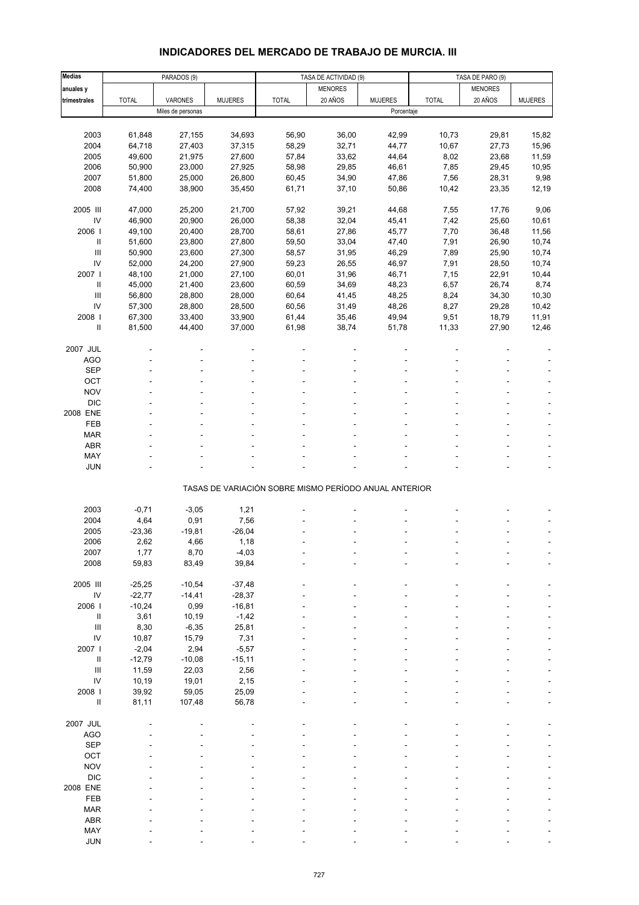# INDICADORES DEL MERCADO DE TRABAJO DE MURCIA. III

| Medias anuales y trimestrales | PARADOS (9) | | | TASA DE ACTIVIDAD (9) | | | TASA DE PARO (9) | | |
|---|---|---|---|---|---|---|---|---|---|
| | TOTAL | VARONES | MUJERES | TOTAL | MENORES 20 AÑOS | MUJERES | TOTAL | MENORES 20 AÑOS | MUJERES |
| | Miles de personas | | | Porcentaje | | | | | |
| 2003 | 61,848 | 27,155 | 34,693 | 56,90 | 36,00 | 42,99 | 10,73 | 29,81 | 15,82 |
| 2004 | 64,718 | 27,403 | 37,315 | 58,29 | 32,71 | 44,77 | 10,67 | 27,73 | 15,96 |
| 2005 | 49,600 | 21,975 | 27,600 | 57,84 | 33,62 | 44,64 | 8,02 | 23,68 | 11,59 |
| 2006 | 50,900 | 23,000 | 27,925 | 58,98 | 29,85 | 46,61 | 7,85 | 29,45 | 10,95 |
| 2007 | 51,800 | 25,000 | 26,800 | 60,45 | 34,90 | 47,86 | 7,56 | 28,31 | 9,98 |
| 2008 | 74,400 | 38,900 | 35,450 | 61,71 | 37,10 | 50,86 | 10,42 | 23,35 | 12,19 |
| 2005 III | 47,000 | 25,200 | 21,700 | 57,92 | 39,21 | 44,68 | 7,55 | 17,76 | 9,06 |
| IV | 46,900 | 20,900 | 26,000 | 58,38 | 32,04 | 45,41 | 7,42 | 25,60 | 10,61 |
| 2006 I | 49,100 | 20,400 | 28,700 | 58,61 | 27,86 | 45,77 | 7,70 | 36,48 | 11,56 |
| II | 51,600 | 23,800 | 27,800 | 59,50 | 33,04 | 47,40 | 7,91 | 26,90 | 10,74 |
| III | 50,900 | 23,600 | 27,300 | 58,57 | 31,95 | 46,29 | 7,89 | 25,90 | 10,74 |
| IV | 52,000 | 24,200 | 27,900 | 59,23 | 26,55 | 46,97 | 7,91 | 28,50 | 10,74 |
| 2007 I | 48,100 | 21,000 | 27,100 | 60,01 | 31,96 | 46,71 | 7,15 | 22,91 | 10,44 |
| II | 45,000 | 21,400 | 23,600 | 60,59 | 34,69 | 48,23 | 6,57 | 26,74 | 8,74 |
| III | 56,800 | 28,800 | 28,000 | 60,64 | 41,45 | 48,25 | 8,24 | 34,30 | 10,30 |
| IV | 57,300 | 28,800 | 28,500 | 60,56 | 31,49 | 48,26 | 8,27 | 29,28 | 10,42 |
| 2008 I | 67,300 | 33,400 | 33,900 | 61,44 | 35,46 | 49,94 | 9,51 | 18,79 | 11,91 |
| II | 81,500 | 44,400 | 37,000 | 61,98 | 38,74 | 51,78 | 11,33 | 27,90 | 12,46 |
| 2007 JUL | - | - | - | - | - | - | - | - | - |
| AGO | - | - | - | - | - | - | - | - | - |
| SEP | - | - | - | - | - | - | - | - | - |
| OCT | - | - | - | - | - | - | - | - | - |
| NOV | - | - | - | - | - | - | - | - | - |
| DIC | - | - | - | - | - | - | - | - | - |
| 2008 ENE | - | - | - | - | - | - | - | - | - |
| FEB | - | - | - | - | - | - | - | - | - |
| MAR | - | - | - | - | - | - | - | - | - |
| ABR | - | - | - | - | - | - | - | - | - |
| MAY | - | - | - | - | - | - | - | - | - |
| JUN | - | - | - | - | - | - | - | - | - |
| | TASAS DE VARIACIÓN SOBRE MISMO PERÍODO ANUAL ANTERIOR | | | | | | | | |
| 2003 | -0,71 | -3,05 | 1,21 | - | - | - | - | - | - |
| 2004 | 4,64 | 0,91 | 7,56 | - | - | - | - | - | - |
| 2005 | -23,36 | -19,81 | -26,04 | - | - | - | - | - | - |
| 2006 | 2,62 | 4,66 | 1,18 | - | - | - | - | - | - |
| 2007 | 1,77 | 8,70 | -4,03 | - | - | - | - | - | - |
| 2008 | 59,83 | 83,49 | 39,84 | - | - | - | - | - | - |
| 2005 III | -25,25 | -10,54 | -37,48 | - | - | - | - | - | - |
| IV | -22,77 | -14,41 | -28,37 | - | - | - | - | - | - |
| 2006 I | -10,24 | 0,99 | -16,81 | - | - | - | - | - | - |
| II | 3,61 | 10,19 | -1,42 | - | - | - | - | - | - |
| III | 8,30 | -6,35 | 25,81 | - | - | - | - | - | - |
| IV | 10,87 | 15,79 | 7,31 | - | - | - | - | - | - |
| 2007 I | -2,04 | 2,94 | -5,57 | - | - | - | - | - | - |
| II | -12,79 | -10,08 | -15,11 | - | - | - | - | - | - |
| III | 11,59 | 22,03 | 2,56 | - | - | - | - | - | - |
| IV | 10,19 | 19,01 | 2,15 | - | - | - | - | - | - |
| 2008 I | 39,92 | 59,05 | 25,09 | - | - | - | - | - | - |
| II | 81,11 | 107,48 | 56,78 | - | - | - | - | - | - |
| 2007 JUL | - | - | - | - | - | - | - | - | - |
| AGO | - | - | - | - | - | - | - | - | - |
| SEP | - | - | - | - | - | - | - | - | - |
| OCT | - | - | - | - | - | - | - | - | - |
| NOV | - | - | - | - | - | - | - | - | - |
| DIC | - | - | - | - | - | - | - | - | - |
| 2008 ENE | - | - | - | - | - | - | - | - | - |
| FEB | - | - | - | - | - | - | - | - | - |
| MAR | - | - | - | - | - | - | - | - | - |
| ABR | - | - | - | - | - | - | - | - | - |
| MAY | - | - | - | - | - | - | - | - | - |
| JUN | - | - | - | - | - | - | - | - | - |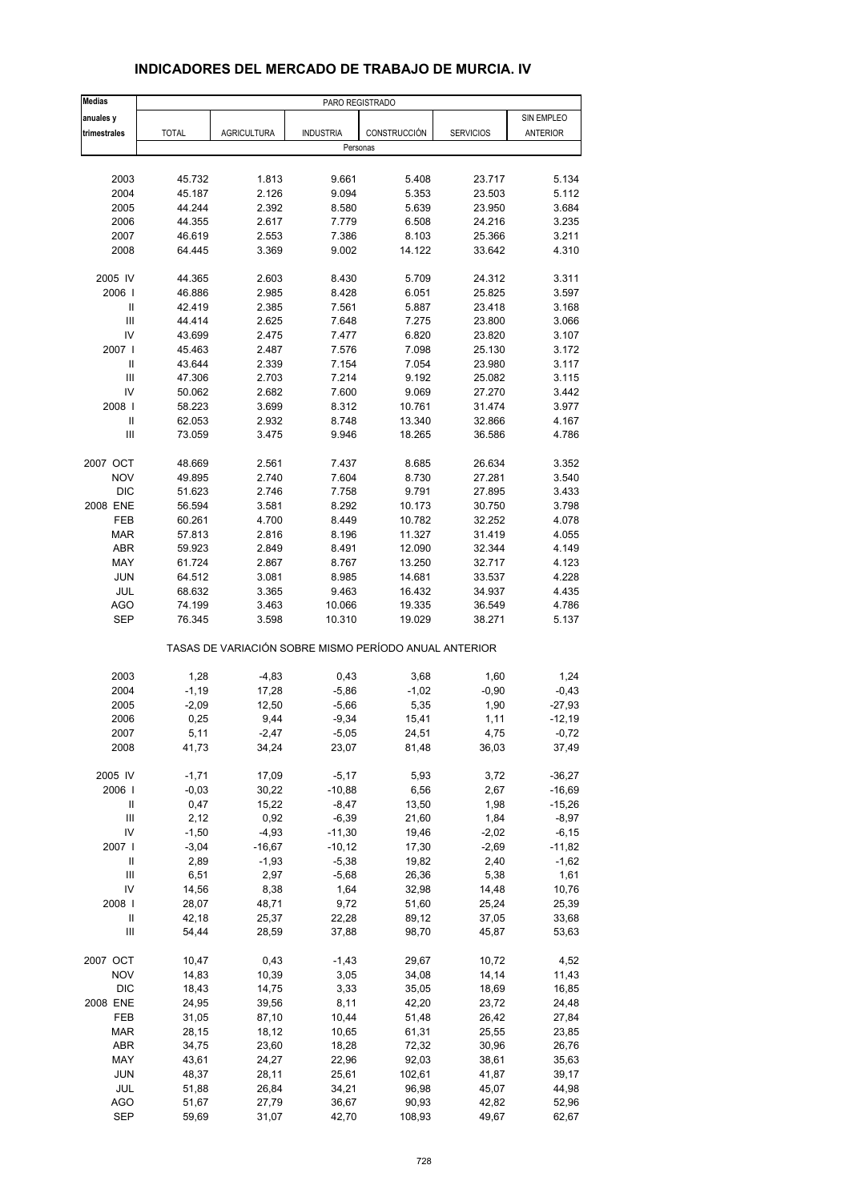## INDICADORES DEL MERCADO DE TRABAJO DE MURCIA. IV

| Medias anuales y trimestrales | PARO REGISTRADO | | | | | |
|---|---|---|---|---|---|---|
| | TOTAL | AGRICULTURA | INDUSTRIA | CONSTRUCCIÓN | SERVICIOS | SIN EMPLEO ANTERIOR |
| | Personas | | | | | |
| 2003 | 45.732 | 1.813 | 9.661 | 5.408 | 23.717 | 5.134 |
| 2004 | 45.187 | 2.126 | 9.094 | 5.353 | 23.503 | 5.112 |
| 2005 | 44.244 | 2.392 | 8.580 | 5.639 | 23.950 | 3.684 |
| 2006 | 44.355 | 2.617 | 7.779 | 6.508 | 24.216 | 3.235 |
| 2007 | 46.619 | 2.553 | 7.386 | 8.103 | 25.366 | 3.211 |
| 2008 | 64.445 | 3.369 | 9.002 | 14.122 | 33.642 | 4.310 |
| 2005 IV | 44.365 | 2.603 | 8.430 | 5.709 | 24.312 | 3.311 |
| 2006 I | 46.886 | 2.985 | 8.428 | 6.051 | 25.825 | 3.597 |
| II | 42.419 | 2.385 | 7.561 | 5.887 | 23.418 | 3.168 |
| III | 44.414 | 2.625 | 7.648 | 7.275 | 23.800 | 3.066 |
| IV | 43.699 | 2.475 | 7.477 | 6.820 | 23.820 | 3.107 |
| 2007 I | 45.463 | 2.487 | 7.576 | 7.098 | 25.130 | 3.172 |
| II | 43.644 | 2.339 | 7.154 | 7.054 | 23.980 | 3.117 |
| III | 47.306 | 2.703 | 7.214 | 9.192 | 25.082 | 3.115 |
| IV | 50.062 | 2.682 | 7.600 | 9.069 | 27.270 | 3.442 |
| 2008 I | 58.223 | 3.699 | 8.312 | 10.761 | 31.474 | 3.977 |
| II | 62.053 | 2.932 | 8.748 | 13.340 | 32.866 | 4.167 |
| III | 73.059 | 3.475 | 9.946 | 18.265 | 36.586 | 4.786 |
| 2007 OCT | 48.669 | 2.561 | 7.437 | 8.685 | 26.634 | 3.352 |
| NOV | 49.895 | 2.740 | 7.604 | 8.730 | 27.281 | 3.540 |
| DIC | 51.623 | 2.746 | 7.758 | 9.791 | 27.895 | 3.433 |
| 2008 ENE | 56.594 | 3.581 | 8.292 | 10.173 | 30.750 | 3.798 |
| FEB | 60.261 | 4.700 | 8.449 | 10.782 | 32.252 | 4.078 |
| MAR | 57.813 | 2.816 | 8.196 | 11.327 | 31.419 | 4.055 |
| ABR | 59.923 | 2.849 | 8.491 | 12.090 | 32.344 | 4.149 |
| MAY | 61.724 | 2.867 | 8.767 | 13.250 | 32.717 | 4.123 |
| JUN | 64.512 | 3.081 | 8.985 | 14.681 | 33.537 | 4.228 |
| JUL | 68.632 | 3.365 | 9.463 | 16.432 | 34.937 | 4.435 |
| AGO | 74.199 | 3.463 | 10.066 | 19.335 | 36.549 | 4.786 |
| SEP | 76.345 | 3.598 | 10.310 | 19.029 | 38.271 | 5.137 |
| | TASAS DE VARIACIÓN SOBRE MISMO PERÍODO ANUAL ANTERIOR | | | | | |
| 2003 | 1,28 | -4,83 | 0,43 | 3,68 | 1,60 | 1,24 |
| 2004 | -1,19 | 17,28 | -5,86 | -1,02 | -0,90 | -0,43 |
| 2005 | -2,09 | 12,50 | -5,66 | 5,35 | 1,90 | -27,93 |
| 2006 | 0,25 | 9,44 | -9,34 | 15,41 | 1,11 | -12,19 |
| 2007 | 5,11 | -2,47 | -5,05 | 24,51 | 4,75 | -0,72 |
| 2008 | 41,73 | 34,24 | 23,07 | 81,48 | 36,03 | 37,49 |
| 2005 IV | -1,71 | 17,09 | -5,17 | 5,93 | 3,72 | -36,27 |
| 2006 I | -0,03 | 30,22 | -10,88 | 6,56 | 2,67 | -16,69 |
| II | 0,47 | 15,22 | -8,47 | 13,50 | 1,98 | -15,26 |
| III | 2,12 | 0,92 | -6,39 | 21,60 | 1,84 | -8,97 |
| IV | -1,50 | -4,93 | -11,30 | 19,46 | -2,02 | -6,15 |
| 2007 I | -3,04 | -16,67 | -10,12 | 17,30 | -2,69 | -11,82 |
| II | 2,89 | -1,93 | -5,38 | 19,82 | 2,40 | -1,62 |
| III | 6,51 | 2,97 | -5,68 | 26,36 | 5,38 | 1,61 |
| IV | 14,56 | 8,38 | 1,64 | 32,98 | 14,48 | 10,76 |
| 2008 I | 28,07 | 48,71 | 9,72 | 51,60 | 25,24 | 25,39 |
| II | 42,18 | 25,37 | 22,28 | 89,12 | 37,05 | 33,68 |
| III | 54,44 | 28,59 | 37,88 | 98,70 | 45,87 | 53,63 |
| 2007 OCT | 10,47 | 0,43 | -1,43 | 29,67 | 10,72 | 4,52 |
| NOV | 14,83 | 10,39 | 3,05 | 34,08 | 14,14 | 11,43 |
| DIC | 18,43 | 14,75 | 3,33 | 35,05 | 18,69 | 16,85 |
| 2008 ENE | 24,95 | 39,56 | 8,11 | 42,20 | 23,72 | 24,48 |
| FEB | 31,05 | 87,10 | 10,44 | 51,48 | 26,42 | 27,84 |
| MAR | 28,15 | 18,12 | 10,65 | 61,31 | 25,55 | 23,85 |
| ABR | 34,75 | 23,60 | 18,28 | 72,32 | 30,96 | 26,76 |
| MAY | 43,61 | 24,27 | 22,96 | 92,03 | 38,61 | 35,63 |
| JUN | 48,37 | 28,11 | 25,61 | 102,61 | 41,87 | 39,17 |
| JUL | 51,88 | 26,84 | 34,21 | 96,98 | 45,07 | 44,98 |
| AGO | 51,67 | 27,79 | 36,67 | 90,93 | 42,82 | 52,96 |
| SEP | 59,69 | 31,07 | 42,70 | 108,93 | 49,67 | 62,67 |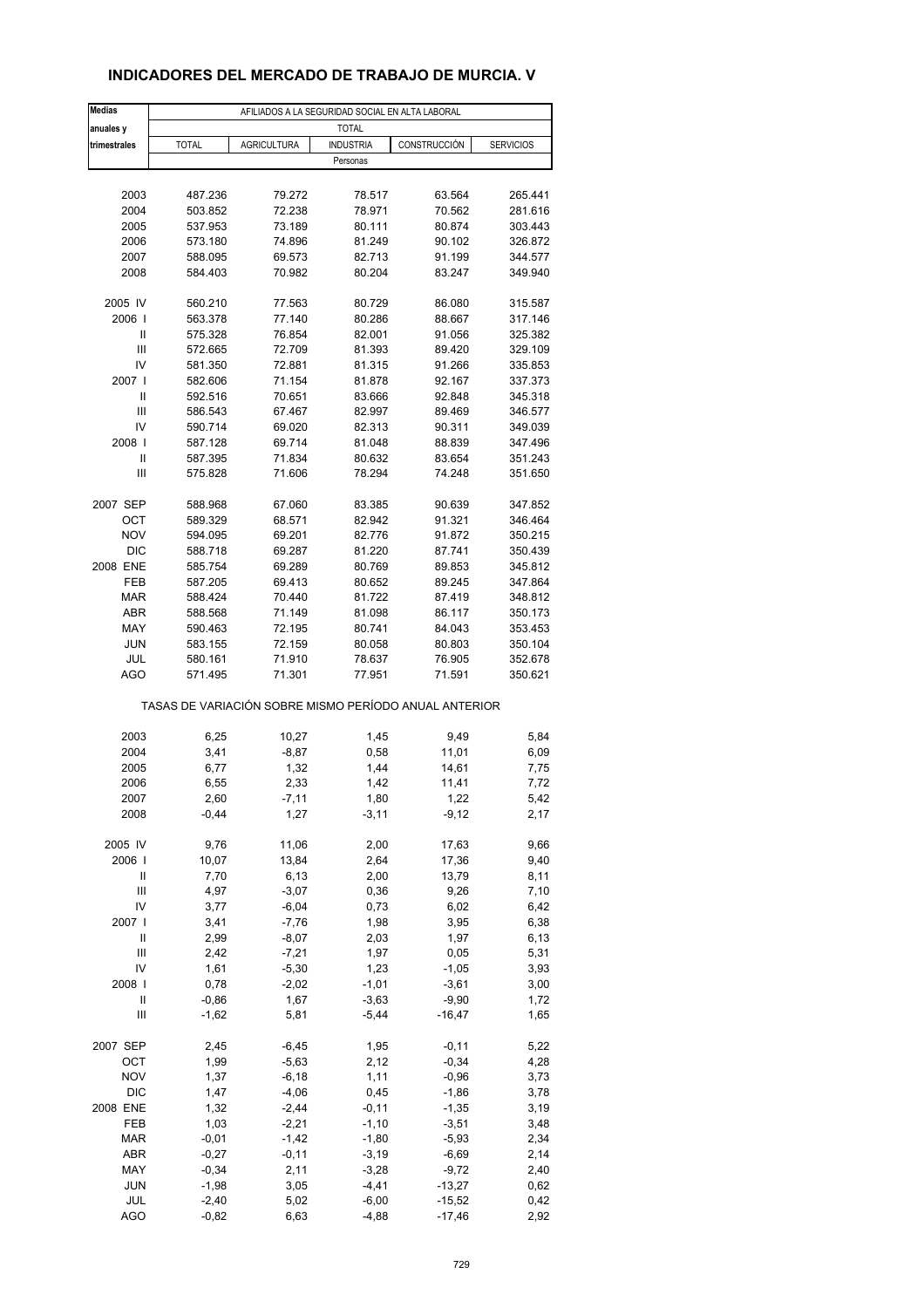## INDICADORES DEL MERCADO DE TRABAJO DE MURCIA. V

| Medias anuales y trimestrales | AFILIADOS A LA SEGURIDAD SOCIAL EN ALTA LABORAL | | | | |
|---|---|---|---|---|---|
| | TOTAL | | | | |
| | TOTAL | AGRICULTURA | INDUSTRIA | CONSTRUCCIÓN | SERVICIOS |
| | Personas | | | | |
| 2003 | 487.236 | 79.272 | 78.517 | 63.564 | 265.441 |
| 2004 | 503.852 | 72.238 | 78.971 | 70.562 | 281.616 |
| 2005 | 537.953 | 73.189 | 80.111 | 80.874 | 303.443 |
| 2006 | 573.180 | 74.896 | 81.249 | 90.102 | 326.872 |
| 2007 | 588.095 | 69.573 | 82.713 | 91.199 | 344.577 |
| 2008 | 584.403 | 70.982 | 80.204 | 83.247 | 349.940 |
| 2005 IV | 560.210 | 77.563 | 80.729 | 86.080 | 315.587 |
| 2006 I | 563.378 | 77.140 | 80.286 | 88.667 | 317.146 |
| II | 575.328 | 76.854 | 82.001 | 91.056 | 325.382 |
| III | 572.665 | 72.709 | 81.393 | 89.420 | 329.109 |
| IV | 581.350 | 72.881 | 81.315 | 91.266 | 335.853 |
| 2007 I | 582.606 | 71.154 | 81.878 | 92.167 | 337.373 |
| II | 592.516 | 70.651 | 83.666 | 92.848 | 345.318 |
| III | 586.543 | 67.467 | 82.997 | 89.469 | 346.577 |
| IV | 590.714 | 69.020 | 82.313 | 90.311 | 349.039 |
| 2008 I | 587.128 | 69.714 | 81.048 | 88.839 | 347.496 |
| II | 587.395 | 71.834 | 80.632 | 83.654 | 351.243 |
| III | 575.828 | 71.606 | 78.294 | 74.248 | 351.650 |
| 2007 SEP | 588.968 | 67.060 | 83.385 | 90.639 | 347.852 |
| OCT | 589.329 | 68.571 | 82.942 | 91.321 | 346.464 |
| NOV | 594.095 | 69.201 | 82.776 | 91.872 | 350.215 |
| DIC | 588.718 | 69.287 | 81.220 | 87.741 | 350.439 |
| 2008 ENE | 585.754 | 69.289 | 80.769 | 89.853 | 345.812 |
| FEB | 587.205 | 69.413 | 80.652 | 89.245 | 347.864 |
| MAR | 588.424 | 70.440 | 81.722 | 87.419 | 348.812 |
| ABR | 588.568 | 71.149 | 81.098 | 86.117 | 350.173 |
| MAY | 590.463 | 72.195 | 80.741 | 84.043 | 353.453 |
| JUN | 583.155 | 72.159 | 80.058 | 80.803 | 350.104 |
| JUL | 580.161 | 71.910 | 78.637 | 76.905 | 352.678 |
| AGO | 571.495 | 71.301 | 77.951 | 71.591 | 350.621 |
| | TASAS DE VARIACIÓN SOBRE MISMO PERÍODO ANUAL ANTERIOR | | | | |
| 2003 | 6,25 | 10,27 | 1,45 | 9,49 | 5,84 |
| 2004 | 3,41 | -8,87 | 0,58 | 11,01 | 6,09 |
| 2005 | 6,77 | 1,32 | 1,44 | 14,61 | 7,75 |
| 2006 | 6,55 | 2,33 | 1,42 | 11,41 | 7,72 |
| 2007 | 2,60 | -7,11 | 1,80 | 1,22 | 5,42 |
| 2008 | -0,44 | 1,27 | -3,11 | -9,12 | 2,17 |
| 2005 IV | 9,76 | 11,06 | 2,00 | 17,63 | 9,66 |
| 2006 I | 10,07 | 13,84 | 2,64 | 17,36 | 9,40 |
| II | 7,70 | 6,13 | 2,00 | 13,79 | 8,11 |
| III | 4,97 | -3,07 | 0,36 | 9,26 | 7,10 |
| IV | 3,77 | -6,04 | 0,73 | 6,02 | 6,42 |
| 2007 I | 3,41 | -7,76 | 1,98 | 3,95 | 6,38 |
| II | 2,99 | -8,07 | 2,03 | 1,97 | 6,13 |
| III | 2,42 | -7,21 | 1,97 | 0,05 | 5,31 |
| IV | 1,61 | -5,30 | 1,23 | -1,05 | 3,93 |
| 2008 I | 0,78 | -2,02 | -1,01 | -3,61 | 3,00 |
| II | -0,86 | 1,67 | -3,63 | -9,90 | 1,72 |
| III | -1,62 | 5,81 | -5,44 | -16,47 | 1,65 |
| 2007 SEP | 2,45 | -6,45 | 1,95 | -0,11 | 5,22 |
| OCT | 1,99 | -5,63 | 2,12 | -0,34 | 4,28 |
| NOV | 1,37 | -6,18 | 1,11 | -0,96 | 3,73 |
| DIC | 1,47 | -4,06 | 0,45 | -1,86 | 3,78 |
| 2008 ENE | 1,32 | -2,44 | -0,11 | -1,35 | 3,19 |
| FEB | 1,03 | -2,21 | -1,10 | -3,51 | 3,48 |
| MAR | -0,01 | -1,42 | -1,80 | -5,93 | 2,34 |
| ABR | -0,27 | -0,11 | -3,19 | -6,69 | 2,14 |
| MAY | -0,34 | 2,11 | -3,28 | -9,72 | 2,40 |
| JUN | -1,98 | 3,05 | -4,41 | -13,27 | 0,62 |
| JUL | -2,40 | 5,02 | -6,00 | -15,52 | 0,42 |
| AGO | -0,82 | 6,63 | -4,88 | -17,46 | 2,92 |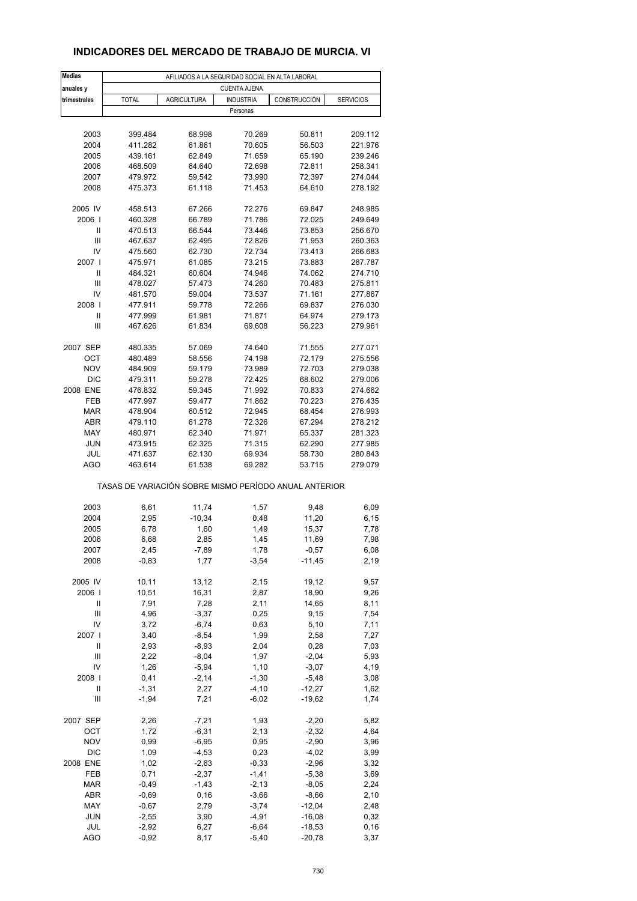## INDICADORES DEL MERCADO DE TRABAJO DE MURCIA. VI

| Medias anuales y trimestrales | AFILIADOS A LA SEGURIDAD SOCIAL EN ALTA LABORAL | | | | |
|---|---|---|---|---|---|
| | CUENTA AJENA | | | | |
| | TOTAL | AGRICULTURA | INDUSTRIA | CONSTRUCCIÓN | SERVICIOS |
| | Personas | | | | |
| 2003 | 399.484 | 68.998 | 70.269 | 50.811 | 209.112 |
| 2004 | 411.282 | 61.861 | 70.605 | 56.503 | 221.976 |
| 2005 | 439.161 | 62.849 | 71.659 | 65.190 | 239.246 |
| 2006 | 468.509 | 64.640 | 72.698 | 72.811 | 258.341 |
| 2007 | 479.972 | 59.542 | 73.990 | 72.397 | 274.044 |
| 2008 | 475.373 | 61.118 | 71.453 | 64.610 | 278.192 |
| 2005 IV | 458.513 | 67.266 | 72.276 | 69.847 | 248.985 |
| 2006 I | 460.328 | 66.789 | 71.786 | 72.025 | 249.649 |
| II | 470.513 | 66.544 | 73.446 | 73.853 | 256.670 |
| III | 467.637 | 62.495 | 72.826 | 71.953 | 260.363 |
| IV | 475.560 | 62.730 | 72.734 | 73.413 | 266.683 |
| 2007 I | 475.971 | 61.085 | 73.215 | 73.883 | 267.787 |
| II | 484.321 | 60.604 | 74.946 | 74.062 | 274.710 |
| III | 478.027 | 57.473 | 74.260 | 70.483 | 275.811 |
| IV | 481.570 | 59.004 | 73.537 | 71.161 | 277.867 |
| 2008 I | 477.911 | 59.778 | 72.266 | 69.837 | 276.030 |
| II | 477.999 | 61.981 | 71.871 | 64.974 | 279.173 |
| III | 467.626 | 61.834 | 69.608 | 56.223 | 279.961 |
| 2007 SEP | 480.335 | 57.069 | 74.640 | 71.555 | 277.071 |
| OCT | 480.489 | 58.556 | 74.198 | 72.179 | 275.556 |
| NOV | 484.909 | 59.179 | 73.989 | 72.703 | 279.038 |
| DIC | 479.311 | 59.278 | 72.425 | 68.602 | 279.006 |
| 2008 ENE | 476.832 | 59.345 | 71.992 | 70.833 | 274.662 |
| FEB | 477.997 | 59.477 | 71.862 | 70.223 | 276.435 |
| MAR | 478.904 | 60.512 | 72.945 | 68.454 | 276.993 |
| ABR | 479.110 | 61.278 | 72.326 | 67.294 | 278.212 |
| MAY | 480.971 | 62.340 | 71.971 | 65.337 | 281.323 |
| JUN | 473.915 | 62.325 | 71.315 | 62.290 | 277.985 |
| JUL | 471.637 | 62.130 | 69.934 | 58.730 | 280.843 |
| AGO | 463.614 | 61.538 | 69.282 | 53.715 | 279.079 |
| | TASAS DE VARIACIÓN SOBRE MISMO PERÍODO ANUAL ANTERIOR | | | | |
| 2003 | 6,61 | 11,74 | 1,57 | 9,48 | 6,09 |
| 2004 | 2,95 | -10,34 | 0,48 | 11,20 | 6,15 |
| 2005 | 6,78 | 1,60 | 1,49 | 15,37 | 7,78 |
| 2006 | 6,68 | 2,85 | 1,45 | 11,69 | 7,98 |
| 2007 | 2,45 | -7,89 | 1,78 | -0,57 | 6,08 |
| 2008 | -0,83 | 1,77 | -3,54 | -11,45 | 2,19 |
| 2005 IV | 10,11 | 13,12 | 2,15 | 19,12 | 9,57 |
| 2006 I | 10,51 | 16,31 | 2,87 | 18,90 | 9,26 |
| II | 7,91 | 7,28 | 2,11 | 14,65 | 8,11 |
| III | 4,96 | -3,37 | 0,25 | 9,15 | 7,54 |
| IV | 3,72 | -6,74 | 0,63 | 5,10 | 7,11 |
| 2007 I | 3,40 | -8,54 | 1,99 | 2,58 | 7,27 |
| II | 2,93 | -8,93 | 2,04 | 0,28 | 7,03 |
| III | 2,22 | -8,04 | 1,97 | -2,04 | 5,93 |
| IV | 1,26 | -5,94 | 1,10 | -3,07 | 4,19 |
| 2008 I | 0,41 | -2,14 | -1,30 | -5,48 | 3,08 |
| II | -1,31 | 2,27 | -4,10 | -12,27 | 1,62 |
| III | -1,94 | 7,21 | -6,02 | -19,62 | 1,74 |
| 2007 SEP | 2,26 | -7,21 | 1,93 | -2,20 | 5,82 |
| OCT | 1,72 | -6,31 | 2,13 | -2,32 | 4,64 |
| NOV | 0,99 | -6,95 | 0,95 | -2,90 | 3,96 |
| DIC | 1,09 | -4,53 | 0,23 | -4,02 | 3,99 |
| 2008 ENE | 1,02 | -2,63 | -0,33 | -2,96 | 3,32 |
| FEB | 0,71 | -2,37 | -1,41 | -5,38 | 3,69 |
| MAR | -0,49 | -1,43 | -2,13 | -8,05 | 2,24 |
| ABR | -0,69 | 0,16 | -3,66 | -8,66 | 2,10 |
| MAY | -0,67 | 2,79 | -3,74 | -12,04 | 2,48 |
| JUN | -2,55 | 3,90 | -4,91 | -16,08 | 0,32 |
| JUL | -2,92 | 6,27 | -6,64 | -18,53 | 0,16 |
| AGO | -0,92 | 8,17 | -5,40 | -20,78 | 3,37 |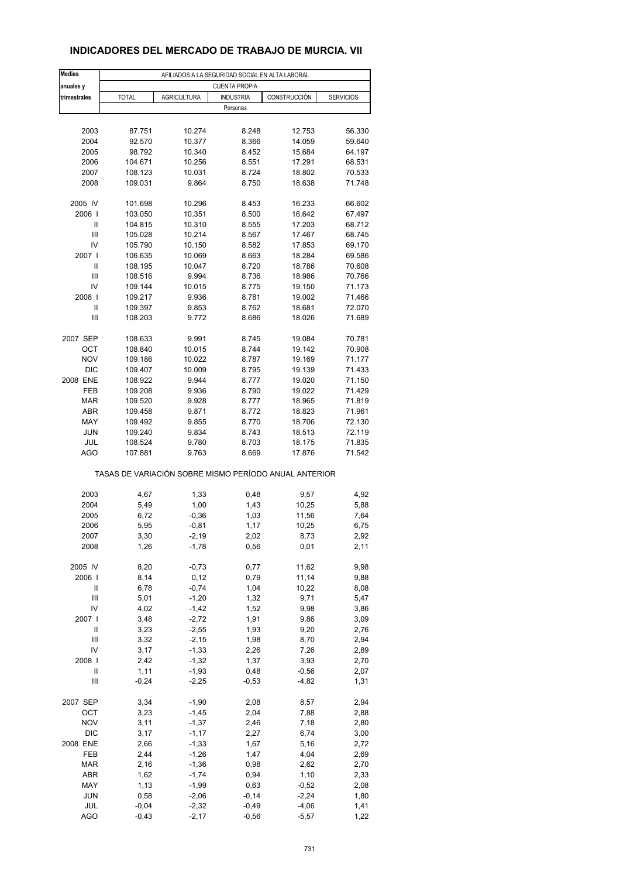# INDICADORES DEL MERCADO DE TRABAJO DE MURCIA. VII

| Medias anuales y trimestrales | AFILIADOS A LA SEGURIDAD SOCIAL EN ALTA LABORAL | | | | |
|---|---|---|---|---|---|
| | CUENTA PROPIA | | | | |
| | TOTAL | AGRICULTURA | INDUSTRIA | CONSTRUCCIÓN | SERVICIOS |
| | Personas | | | | |
| 2003 | 87.751 | 10.274 | 8.248 | 12.753 | 56.330 |
| 2004 | 92.570 | 10.377 | 8.366 | 14.059 | 59.640 |
| 2005 | 98.792 | 10.340 | 8.452 | 15.684 | 64.197 |
| 2006 | 104.671 | 10.256 | 8.551 | 17.291 | 68.531 |
| 2007 | 108.123 | 10.031 | 8.724 | 18.802 | 70.533 |
| 2008 | 109.031 | 9.864 | 8.750 | 18.638 | 71.748 |
| 2005 IV | 101.698 | 10.296 | 8.453 | 16.233 | 66.602 |
| 2006 I | 103.050 | 10.351 | 8.500 | 16.642 | 67.497 |
| II | 104.815 | 10.310 | 8.555 | 17.203 | 68.712 |
| III | 105.028 | 10.214 | 8.567 | 17.467 | 68.745 |
| IV | 105.790 | 10.150 | 8.582 | 17.853 | 69.170 |
| 2007 I | 106.635 | 10.069 | 8.663 | 18.284 | 69.586 |
| II | 108.195 | 10.047 | 8.720 | 18.786 | 70.608 |
| III | 108.516 | 9.994 | 8.736 | 18.986 | 70.766 |
| IV | 109.144 | 10.015 | 8.775 | 19.150 | 71.173 |
| 2008 I | 109.217 | 9.936 | 8.781 | 19.002 | 71.466 |
| II | 109.397 | 9.853 | 8.762 | 18.681 | 72.070 |
| III | 108.203 | 9.772 | 8.686 | 18.026 | 71.689 |
| 2007 SEP | 108.633 | 9.991 | 8.745 | 19.084 | 70.781 |
| OCT | 108.840 | 10.015 | 8.744 | 19.142 | 70.908 |
| NOV | 109.186 | 10.022 | 8.787 | 19.169 | 71.177 |
| DIC | 109.407 | 10.009 | 8.795 | 19.139 | 71.433 |
| 2008 ENE | 108.922 | 9.944 | 8.777 | 19.020 | 71.150 |
| FEB | 109.208 | 9.936 | 8.790 | 19.022 | 71.429 |
| MAR | 109.520 | 9.928 | 8.777 | 18.965 | 71.819 |
| ABR | 109.458 | 9.871 | 8.772 | 18.823 | 71.961 |
| MAY | 109.492 | 9.855 | 8.770 | 18.706 | 72.130 |
| JUN | 109.240 | 9.834 | 8.743 | 18.513 | 72.119 |
| JUL | 108.524 | 9.780 | 8.703 | 18.175 | 71.835 |
| AGO | 107.881 | 9.763 | 8.669 | 17.876 | 71.542 |
| | TASAS DE VARIACIÓN SOBRE MISMO PERÍODO ANUAL ANTERIOR | | | | |
| 2003 | 4,67 | 1,33 | 0,48 | 9,57 | 4,92 |
| 2004 | 5,49 | 1,00 | 1,43 | 10,25 | 5,88 |
| 2005 | 6,72 | -0,36 | 1,03 | 11,56 | 7,64 |
| 2006 | 5,95 | -0,81 | 1,17 | 10,25 | 6,75 |
| 2007 | 3,30 | -2,19 | 2,02 | 8,73 | 2,92 |
| 2008 | 1,26 | -1,78 | 0,56 | 0,01 | 2,11 |
| 2005 IV | 8,20 | -0,73 | 0,77 | 11,62 | 9,98 |
| 2006 I | 8,14 | 0,12 | 0,79 | 11,14 | 9,88 |
| II | 6,78 | -0,74 | 1,04 | 10,22 | 8,08 |
| III | 5,01 | -1,20 | 1,32 | 9,71 | 5,47 |
| IV | 4,02 | -1,42 | 1,52 | 9,98 | 3,86 |
| 2007 I | 3,48 | -2,72 | 1,91 | 9,86 | 3,09 |
| II | 3,23 | -2,55 | 1,93 | 9,20 | 2,76 |
| III | 3,32 | -2,15 | 1,98 | 8,70 | 2,94 |
| IV | 3,17 | -1,33 | 2,26 | 7,26 | 2,89 |
| 2008 I | 2,42 | -1,32 | 1,37 | 3,93 | 2,70 |
| II | 1,11 | -1,93 | 0,48 | -0,56 | 2,07 |
| III | -0,24 | -2,25 | -0,53 | -4,82 | 1,31 |
| 2007 SEP | 3,34 | -1,90 | 2,08 | 8,57 | 2,94 |
| OCT | 3,23 | -1,45 | 2,04 | 7,88 | 2,88 |
| NOV | 3,11 | -1,37 | 2,46 | 7,18 | 2,80 |
| DIC | 3,17 | -1,17 | 2,27 | 6,74 | 3,00 |
| 2008 ENE | 2,66 | -1,33 | 1,67 | 5,16 | 2,72 |
| FEB | 2,44 | -1,26 | 1,47 | 4,04 | 2,69 |
| MAR | 2,16 | -1,36 | 0,98 | 2,62 | 2,70 |
| ABR | 1,62 | -1,74 | 0,94 | 1,10 | 2,33 |
| MAY | 1,13 | -1,99 | 0,63 | -0,52 | 2,08 |
| JUN | 0,58 | -2,06 | -0,14 | -2,24 | 1,80 |
| JUL | -0,04 | -2,32 | -0,49 | -4,06 | 1,41 |
| AGO | -0,43 | -2,17 | -0,56 | -5,57 | 1,22 |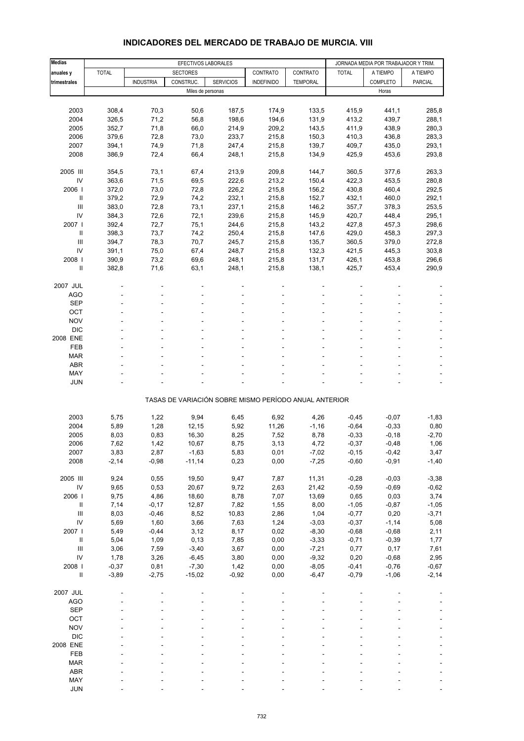# INDICADORES DEL MERCADO DE TRABAJO DE MURCIA. VIII

| Medias anuales y trimestrales | EFECTIVOS LABORALES | | | | | | JORNADA MEDIA POR TRABAJADOR Y TRIM. | | |
|---|---|---|---|---|---|---|---|---|---|
| | TOTAL | SECTORES | | | CONTRATO | CONTRATO | TOTAL | A TIEMPO | A TIEMPO |
| | | INDUSTRIA | CONSTRUC. | SERVICIOS | INDEFINIDO | TEMPORAL | | COMPLETO | PARCIAL |
| | Miles de personas | | | | | | Horas | | |
| 2003 | 308,4 | 70,3 | 50,6 | 187,5 | 174,9 | 133,5 | 415,9 | 441,1 | 285,8 |
| 2004 | 326,5 | 71,2 | 56,8 | 198,6 | 194,6 | 131,9 | 413,2 | 439,7 | 288,1 |
| 2005 | 352,7 | 71,8 | 66,0 | 214,9 | 209,2 | 143,5 | 411,9 | 438,9 | 280,3 |
| 2006 | 379,6 | 72,8 | 73,0 | 233,7 | 215,8 | 150,3 | 410,3 | 436,8 | 283,3 |
| 2007 | 394,1 | 74,9 | 71,8 | 247,4 | 215,8 | 139,7 | 409,7 | 435,0 | 293,1 |
| 2008 | 386,9 | 72,4 | 66,4 | 248,1 | 215,8 | 134,9 | 425,9 | 453,6 | 293,8 |
| 2005 III | 354,5 | 73,1 | 67,4 | 213,9 | 209,8 | 144,7 | 360,5 | 377,6 | 263,3 |
| IV | 363,6 | 71,5 | 69,5 | 222,6 | 213,2 | 150,4 | 422,3 | 453,5 | 280,8 |
| 2006 I | 372,0 | 73,0 | 72,8 | 226,2 | 215,8 | 156,2 | 430,8 | 460,4 | 292,5 |
| II | 379,2 | 72,9 | 74,2 | 232,1 | 215,8 | 152,7 | 432,1 | 460,0 | 292,1 |
| III | 383,0 | 72,8 | 73,1 | 237,1 | 215,8 | 146,2 | 357,7 | 378,3 | 253,5 |
| IV | 384,3 | 72,6 | 72,1 | 239,6 | 215,8 | 145,9 | 420,7 | 448,4 | 295,1 |
| 2007 I | 392,4 | 72,7 | 75,1 | 244,6 | 215,8 | 143,2 | 427,8 | 457,3 | 298,6 |
| II | 398,3 | 73,7 | 74,2 | 250,4 | 215,8 | 147,6 | 429,0 | 458,3 | 297,3 |
| III | 394,7 | 78,3 | 70,7 | 245,7 | 215,8 | 135,7 | 360,5 | 379,0 | 272,8 |
| IV | 391,1 | 75,0 | 67,4 | 248,7 | 215,8 | 132,3 | 421,5 | 445,3 | 303,8 |
| 2008 I | 390,9 | 73,2 | 69,6 | 248,1 | 215,8 | 131,7 | 426,1 | 453,8 | 296,6 |
| II | 382,8 | 71,6 | 63,1 | 248,1 | 215,8 | 138,1 | 425,7 | 453,4 | 290,9 |
| 2007 JUL | - | - | - | - | - | - | - | - | - |
| AGO | - | - | - | - | - | - | - | - | - |
| SEP | - | - | - | - | - | - | - | - | - |
| OCT | - | - | - | - | - | - | - | - | - |
| NOV | - | - | - | - | - | - | - | - | - |
| DIC | - | - | - | - | - | - | - | - | - |
| 2008 ENE | - | - | - | - | - | - | - | - | - |
| FEB | - | - | - | - | - | - | - | - | - |
| MAR | - | - | - | - | - | - | - | - | - |
| ABR | - | - | - | - | - | - | - | - | - |
| MAY | - | - | - | - | - | - | - | - | - |
| JUN | - | - | - | - | - | - | - | - | - |
| | TASAS DE VARIACIÓN SOBRE MISMO PERÍODO ANUAL ANTERIOR | | | | | | | | |
| 2003 | 5,75 | 1,22 | 9,94 | 6,45 | 6,92 | 4,26 | -0,45 | -0,07 | -1,83 |
| 2004 | 5,89 | 1,28 | 12,15 | 5,92 | 11,26 | -1,16 | -0,64 | -0,33 | 0,80 |
| 2005 | 8,03 | 0,83 | 16,30 | 8,25 | 7,52 | 8,78 | -0,33 | -0,18 | -2,70 |
| 2006 | 7,62 | 1,42 | 10,67 | 8,75 | 3,13 | 4,72 | -0,37 | -0,48 | 1,06 |
| 2007 | 3,83 | 2,87 | -1,63 | 5,83 | 0,01 | -7,02 | -0,15 | -0,42 | 3,47 |
| 2008 | -2,14 | -0,98 | -11,14 | 0,23 | 0,00 | -7,25 | -0,60 | -0,91 | -1,40 |
| 2005 III | 9,24 | 0,55 | 19,50 | 9,47 | 7,87 | 11,31 | -0,28 | -0,03 | -3,38 |
| IV | 9,65 | 0,53 | 20,67 | 9,72 | 2,63 | 21,42 | -0,59 | -0,69 | -0,62 |
| 2006 I | 9,75 | 4,86 | 18,60 | 8,78 | 7,07 | 13,69 | 0,65 | 0,03 | 3,74 |
| II | 7,14 | -0,17 | 12,87 | 7,82 | 1,55 | 8,00 | -1,05 | -0,87 | -1,05 |
| III | 8,03 | -0,46 | 8,52 | 10,83 | 2,86 | 1,04 | -0,77 | 0,20 | -3,71 |
| IV | 5,69 | 1,60 | 3,66 | 7,63 | 1,24 | -3,03 | -0,37 | -1,14 | 5,08 |
| 2007 I | 5,49 | -0,44 | 3,12 | 8,17 | 0,02 | -8,30 | -0,68 | -0,68 | 2,11 |
| II | 5,04 | 1,09 | 0,13 | 7,85 | 0,00 | -3,33 | -0,71 | -0,39 | 1,77 |
| III | 3,06 | 7,59 | -3,40 | 3,67 | 0,00 | -7,21 | 0,77 | 0,17 | 7,61 |
| IV | 1,78 | 3,26 | -6,45 | 3,80 | 0,00 | -9,32 | 0,20 | -0,68 | 2,95 |
| 2008 I | -0,37 | 0,81 | -7,30 | 1,42 | 0,00 | -8,05 | -0,41 | -0,76 | -0,67 |
| II | -3,89 | -2,75 | -15,02 | -0,92 | 0,00 | -6,47 | -0,79 | -1,06 | -2,14 |
| 2007 JUL | - | - | - | - | - | - | - | - | - |
| AGO | - | - | - | - | - | - | - | - | - |
| SEP | - | - | - | - | - | - | - | - | - |
| OCT | - | - | - | - | - | - | - | - | - |
| NOV | - | - | - | - | - | - | - | - | - |
| DIC | - | - | - | - | - | - | - | - | - |
| 2008 ENE | - | - | - | - | - | - | - | - | - |
| FEB | - | - | - | - | - | - | - | - | - |
| MAR | - | - | - | - | - | - | - | - | - |
| ABR | - | - | - | - | - | - | - | - | - |
| MAY | - | - | - | - | - | - | - | - | - |
| JUN | - | - | - | - | - | - | - | - | - |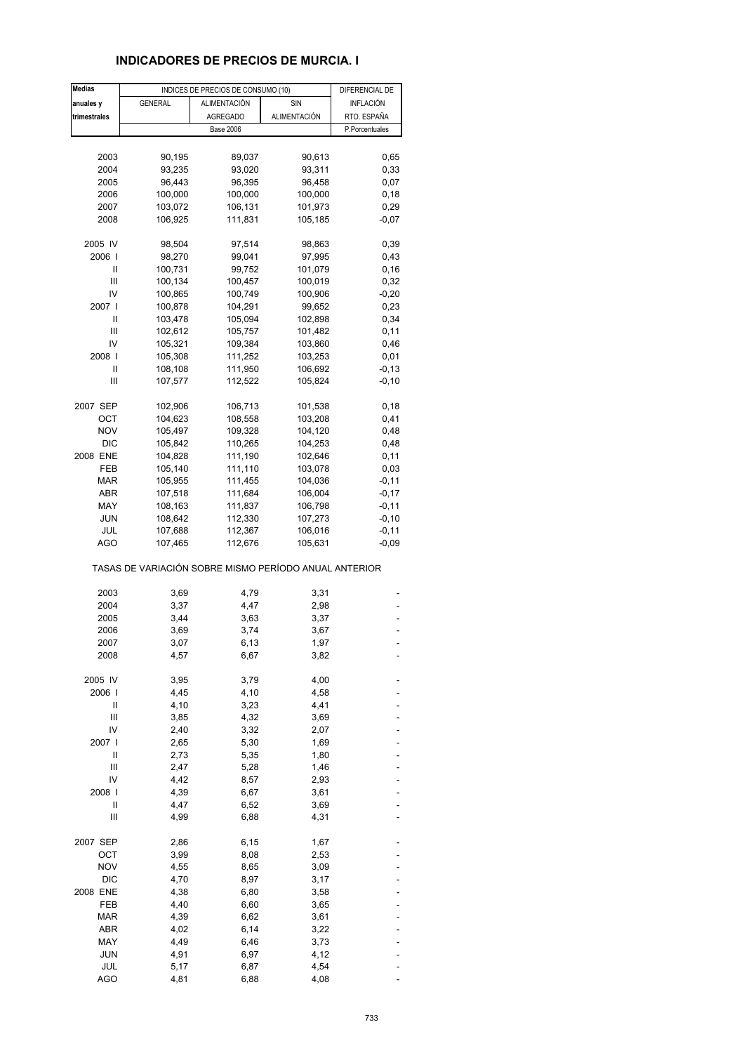## INDICADORES DE PRECIOS DE MURCIA. I

| Medias anuales y trimestrales | INDICES DE PRECIOS DE CONSUMO (10) | | | DIFERENCIAL DE INFLACIÓN RTO. ESPAÑA |
|---|---|---|---|---|
| | GENERAL | ALIMENTACIÓN AGREGADO | SIN ALIMENTACIÓN | |
| | Base 2006 | | | P.Porcentuales |
| 2003 | 90,195 | 89,037 | 90,613 | 0,65 |
| 2004 | 93,235 | 93,020 | 93,311 | 0,33 |
| 2005 | 96,443 | 96,395 | 96,458 | 0,07 |
| 2006 | 100,000 | 100,000 | 100,000 | 0,18 |
| 2007 | 103,072 | 106,131 | 101,973 | 0,29 |
| 2008 | 106,925 | 111,831 | 105,185 | -0,07 |
| 2005 IV | 98,504 | 97,514 | 98,863 | 0,39 |
| 2006 I | 98,270 | 99,041 | 97,995 | 0,43 |
| II | 100,731 | 99,752 | 101,079 | 0,16 |
| III | 100,134 | 100,457 | 100,019 | 0,32 |
| IV | 100,865 | 100,749 | 100,906 | -0,20 |
| 2007 I | 100,878 | 104,291 | 99,652 | 0,23 |
| II | 103,478 | 105,094 | 102,898 | 0,34 |
| III | 102,612 | 105,757 | 101,482 | 0,11 |
| IV | 105,321 | 109,384 | 103,860 | 0,46 |
| 2008 I | 105,308 | 111,252 | 103,253 | 0,01 |
| II | 108,108 | 111,950 | 106,692 | -0,13 |
| III | 107,577 | 112,522 | 105,824 | -0,10 |
| 2007 SEP | 102,906 | 106,713 | 101,538 | 0,18 |
| OCT | 104,623 | 108,558 | 103,208 | 0,41 |
| NOV | 105,497 | 109,328 | 104,120 | 0,48 |
| DIC | 105,842 | 110,265 | 104,253 | 0,48 |
| 2008 ENE | 104,828 | 111,190 | 102,646 | 0,11 |
| FEB | 105,140 | 111,110 | 103,078 | 0,03 |
| MAR | 105,955 | 111,455 | 104,036 | -0,11 |
| ABR | 107,518 | 111,684 | 106,004 | -0,17 |
| MAY | 108,163 | 111,837 | 106,798 | -0,11 |
| JUN | 108,642 | 112,330 | 107,273 | -0,10 |
| JUL | 107,688 | 112,367 | 106,016 | -0,11 |
| AGO | 107,465 | 112,676 | 105,631 | -0,09 |
| TASAS DE VARIACIÓN SOBRE MISMO PERÍODO ANUAL ANTERIOR | | | | |
| 2003 | 3,69 | 4,79 | 3,31 | - |
| 2004 | 3,37 | 4,47 | 2,98 | - |
| 2005 | 3,44 | 3,63 | 3,37 | - |
| 2006 | 3,69 | 3,74 | 3,67 | - |
| 2007 | 3,07 | 6,13 | 1,97 | - |
| 2008 | 4,57 | 6,67 | 3,82 | - |
| 2005 IV | 3,95 | 3,79 | 4,00 | - |
| 2006 I | 4,45 | 4,10 | 4,58 | - |
| II | 4,10 | 3,23 | 4,41 | - |
| III | 3,85 | 4,32 | 3,69 | - |
| IV | 2,40 | 3,32 | 2,07 | - |
| 2007 I | 2,65 | 5,30 | 1,69 | - |
| II | 2,73 | 5,35 | 1,80 | - |
| III | 2,47 | 5,28 | 1,46 | - |
| IV | 4,42 | 8,57 | 2,93 | - |
| 2008 I | 4,39 | 6,67 | 3,61 | - |
| II | 4,47 | 6,52 | 3,69 | - |
| III | 4,99 | 6,88 | 4,31 | - |
| 2007 SEP | 2,86 | 6,15 | 1,67 | - |
| OCT | 3,99 | 8,08 | 2,53 | - |
| NOV | 4,55 | 8,65 | 3,09 | - |
| DIC | 4,70 | 8,97 | 3,17 | - |
| 2008 ENE | 4,38 | 6,80 | 3,58 | - |
| FEB | 4,40 | 6,60 | 3,65 | - |
| MAR | 4,39 | 6,62 | 3,61 | - |
| ABR | 4,02 | 6,14 | 3,22 | - |
| MAY | 4,49 | 6,46 | 3,73 | - |
| JUN | 4,91 | 6,97 | 4,12 | - |
| JUL | 5,17 | 6,87 | 4,54 | - |
| AGO | 4,81 | 6,88 | 4,08 | - |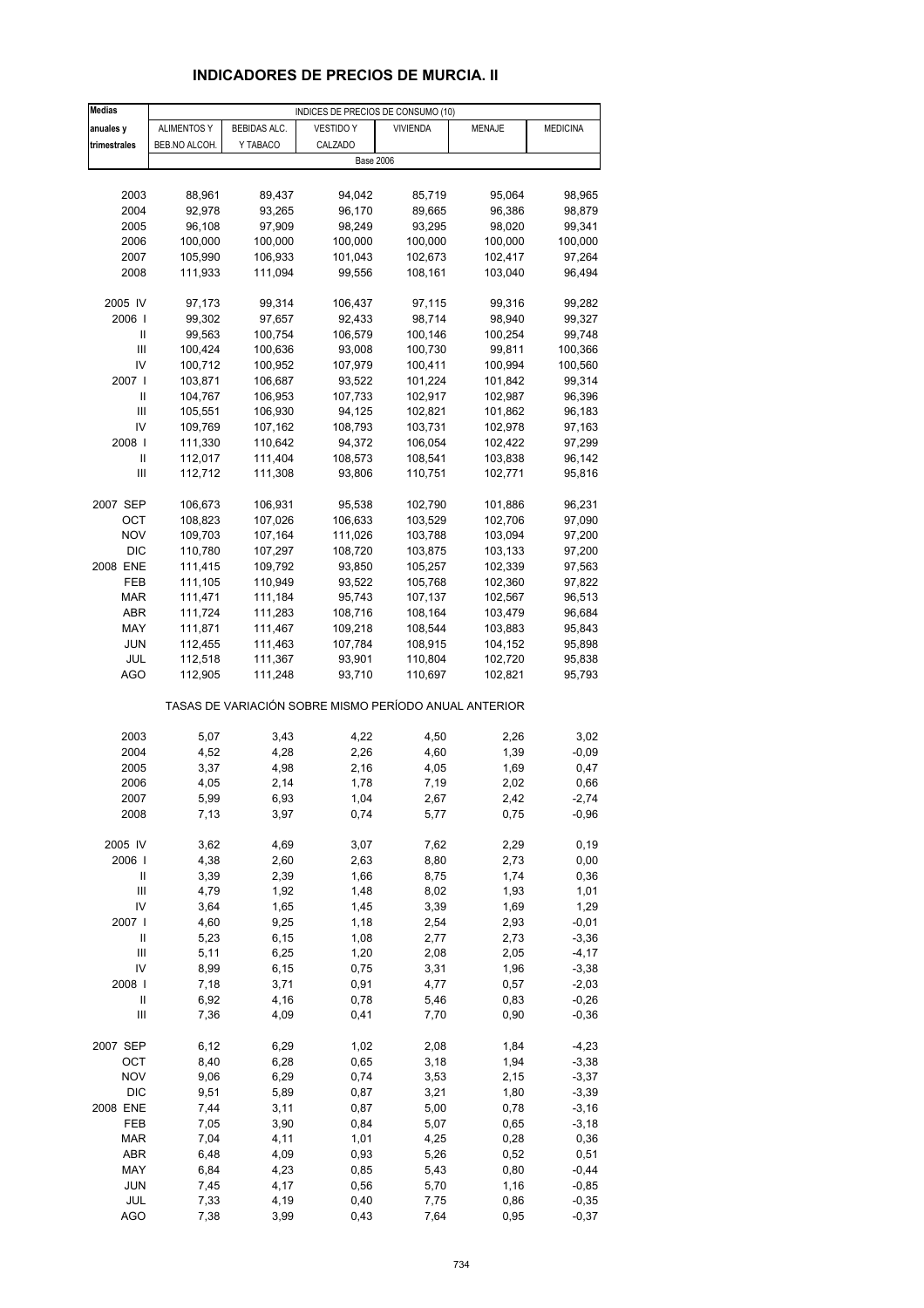# INDICADORES DE PRECIOS DE MURCIA. II

| Medias anuales y trimestrales | INDICES DE PRECIOS DE CONSUMO (10) | | | | | |
|---|---|---|---|---|---|---|
| | ALIMENTOS Y BEB.NO ALCOH. | BEBIDAS ALC. Y TABACO | VESTIDO Y CALZADO | VIVIENDA | MENAJE | MEDICINA |
| | Base 2006 | | | | | |
| 2003 | 88,961 | 89,437 | 94,042 | 85,719 | 95,064 | 98,965 |
| 2004 | 92,978 | 93,265 | 96,170 | 89,665 | 96,386 | 98,879 |
| 2005 | 96,108 | 97,909 | 98,249 | 93,295 | 98,020 | 99,341 |
| 2006 | 100,000 | 100,000 | 100,000 | 100,000 | 100,000 | 100,000 |
| 2007 | 105,990 | 106,933 | 101,043 | 102,673 | 102,417 | 97,264 |
| 2008 | 111,933 | 111,094 | 99,556 | 108,161 | 103,040 | 96,494 |
| 2005 IV | 97,173 | 99,314 | 106,437 | 97,115 | 99,316 | 99,282 |
| 2006 I | 99,302 | 97,657 | 92,433 | 98,714 | 98,940 | 99,327 |
| II | 99,563 | 100,754 | 106,579 | 100,146 | 100,254 | 99,748 |
| III | 100,424 | 100,636 | 93,008 | 100,730 | 99,811 | 100,366 |
| IV | 100,712 | 100,952 | 107,979 | 100,411 | 100,994 | 100,560 |
| 2007 I | 103,871 | 106,687 | 93,522 | 101,224 | 101,842 | 99,314 |
| II | 104,767 | 106,953 | 107,733 | 102,917 | 102,987 | 96,396 |
| III | 105,551 | 106,930 | 94,125 | 102,821 | 101,862 | 96,183 |
| IV | 109,769 | 107,162 | 108,793 | 103,731 | 102,978 | 97,163 |
| 2008 I | 111,330 | 110,642 | 94,372 | 106,054 | 102,422 | 97,299 |
| II | 112,017 | 111,404 | 108,573 | 108,541 | 103,838 | 96,142 |
| III | 112,712 | 111,308 | 93,806 | 110,751 | 102,771 | 95,816 |
| 2007 SEP | 106,673 | 106,931 | 95,538 | 102,790 | 101,886 | 96,231 |
| OCT | 108,823 | 107,026 | 106,633 | 103,529 | 102,706 | 97,090 |
| NOV | 109,703 | 107,164 | 111,026 | 103,788 | 103,094 | 97,200 |
| DIC | 110,780 | 107,297 | 108,720 | 103,875 | 103,133 | 97,200 |
| 2008 ENE | 111,415 | 109,792 | 93,850 | 105,257 | 102,339 | 97,563 |
| FEB | 111,105 | 110,949 | 93,522 | 105,768 | 102,360 | 97,822 |
| MAR | 111,471 | 111,184 | 95,743 | 107,137 | 102,567 | 96,513 |
| ABR | 111,724 | 111,283 | 108,716 | 108,164 | 103,479 | 96,684 |
| MAY | 111,871 | 111,467 | 109,218 | 108,544 | 103,883 | 95,843 |
| JUN | 112,455 | 111,463 | 107,784 | 108,915 | 104,152 | 95,898 |
| JUL | 112,518 | 111,367 | 93,901 | 110,804 | 102,720 | 95,838 |
| AGO | 112,905 | 111,248 | 93,710 | 110,697 | 102,821 | 95,793 |
| | TASAS DE VARIACIÓN SOBRE MISMO PERÍODO ANUAL ANTERIOR | | | | | |
| 2003 | 5,07 | 3,43 | 4,22 | 4,50 | 2,26 | 3,02 |
| 2004 | 4,52 | 4,28 | 2,26 | 4,60 | 1,39 | -0,09 |
| 2005 | 3,37 | 4,98 | 2,16 | 4,05 | 1,69 | 0,47 |
| 2006 | 4,05 | 2,14 | 1,78 | 7,19 | 2,02 | 0,66 |
| 2007 | 5,99 | 6,93 | 1,04 | 2,67 | 2,42 | -2,74 |
| 2008 | 7,13 | 3,97 | 0,74 | 5,77 | 0,75 | -0,96 |
| 2005 IV | 3,62 | 4,69 | 3,07 | 7,62 | 2,29 | 0,19 |
| 2006 I | 4,38 | 2,60 | 2,63 | 8,80 | 2,73 | 0,00 |
| II | 3,39 | 2,39 | 1,66 | 8,75 | 1,74 | 0,36 |
| III | 4,79 | 1,92 | 1,48 | 8,02 | 1,93 | 1,01 |
| IV | 3,64 | 1,65 | 1,45 | 3,39 | 1,69 | 1,29 |
| 2007 I | 4,60 | 9,25 | 1,18 | 2,54 | 2,93 | -0,01 |
| II | 5,23 | 6,15 | 1,08 | 2,77 | 2,73 | -3,36 |
| III | 5,11 | 6,25 | 1,20 | 2,08 | 2,05 | -4,17 |
| IV | 8,99 | 6,15 | 0,75 | 3,31 | 1,96 | -3,38 |
| 2008 I | 7,18 | 3,71 | 0,91 | 4,77 | 0,57 | -2,03 |
| II | 6,92 | 4,16 | 0,78 | 5,46 | 0,83 | -0,26 |
| III | 7,36 | 4,09 | 0,41 | 7,70 | 0,90 | -0,36 |
| 2007 SEP | 6,12 | 6,29 | 1,02 | 2,08 | 1,84 | -4,23 |
| OCT | 8,40 | 6,28 | 0,65 | 3,18 | 1,94 | -3,38 |
| NOV | 9,06 | 6,29 | 0,74 | 3,53 | 2,15 | -3,37 |
| DIC | 9,51 | 5,89 | 0,87 | 3,21 | 1,80 | -3,39 |
| 2008 ENE | 7,44 | 3,11 | 0,87 | 5,00 | 0,78 | -3,16 |
| FEB | 7,05 | 3,90 | 0,84 | 5,07 | 0,65 | -3,18 |
| MAR | 7,04 | 4,11 | 1,01 | 4,25 | 0,28 | 0,36 |
| ABR | 6,48 | 4,09 | 0,93 | 5,26 | 0,52 | 0,51 |
| MAY | 6,84 | 4,23 | 0,85 | 5,43 | 0,80 | -0,44 |
| JUN | 7,45 | 4,17 | 0,56 | 5,70 | 1,16 | -0,85 |
| JUL | 7,33 | 4,19 | 0,40 | 7,75 | 0,86 | -0,35 |
| AGO | 7,38 | 3,99 | 0,43 | 7,64 | 0,95 | -0,37 |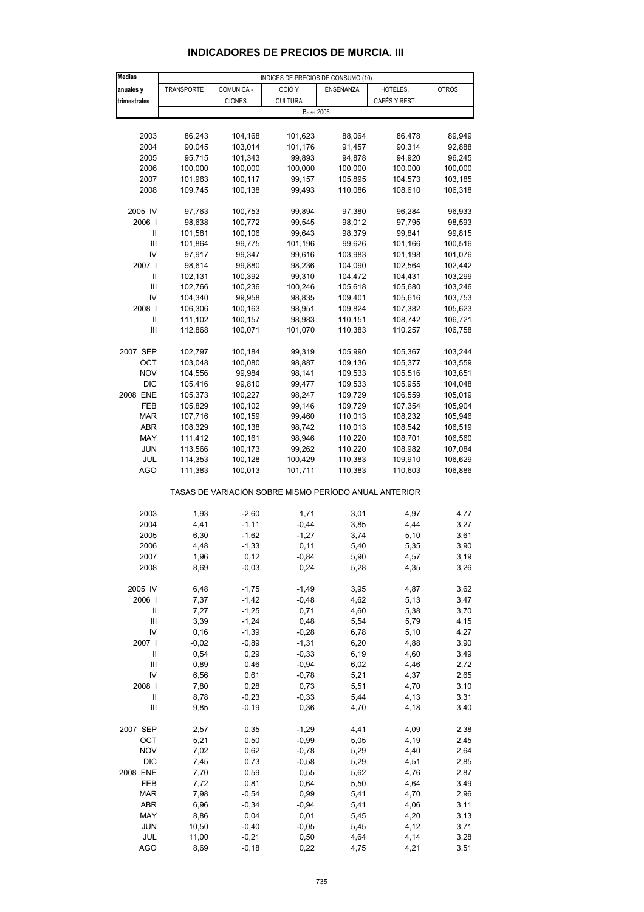# INDICADORES DE PRECIOS DE MURCIA. III

| Medias anuales y trimestrales | INDICES DE PRECIOS DE CONSUMO (10) | | | | | |
|---|---|---|---|---|---|---|
| | TRANSPORTE | COMUNICA - CIONES | OCIO Y CULTURA | ENSEÑANZA | HOTELES, CAFÉS Y REST. | OTROS |
| | Base 2006 | | | | | |
| 2003 | 86,243 | 104,168 | 101,623 | 88,064 | 86,478 | 89,949 |
| 2004 | 90,045 | 103,014 | 101,176 | 91,457 | 90,314 | 92,888 |
| 2005 | 95,715 | 101,343 | 99,893 | 94,878 | 94,920 | 96,245 |
| 2006 | 100,000 | 100,000 | 100,000 | 100,000 | 100,000 | 100,000 |
| 2007 | 101,963 | 100,117 | 99,157 | 105,895 | 104,573 | 103,185 |
| 2008 | 109,745 | 100,138 | 99,493 | 110,086 | 108,610 | 106,318 |
| 2005 IV | 97,763 | 100,753 | 99,894 | 97,380 | 96,284 | 96,933 |
| 2006 I | 98,638 | 100,772 | 99,545 | 98,012 | 97,795 | 98,593 |
| II | 101,581 | 100,106 | 99,643 | 98,379 | 99,841 | 99,815 |
| III | 101,864 | 99,775 | 101,196 | 99,626 | 101,166 | 100,516 |
| IV | 97,917 | 99,347 | 99,616 | 103,983 | 101,198 | 101,076 |
| 2007 I | 98,614 | 99,880 | 98,236 | 104,090 | 102,564 | 102,442 |
| II | 102,131 | 100,392 | 99,310 | 104,472 | 104,431 | 103,299 |
| III | 102,766 | 100,236 | 100,246 | 105,618 | 105,680 | 103,246 |
| IV | 104,340 | 99,958 | 98,835 | 109,401 | 105,616 | 103,753 |
| 2008 I | 106,306 | 100,163 | 98,951 | 109,824 | 107,382 | 105,623 |
| II | 111,102 | 100,157 | 98,983 | 110,151 | 108,742 | 106,721 |
| III | 112,868 | 100,071 | 101,070 | 110,383 | 110,257 | 106,758 |
| 2007 SEP | 102,797 | 100,184 | 99,319 | 105,990 | 105,367 | 103,244 |
| OCT | 103,048 | 100,080 | 98,887 | 109,136 | 105,377 | 103,559 |
| NOV | 104,556 | 99,984 | 98,141 | 109,533 | 105,516 | 103,651 |
| DIC | 105,416 | 99,810 | 99,477 | 109,533 | 105,955 | 104,048 |
| 2008 ENE | 105,373 | 100,227 | 98,247 | 109,729 | 106,559 | 105,019 |
| FEB | 105,829 | 100,102 | 99,146 | 109,729 | 107,354 | 105,904 |
| MAR | 107,716 | 100,159 | 99,460 | 110,013 | 108,232 | 105,946 |
| ABR | 108,329 | 100,138 | 98,742 | 110,013 | 108,542 | 106,519 |
| MAY | 111,412 | 100,161 | 98,946 | 110,220 | 108,701 | 106,560 |
| JUN | 113,566 | 100,173 | 99,262 | 110,220 | 108,982 | 107,084 |
| JUL | 114,353 | 100,128 | 100,429 | 110,383 | 109,910 | 106,629 |
| AGO | 111,383 | 100,013 | 101,711 | 110,383 | 110,603 | 106,886 |
| | TASAS DE VARIACIÓN SOBRE MISMO PERÍODO ANUAL ANTERIOR | | | | | |
| 2003 | 1,93 | -2,60 | 1,71 | 3,01 | 4,97 | 4,77 |
| 2004 | 4,41 | -1,11 | -0,44 | 3,85 | 4,44 | 3,27 |
| 2005 | 6,30 | -1,62 | -1,27 | 3,74 | 5,10 | 3,61 |
| 2006 | 4,48 | -1,33 | 0,11 | 5,40 | 5,35 | 3,90 |
| 2007 | 1,96 | 0,12 | -0,84 | 5,90 | 4,57 | 3,19 |
| 2008 | 8,69 | -0,03 | 0,24 | 5,28 | 4,35 | 3,26 |
| 2005 IV | 6,48 | -1,75 | -1,49 | 3,95 | 4,87 | 3,62 |
| 2006 I | 7,37 | -1,42 | -0,48 | 4,62 | 5,13 | 3,47 |
| II | 7,27 | -1,25 | 0,71 | 4,60 | 5,38 | 3,70 |
| III | 3,39 | -1,24 | 0,48 | 5,54 | 5,79 | 4,15 |
| IV | 0,16 | -1,39 | -0,28 | 6,78 | 5,10 | 4,27 |
| 2007 I | -0,02 | -0,89 | -1,31 | 6,20 | 4,88 | 3,90 |
| II | 0,54 | 0,29 | -0,33 | 6,19 | 4,60 | 3,49 |
| III | 0,89 | 0,46 | -0,94 | 6,02 | 4,46 | 2,72 |
| IV | 6,56 | 0,61 | -0,78 | 5,21 | 4,37 | 2,65 |
| 2008 I | 7,80 | 0,28 | 0,73 | 5,51 | 4,70 | 3,10 |
| II | 8,78 | -0,23 | -0,33 | 5,44 | 4,13 | 3,31 |
| III | 9,85 | -0,19 | 0,36 | 4,70 | 4,18 | 3,40 |
| 2007 SEP | 2,57 | 0,35 | -1,29 | 4,41 | 4,09 | 2,38 |
| OCT | 5,21 | 0,50 | -0,99 | 5,05 | 4,19 | 2,45 |
| NOV | 7,02 | 0,62 | -0,78 | 5,29 | 4,40 | 2,64 |
| DIC | 7,45 | 0,73 | -0,58 | 5,29 | 4,51 | 2,85 |
| 2008 ENE | 7,70 | 0,59 | 0,55 | 5,62 | 4,76 | 2,87 |
| FEB | 7,72 | 0,81 | 0,64 | 5,50 | 4,64 | 3,49 |
| MAR | 7,98 | -0,54 | 0,99 | 5,41 | 4,70 | 2,96 |
| ABR | 6,96 | -0,34 | -0,94 | 5,41 | 4,06 | 3,11 |
| MAY | 8,86 | 0,04 | 0,01 | 5,45 | 4,20 | 3,13 |
| JUN | 10,50 | -0,40 | -0,05 | 5,45 | 4,12 | 3,71 |
| JUL | 11,00 | -0,21 | 0,50 | 4,64 | 4,14 | 3,28 |
| AGO | 8,69 | -0,18 | 0,22 | 4,75 | 4,21 | 3,51 |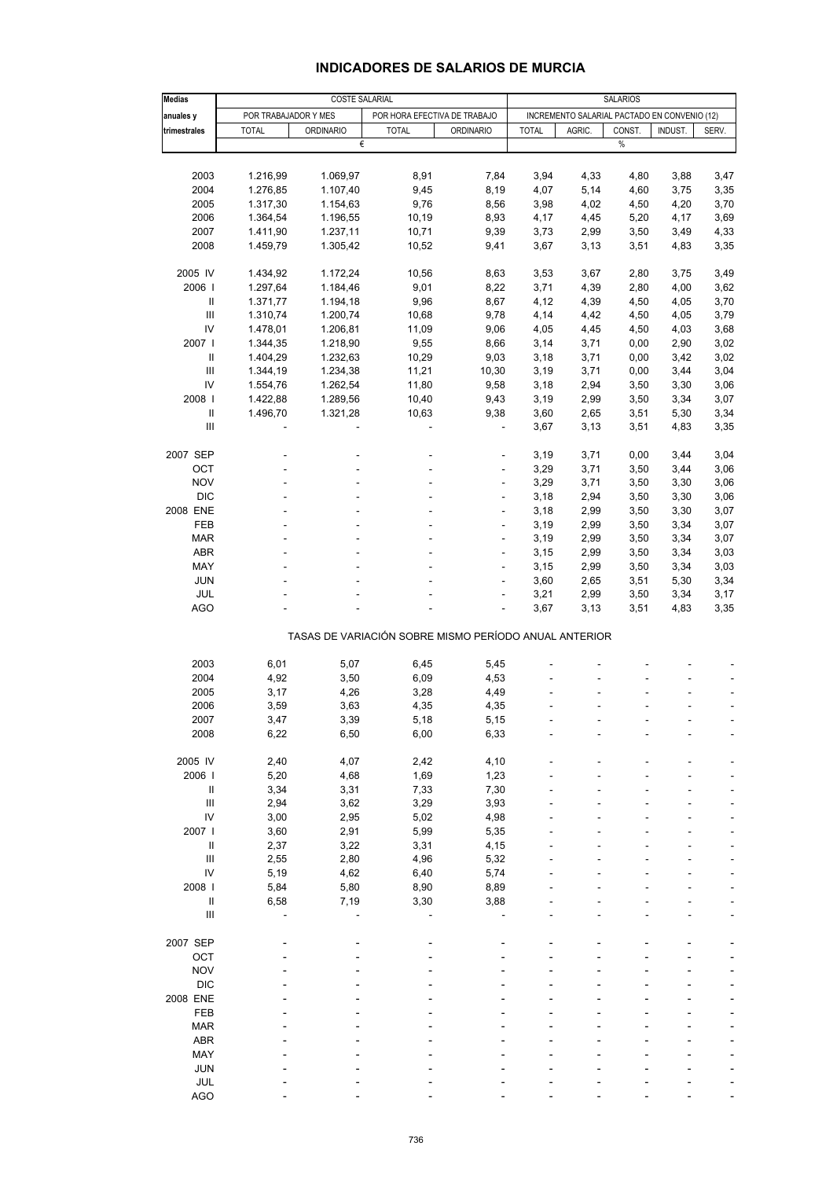# INDICADORES DE SALARIOS DE MURCIA

| Medias anuales y trimestrales | COSTE SALARIAL | | | | SALARIOS | | | | |
|---|---|---|---|---|---|---|---|---|---|
| | POR TRABAJADOR Y MES | | POR HORA EFECTIVA DE TRABAJO | | INCREMENTO SALARIAL PACTADO EN CONVENIO (12) | | | | |
| | TOTAL | ORDINARIO | TOTAL | ORDINARIO | TOTAL | AGRIC. | CONST. | INDUST. | SERV. |
| | € | | | | % | | | | |
| 2003 | 1.216,99 | 1.069,97 | 8,91 | 7,84 | 3,94 | 4,33 | 4,80 | 3,88 | 3,47 |
| 2004 | 1.276,85 | 1.107,40 | 9,45 | 8,19 | 4,07 | 5,14 | 4,60 | 3,75 | 3,35 |
| 2005 | 1.317,30 | 1.154,63 | 9,76 | 8,56 | 3,98 | 4,02 | 4,50 | 4,20 | 3,70 |
| 2006 | 1.364,54 | 1.196,55 | 10,19 | 8,93 | 4,17 | 4,45 | 5,20 | 4,17 | 3,69 |
| 2007 | 1.411,90 | 1.237,11 | 10,71 | 9,39 | 3,73 | 2,99 | 3,50 | 3,49 | 4,33 |
| 2008 | 1.459,79 | 1.305,42 | 10,52 | 9,41 | 3,67 | 3,13 | 3,51 | 4,83 | 3,35 |
| 2005 IV | 1.434,92 | 1.172,24 | 10,56 | 8,63 | 3,53 | 3,67 | 2,80 | 3,75 | 3,49 |
| 2006 I | 1.297,64 | 1.184,46 | 9,01 | 8,22 | 3,71 | 4,39 | 2,80 | 4,00 | 3,62 |
| II | 1.371,77 | 1.194,18 | 9,96 | 8,67 | 4,12 | 4,39 | 4,50 | 4,05 | 3,70 |
| III | 1.310,74 | 1.200,74 | 10,68 | 9,78 | 4,14 | 4,42 | 4,50 | 4,05 | 3,79 |
| IV | 1.478,01 | 1.206,81 | 11,09 | 9,06 | 4,05 | 4,45 | 4,50 | 4,03 | 3,68 |
| 2007 I | 1.344,35 | 1.218,90 | 9,55 | 8,66 | 3,14 | 3,71 | 0,00 | 2,90 | 3,02 |
| II | 1.404,29 | 1.232,63 | 10,29 | 9,03 | 3,18 | 3,71 | 0,00 | 3,42 | 3,02 |
| III | 1.344,19 | 1.234,38 | 11,21 | 10,30 | 3,19 | 3,71 | 0,00 | 3,44 | 3,04 |
| IV | 1.554,76 | 1.262,54 | 11,80 | 9,58 | 3,18 | 2,94 | 3,50 | 3,30 | 3,06 |
| 2008 I | 1.422,88 | 1.289,56 | 10,40 | 9,43 | 3,19 | 2,99 | 3,50 | 3,34 | 3,07 |
| II | 1.496,70 | 1.321,28 | 10,63 | 9,38 | 3,60 | 2,65 | 3,51 | 5,30 | 3,34 |
| III | - | - | - | - | 3,67 | 3,13 | 3,51 | 4,83 | 3,35 |
| 2007 SEP | - | - | - | - | 3,19 | 3,71 | 0,00 | 3,44 | 3,04 |
| OCT | - | - | - | - | 3,29 | 3,71 | 3,50 | 3,44 | 3,06 |
| NOV | - | - | - | - | 3,29 | 3,71 | 3,50 | 3,30 | 3,06 |
| DIC | - | - | - | - | 3,18 | 2,94 | 3,50 | 3,30 | 3,06 |
| 2008 ENE | - | - | - | - | 3,18 | 2,99 | 3,50 | 3,30 | 3,07 |
| FEB | - | - | - | - | 3,19 | 2,99 | 3,50 | 3,34 | 3,07 |
| MAR | - | - | - | - | 3,19 | 2,99 | 3,50 | 3,34 | 3,07 |
| ABR | - | - | - | - | 3,15 | 2,99 | 3,50 | 3,34 | 3,03 |
| MAY | - | - | - | - | 3,15 | 2,99 | 3,50 | 3,34 | 3,03 |
| JUN | - | - | - | - | 3,60 | 2,65 | 3,51 | 5,30 | 3,34 |
| JUL | - | - | - | - | 3,21 | 2,99 | 3,50 | 3,34 | 3,17 |
| AGO | - | - | - | - | 3,67 | 3,13 | 3,51 | 4,83 | 3,35 |
| | TASAS DE VARIACIÓN SOBRE MISMO PERÍODO ANUAL ANTERIOR | | | | | | | | |
| 2003 | 6,01 | 5,07 | 6,45 | 5,45 | - | - | - | - | - |
| 2004 | 4,92 | 3,50 | 6,09 | 4,53 | - | - | - | - | - |
| 2005 | 3,17 | 4,26 | 3,28 | 4,49 | - | - | - | - | - |
| 2006 | 3,59 | 3,63 | 4,35 | 4,35 | - | - | - | - | - |
| 2007 | 3,47 | 3,39 | 5,18 | 5,15 | - | - | - | - | - |
| 2008 | 6,22 | 6,50 | 6,00 | 6,33 | - | - | - | - | - |
| 2005 IV | 2,40 | 4,07 | 2,42 | 4,10 | - | - | - | - | - |
| 2006 I | 5,20 | 4,68 | 1,69 | 1,23 | - | - | - | - | - |
| II | 3,34 | 3,31 | 7,33 | 7,30 | - | - | - | - | - |
| III | 2,94 | 3,62 | 3,29 | 3,93 | - | - | - | - | - |
| IV | 3,00 | 2,95 | 5,02 | 4,98 | - | - | - | - | - |
| 2007 I | 3,60 | 2,91 | 5,99 | 5,35 | - | - | - | - | - |
| II | 2,37 | 3,22 | 3,31 | 4,15 | - | - | - | - | - |
| III | 2,55 | 2,80 | 4,96 | 5,32 | - | - | - | - | - |
| IV | 5,19 | 4,62 | 6,40 | 5,74 | - | - | - | - | - |
| 2008 I | 5,84 | 5,80 | 8,90 | 8,89 | - | - | - | - | - |
| II | 6,58 | 7,19 | 3,30 | 3,88 | - | - | - | - | - |
| III | - | - | - | - | - | - | - | - | - |
| 2007 SEP | - | - | - | - | - | - | - | - | - |
| OCT | - | - | - | - | - | - | - | - | - |
| NOV | - | - | - | - | - | - | - | - | - |
| DIC | - | - | - | - | - | - | - | - | - |
| 2008 ENE | - | - | - | - | - | - | - | - | - |
| FEB | - | - | - | - | - | - | - | - | - |
| MAR | - | - | - | - | - | - | - | - | - |
| ABR | - | - | - | - | - | - | - | - | - |
| MAY | - | - | - | - | - | - | - | - | - |
| JUN | - | - | - | - | - | - | - | - | - |
| JUL | - | - | - | - | - | - | - | - | - |
| AGO | - | - | - | - | - | - | - | - | - |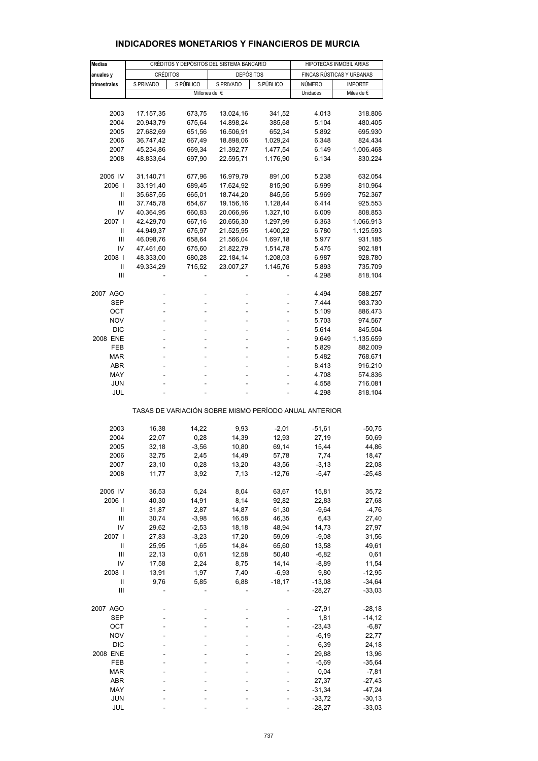## INDICADORES MONETARIOS Y FINANCIEROS DE MURCIA

| Medias anuales y trimestrales | CRÉDITOS Y DEPÓSITOS DEL SISTEMA BANCARIO | | | | HIPOTECAS INMOBILIARIAS | |
|---|---|---|---|---|---|---|
| | CRÉDITOS | | DEPÓSITOS | | FINCAS RÚSTICAS Y URBANAS | |
| | S.PRIVADO | S.PÚBLICO | S.PRIVADO | S.PÚBLICO | NÚMERO | IMPORTE |
| | Millones de € | | | | Unidades | Miles de € |
| 2003 | 17.157,35 | 673,75 | 13.024,16 | 341,52 | 4.013 | 318.806 |
| 2004 | 20.943,79 | 675,64 | 14.898,24 | 385,68 | 5.104 | 480.405 |
| 2005 | 27.682,69 | 651,56 | 16.506,91 | 652,34 | 5.892 | 695.930 |
| 2006 | 36.747,42 | 667,49 | 18.898,06 | 1.029,24 | 6.348 | 824.434 |
| 2007 | 45.234,86 | 669,34 | 21.392,77 | 1.477,54 | 6.149 | 1.006.468 |
| 2008 | 48.833,64 | 697,90 | 22.595,71 | 1.176,90 | 6.134 | 830.224 |
| 2005 IV | 31.140,71 | 677,96 | 16.979,79 | 891,00 | 5.238 | 632.054 |
| 2006 I | 33.191,40 | 689,45 | 17.624,92 | 815,90 | 6.999 | 810.964 |
| II | 35.687,55 | 665,01 | 18.744,20 | 845,55 | 5.969 | 752.367 |
| III | 37.745,78 | 654,67 | 19.156,16 | 1.128,44 | 6.414 | 925.553 |
| IV | 40.364,95 | 660,83 | 20.066,96 | 1.327,10 | 6.009 | 808.853 |
| 2007 I | 42.429,70 | 667,16 | 20.656,30 | 1.297,99 | 6.363 | 1.066.913 |
| II | 44.949,37 | 675,97 | 21.525,95 | 1.400,22 | 6.780 | 1.125.593 |
| III | 46.098,76 | 658,64 | 21.566,04 | 1.697,18 | 5.977 | 931.185 |
| IV | 47.461,60 | 675,60 | 21.822,79 | 1.514,78 | 5.475 | 902.181 |
| 2008 I | 48.333,00 | 680,28 | 22.184,14 | 1.208,03 | 6.987 | 928.780 |
| II | 49.334,29 | 715,52 | 23.007,27 | 1.145,76 | 5.893 | 735.709 |
| III | - | - | - | - | 4.298 | 818.104 |
| 2007 AGO | - | - | - | - | 4.494 | 588.257 |
| SEP | - | - | - | - | 7.444 | 983.730 |
| OCT | - | - | - | - | 5.109 | 886.473 |
| NOV | - | - | - | - | 5.703 | 974.567 |
| DIC | - | - | - | - | 5.614 | 845.504 |
| 2008 ENE | - | - | - | - | 9.649 | 1.135.659 |
| FEB | - | - | - | - | 5.829 | 882.009 |
| MAR | - | - | - | - | 5.482 | 768.671 |
| ABR | - | - | - | - | 8.413 | 916.210 |
| MAY | - | - | - | - | 4.708 | 574.836 |
| JUN | - | - | - | - | 4.558 | 716.081 |
| JUL | - | - | - | - | 4.298 | 818.104 |

TASAS DE VARIACIÓN SOBRE MISMO PERÍODO ANUAL ANTERIOR

| | S.PRIVADO | S.PÚBLICO | S.PRIVADO | S.PÚBLICO | NÚMERO | IMPORTE |
|---|---|---|---|---|---|---|
| 2003 | 16,38 | 14,22 | 9,93 | -2,01 | -51,61 | -50,75 |
| 2004 | 22,07 | 0,28 | 14,39 | 12,93 | 27,19 | 50,69 |
| 2005 | 32,18 | -3,56 | 10,80 | 69,14 | 15,44 | 44,86 |
| 2006 | 32,75 | 2,45 | 14,49 | 57,78 | 7,74 | 18,47 |
| 2007 | 23,10 | 0,28 | 13,20 | 43,56 | -3,13 | 22,08 |
| 2008 | 11,77 | 3,92 | 7,13 | -12,76 | -5,47 | -25,48 |
| 2005 IV | 36,53 | 5,24 | 8,04 | 63,67 | 15,81 | 35,72 |
| 2006 I | 40,30 | 14,91 | 8,14 | 92,82 | 22,83 | 27,68 |
| II | 31,87 | 2,87 | 14,87 | 61,30 | -9,64 | -4,76 |
| III | 30,74 | -3,98 | 16,58 | 46,35 | 6,43 | 27,40 |
| IV | 29,62 | -2,53 | 18,18 | 48,94 | 14,73 | 27,97 |
| 2007 I | 27,83 | -3,23 | 17,20 | 59,09 | -9,08 | 31,56 |
| II | 25,95 | 1,65 | 14,84 | 65,60 | 13,58 | 49,61 |
| III | 22,13 | 0,61 | 12,58 | 50,40 | -6,82 | 0,61 |
| IV | 17,58 | 2,24 | 8,75 | 14,14 | -8,89 | 11,54 |
| 2008 I | 13,91 | 1,97 | 7,40 | -6,93 | 9,80 | -12,95 |
| II | 9,76 | 5,85 | 6,88 | -18,17 | -13,08 | -34,64 |
| III | - | - | - | - | -28,27 | -33,03 |
| 2007 AGO | - | - | - | - | -27,91 | -28,18 |
| SEP | - | - | - | - | 1,81 | -14,12 |
| OCT | - | - | - | - | -23,43 | -6,87 |
| NOV | - | - | - | - | -6,19 | 22,77 |
| DIC | - | - | - | - | 6,39 | 24,18 |
| 2008 ENE | - | - | - | - | 29,88 | 13,96 |
| FEB | - | - | - | - | -5,69 | -35,64 |
| MAR | - | - | - | - | 0,04 | -7,81 |
| ABR | - | - | - | - | 27,37 | -27,43 |
| MAY | - | - | - | - | -31,34 | -47,24 |
| JUN | - | - | - | - | -33,72 | -30,13 |
| JUL | - | - | - | - | -28,27 | -33,03 |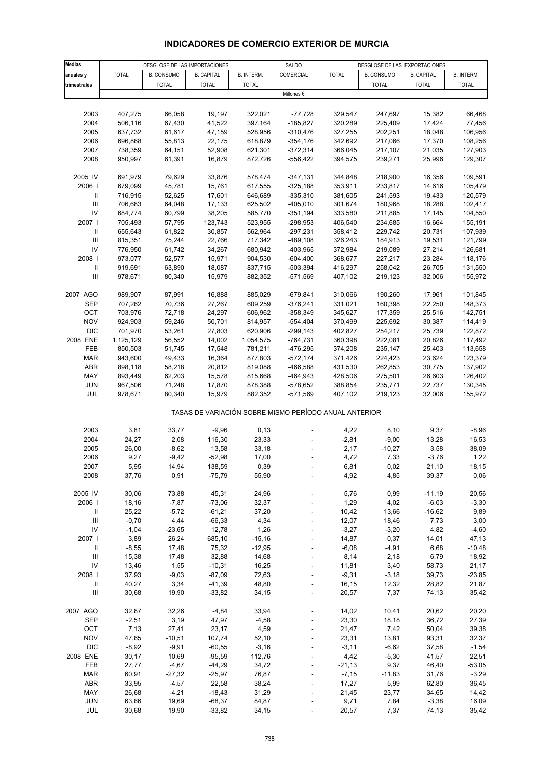# INDICADORES DE COMERCIO EXTERIOR DE MURCIA

| Medias anuales y trimestrales | DESGLOSE DE LAS IMPORTACIONES | | | | SALDO | DESGLOSE DE LAS EXPORTACIONES | | | |
|---|---|---|---|---|---|---|---|---|---|
| | TOTAL | B. CONSUMO TOTAL | B. CAPITAL TOTAL | B. INTERM. TOTAL | COMERCIAL | TOTAL | B. CONSUMO TOTAL | B. CAPITAL TOTAL | B. INTERM. TOTAL |
| | | | | | Millones € | | | | |
| 2003 | 407,275 | 66,058 | 19,197 | 322,021 | -77,728 | 329,547 | 247,697 | 15,382 | 66,468 |
| 2004 | 506,116 | 67,430 | 41,522 | 397,164 | -185,827 | 320,289 | 225,409 | 17,424 | 77,456 |
| 2005 | 637,732 | 61,617 | 47,159 | 528,956 | -310,476 | 327,255 | 202,251 | 18,048 | 106,956 |
| 2006 | 696,868 | 55,813 | 22,175 | 618,879 | -354,176 | 342,692 | 217,066 | 17,370 | 108,256 |
| 2007 | 738,359 | 64,151 | 52,908 | 621,301 | -372,314 | 366,045 | 217,107 | 21,035 | 127,903 |
| 2008 | 950,997 | 61,391 | 16,879 | 872,726 | -556,422 | 394,575 | 239,271 | 25,996 | 129,307 |
| 2005 IV | 691,979 | 79,629 | 33,876 | 578,474 | -347,131 | 344,848 | 218,900 | 16,356 | 109,591 |
| 2006 I | 679,099 | 45,781 | 15,761 | 617,555 | -325,188 | 353,911 | 233,817 | 14,616 | 105,479 |
| II | 716,915 | 52,625 | 17,601 | 646,689 | -335,310 | 381,605 | 241,593 | 19,433 | 120,579 |
| III | 706,683 | 64,048 | 17,133 | 625,502 | -405,010 | 301,674 | 180,968 | 18,288 | 102,417 |
| IV | 684,774 | 60,799 | 38,205 | 585,770 | -351,194 | 333,580 | 211,885 | 17,145 | 104,550 |
| 2007 I | 705,493 | 57,795 | 123,743 | 523,955 | -298,953 | 406,540 | 234,685 | 16,664 | 155,191 |
| II | 655,643 | 61,822 | 30,857 | 562,964 | -297,231 | 358,412 | 229,742 | 20,731 | 107,939 |
| III | 815,351 | 75,244 | 22,766 | 717,342 | -489,108 | 326,243 | 184,913 | 19,531 | 121,799 |
| IV | 776,950 | 61,742 | 34,267 | 680,942 | -403,965 | 372,984 | 219,089 | 27,214 | 126,681 |
| 2008 I | 973,077 | 52,577 | 15,971 | 904,530 | -604,400 | 368,677 | 227,217 | 23,284 | 118,176 |
| II | 919,691 | 63,890 | 18,087 | 837,715 | -503,394 | 416,297 | 258,042 | 26,705 | 131,550 |
| III | 978,671 | 80,340 | 15,979 | 882,352 | -571,569 | 407,102 | 219,123 | 32,006 | 155,972 |
| 2007 AGO | 989,907 | 87,991 | 16,888 | 885,029 | -679,841 | 310,066 | 190,260 | 17,961 | 101,845 |
| SEP | 707,262 | 70,736 | 27,267 | 609,259 | -376,241 | 331,021 | 160,398 | 22,250 | 148,373 |
| OCT | 703,976 | 72,718 | 24,297 | 606,962 | -358,349 | 345,627 | 177,359 | 25,516 | 142,751 |
| NOV | 924,903 | 59,246 | 50,701 | 814,957 | -554,404 | 370,499 | 225,692 | 30,387 | 114,419 |
| DIC | 701,970 | 53,261 | 27,803 | 620,906 | -299,143 | 402,827 | 254,217 | 25,739 | 122,872 |
| 2008 ENE | 1.125,129 | 56,552 | 14,002 | 1.054,575 | -764,731 | 360,398 | 222,081 | 20,826 | 117,492 |
| FEB | 850,503 | 51,745 | 17,548 | 781,211 | -476,295 | 374,208 | 235,147 | 25,403 | 113,658 |
| MAR | 943,600 | 49,433 | 16,364 | 877,803 | -572,174 | 371,426 | 224,423 | 23,624 | 123,379 |
| ABR | 898,118 | 58,218 | 20,812 | 819,088 | -466,588 | 431,530 | 262,853 | 30,775 | 137,902 |
| MAY | 893,449 | 62,203 | 15,578 | 815,668 | -464,943 | 428,506 | 275,501 | 26,603 | 126,402 |
| JUN | 967,506 | 71,248 | 17,870 | 878,388 | -578,652 | 388,854 | 235,771 | 22,737 | 130,345 |
| JUL | 978,671 | 80,340 | 15,979 | 882,352 | -571,569 | 407,102 | 219,123 | 32,006 | 155,972 |
| | | | | | TASAS DE VARIACIÓN SOBRE MISMO PERÍODO ANUAL ANTERIOR | | | | |
| 2003 | 3,81 | 33,77 | -9,96 | 0,13 | - | 4,22 | 8,10 | 9,37 | -8,96 |
| 2004 | 24,27 | 2,08 | 116,30 | 23,33 | - | -2,81 | -9,00 | 13,28 | 16,53 |
| 2005 | 26,00 | -8,62 | 13,58 | 33,18 | - | 2,17 | -10,27 | 3,58 | 38,09 |
| 2006 | 9,27 | -9,42 | -52,98 | 17,00 | - | 4,72 | 7,33 | -3,76 | 1,22 |
| 2007 | 5,95 | 14,94 | 138,59 | 0,39 | - | 6,81 | 0,02 | 21,10 | 18,15 |
| 2008 | 37,76 | 0,91 | -75,79 | 55,90 | - | 4,92 | 4,85 | 39,37 | 0,06 |
| 2005 IV | 30,06 | 73,88 | 45,31 | 24,96 | - | 5,76 | 0,99 | -11,19 | 20,56 |
| 2006 I | 18,16 | -7,87 | -73,06 | 32,37 | - | 1,29 | 4,02 | -6,03 | -3,30 |
| II | 25,22 | -5,72 | -61,21 | 37,20 | - | 10,42 | 13,66 | -16,62 | 9,89 |
| III | -0,70 | 4,44 | -66,33 | 4,34 | - | 12,07 | 18,46 | 7,73 | 3,00 |
| IV | -1,04 | -23,65 | 12,78 | 1,26 | - | -3,27 | -3,20 | 4,82 | -4,60 |
| 2007 I | 3,89 | 26,24 | 685,10 | -15,16 | - | 14,87 | 0,37 | 14,01 | 47,13 |
| II | -8,55 | 17,48 | 75,32 | -12,95 | - | -6,08 | -4,91 | 6,68 | -10,48 |
| III | 15,38 | 17,48 | 32,88 | 14,68 | - | 8,14 | 2,18 | 6,79 | 18,92 |
| IV | 13,46 | 1,55 | -10,31 | 16,25 | - | 11,81 | 3,40 | 58,73 | 21,17 |
| 2008 I | 37,93 | -9,03 | -87,09 | 72,63 | - | -9,31 | -3,18 | 39,73 | -23,85 |
| II | 40,27 | 3,34 | -41,39 | 48,80 | - | 16,15 | 12,32 | 28,82 | 21,87 |
| III | 30,68 | 19,90 | -33,82 | 34,15 | - | 20,57 | 7,37 | 74,13 | 35,42 |
| 2007 AGO | 32,87 | 32,26 | -4,84 | 33,94 | - | 14,02 | 10,41 | 20,62 | 20,20 |
| SEP | -2,51 | 3,19 | 47,97 | -4,58 | - | 23,30 | 18,18 | 36,72 | 27,39 |
| OCT | 7,13 | 27,41 | 23,17 | 4,59 | - | 21,47 | 7,42 | 50,04 | 39,38 |
| NOV | 47,65 | -10,51 | 107,74 | 52,10 | - | 23,31 | 13,81 | 93,31 | 32,37 |
| DIC | -8,92 | -9,91 | -60,55 | -3,16 | - | -3,11 | -6,62 | 37,58 | -1,54 |
| 2008 ENE | 30,17 | 10,69 | -95,59 | 112,76 | - | 4,42 | -5,30 | 41,57 | 22,51 |
| FEB | 27,77 | -4,67 | -44,29 | 34,72 | - | -21,13 | 9,37 | 46,40 | -53,05 |
| MAR | 60,91 | -27,32 | -25,97 | 76,87 | - | -7,15 | -11,83 | 31,76 | -3,29 |
| ABR | 33,95 | -4,57 | 22,58 | 38,24 | - | 17,27 | 5,99 | 62,80 | 36,45 |
| MAY | 26,68 | -4,21 | -18,43 | 31,29 | - | 21,45 | 23,77 | 34,65 | 14,42 |
| JUN | 63,66 | 19,69 | -68,37 | 84,87 | - | 9,71 | 7,84 | -3,38 | 16,09 |
| JUL | 30,68 | 19,90 | -33,82 | 34,15 | - | 20,57 | 7,37 | 74,13 | 35,42 |